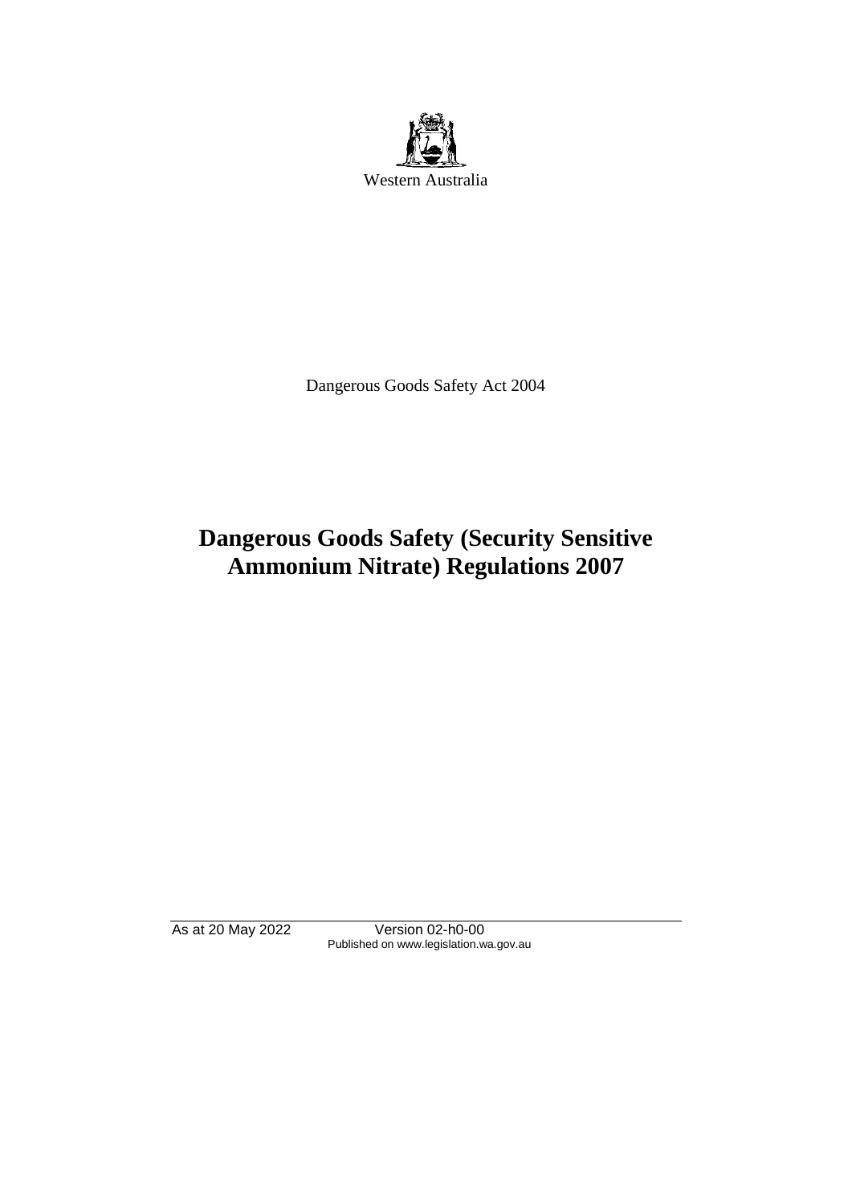Western Australia

Dangerous Goods Safety Act 2004

# Dangerous Goods Safety (Security Sensitive Ammonium Nitrate) Regulations 2007

As at 20 May 2022 Version 02-h0-00
Published on www.legislation.wa.gov.au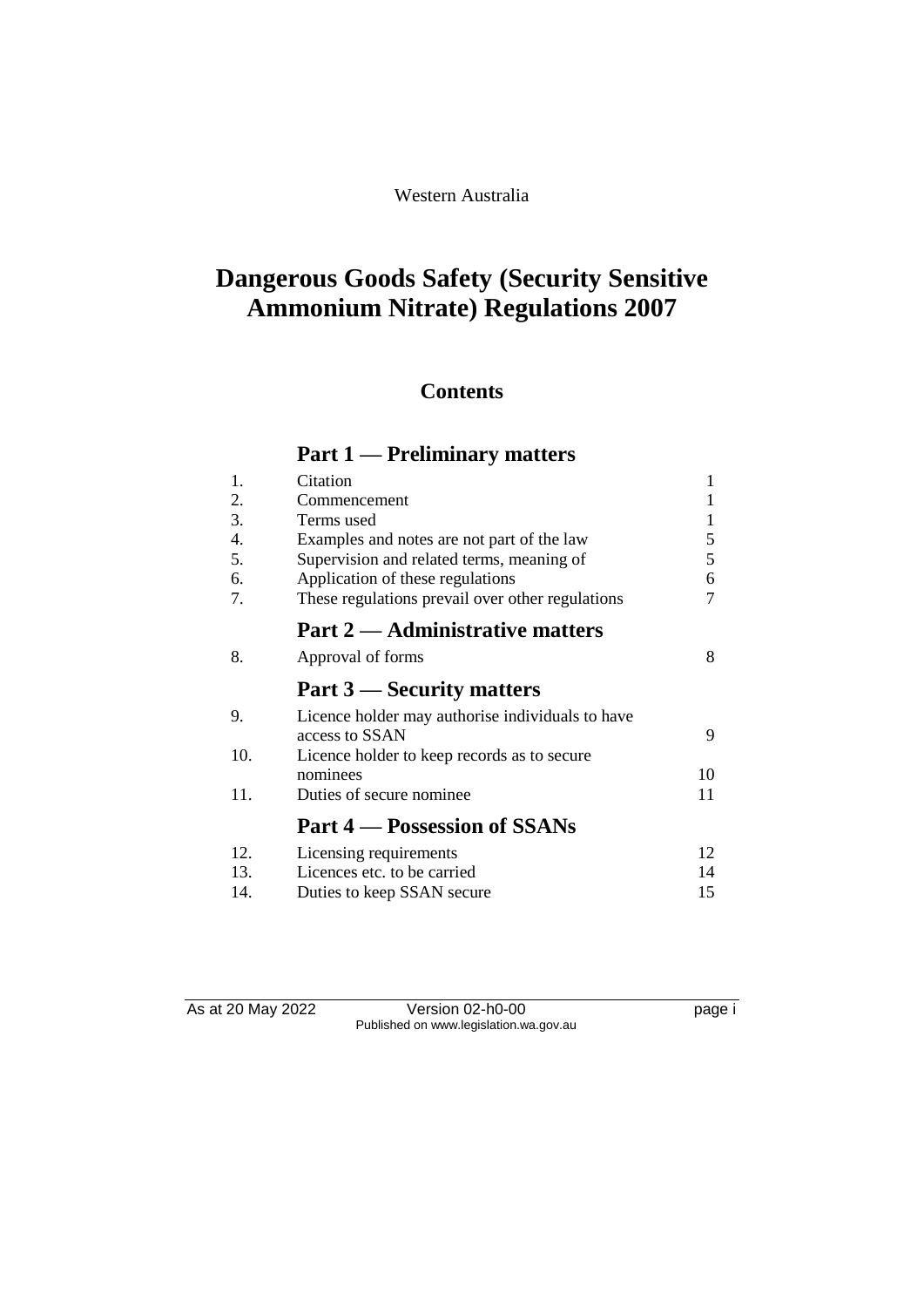Western Australia

# Dangerous Goods Safety (Security Sensitive Ammonium Nitrate) Regulations 2007

## Contents

### Part 1 — Preliminary matters

| | | |
|---|---|---|
| 1. | Citation | 1 |
| 2. | Commencement | 1 |
| 3. | Terms used | 1 |
| 4. | Examples and notes are not part of the law | 5 |
| 5. | Supervision and related terms, meaning of | 5 |
| 6. | Application of these regulations | 6 |
| 7. | These regulations prevail over other regulations | 7 |

### Part 2 — Administrative matters

| | | |
|---|---|---|
| 8. | Approval of forms | 8 |

### Part 3 — Security matters

| | | |
|---|---|---|
| 9. | Licence holder may authorise individuals to have access to SSAN | 9 |
| 10. | Licence holder to keep records as to secure nominees | 10 |
| 11. | Duties of secure nominee | 11 |

### Part 4 — Possession of SSANs

| | | |
|---|---|---|
| 12. | Licensing requirements | 12 |
| 13. | Licences etc. to be carried | 14 |
| 14. | Duties to keep SSAN secure | 15 |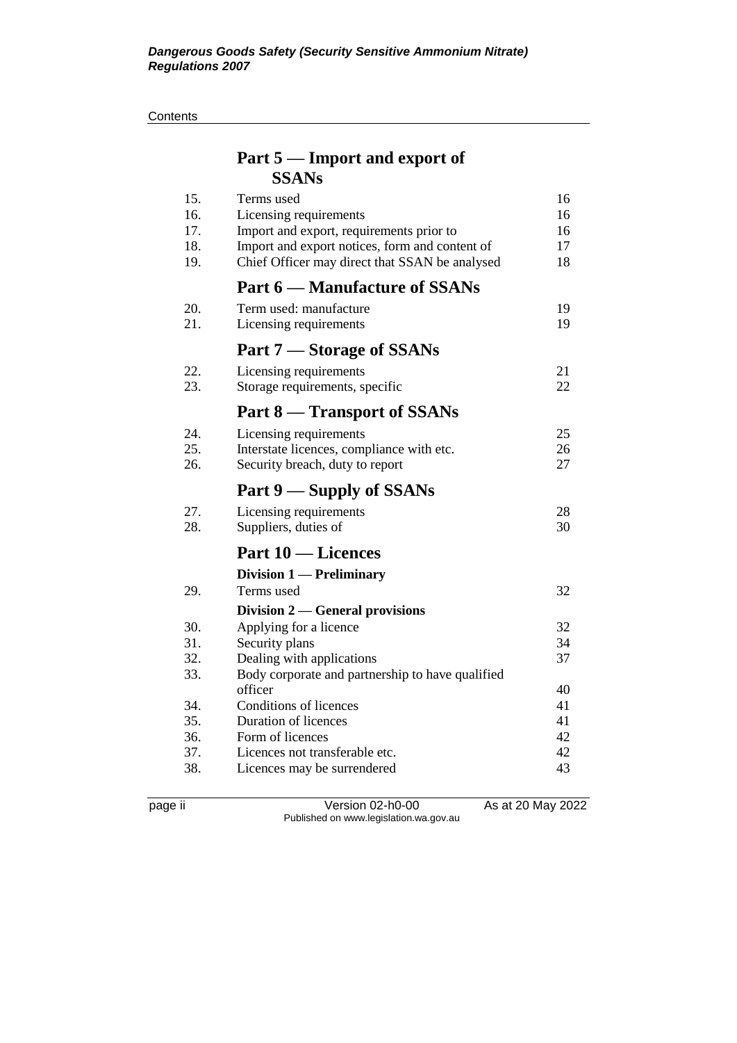## Part 5 — Import and export of SSANs

| | | |
|---|---|---|
| 15. | Terms used | 16 |
| 16. | Licensing requirements | 16 |
| 17. | Import and export, requirements prior to | 16 |
| 18. | Import and export notices, form and content of | 17 |
| 19. | Chief Officer may direct that SSAN be analysed | 18 |

## Part 6 — Manufacture of SSANs

| | | |
|---|---|---|
| 20. | Term used: manufacture | 19 |
| 21. | Licensing requirements | 19 |

## Part 7 — Storage of SSANs

| | | |
|---|---|---|
| 22. | Licensing requirements | 21 |
| 23. | Storage requirements, specific | 22 |

## Part 8 — Transport of SSANs

| | | |
|---|---|---|
| 24. | Licensing requirements | 25 |
| 25. | Interstate licences, compliance with etc. | 26 |
| 26. | Security breach, duty to report | 27 |

## Part 9 — Supply of SSANs

| | | |
|---|---|---|
| 27. | Licensing requirements | 28 |
| 28. | Suppliers, duties of | 30 |

## Part 10 — Licences

### Division 1 — Preliminary

| | | |
|---|---|---|
| 29. | Terms used | 32 |

### Division 2 — General provisions

| | | |
|---|---|---|
| 30. | Applying for a licence | 32 |
| 31. | Security plans | 34 |
| 32. | Dealing with applications | 37 |
| 33. | Body corporate and partnership to have qualified officer | 40 |
| 34. | Conditions of licences | 41 |
| 35. | Duration of licences | 41 |
| 36. | Form of licences | 42 |
| 37. | Licences not transferable etc. | 42 |
| 38. | Licences may be surrendered | 43 |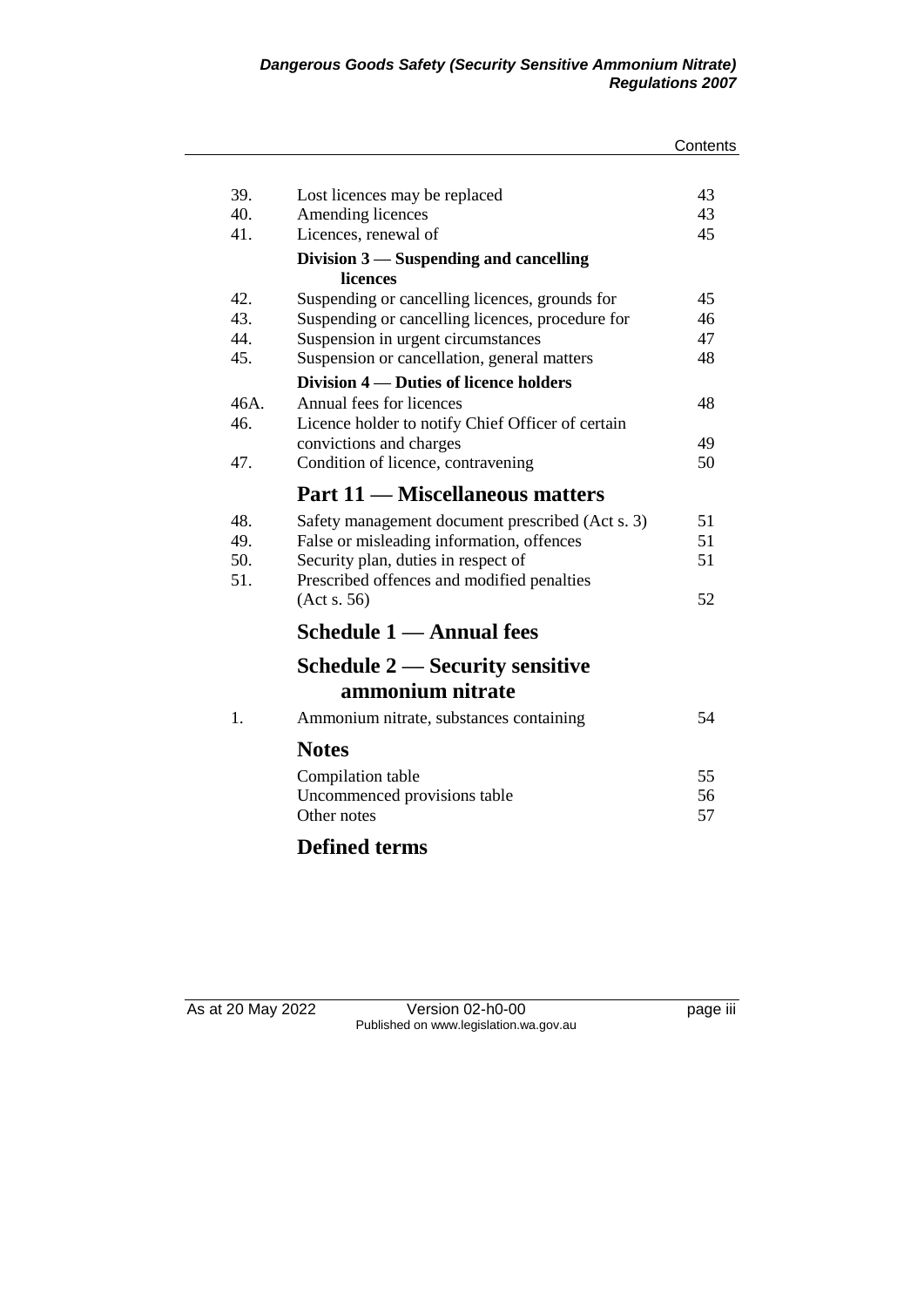| | | |
|---|---|---|
| 39. | Lost licences may be replaced | 43 |
| 40. | Amending licences | 43 |
| 41. | Licences, renewal of | 45 |
| | **Division 3 — Suspending and cancelling licences** | |
| 42. | Suspending or cancelling licences, grounds for | 45 |
| 43. | Suspending or cancelling licences, procedure for | 46 |
| 44. | Suspension in urgent circumstances | 47 |
| 45. | Suspension or cancellation, general matters | 48 |
| | **Division 4 — Duties of licence holders** | |
| 46A. | Annual fees for licences | 48 |
| 46. | Licence holder to notify Chief Officer of certain convictions and charges | 49 |
| 47. | Condition of licence, contravening | 50 |

## Part 11 — Miscellaneous matters

| | | |
|---|---|---|
| 48. | Safety management document prescribed (Act s. 3) | 51 |
| 49. | False or misleading information, offences | 51 |
| 50. | Security plan, duties in respect of | 51 |
| 51. | Prescribed offences and modified penalties (Act s. 56) | 52 |

## Schedule 1 — Annual fees

## Schedule 2 — Security sensitive ammonium nitrate

| | | |
|---|---|---|
| 1. | Ammonium nitrate, substances containing | 54 |

## Notes

| | |
|---|---|
| Compilation table | 55 |
| Uncommenced provisions table | 56 |
| Other notes | 57 |

## Defined terms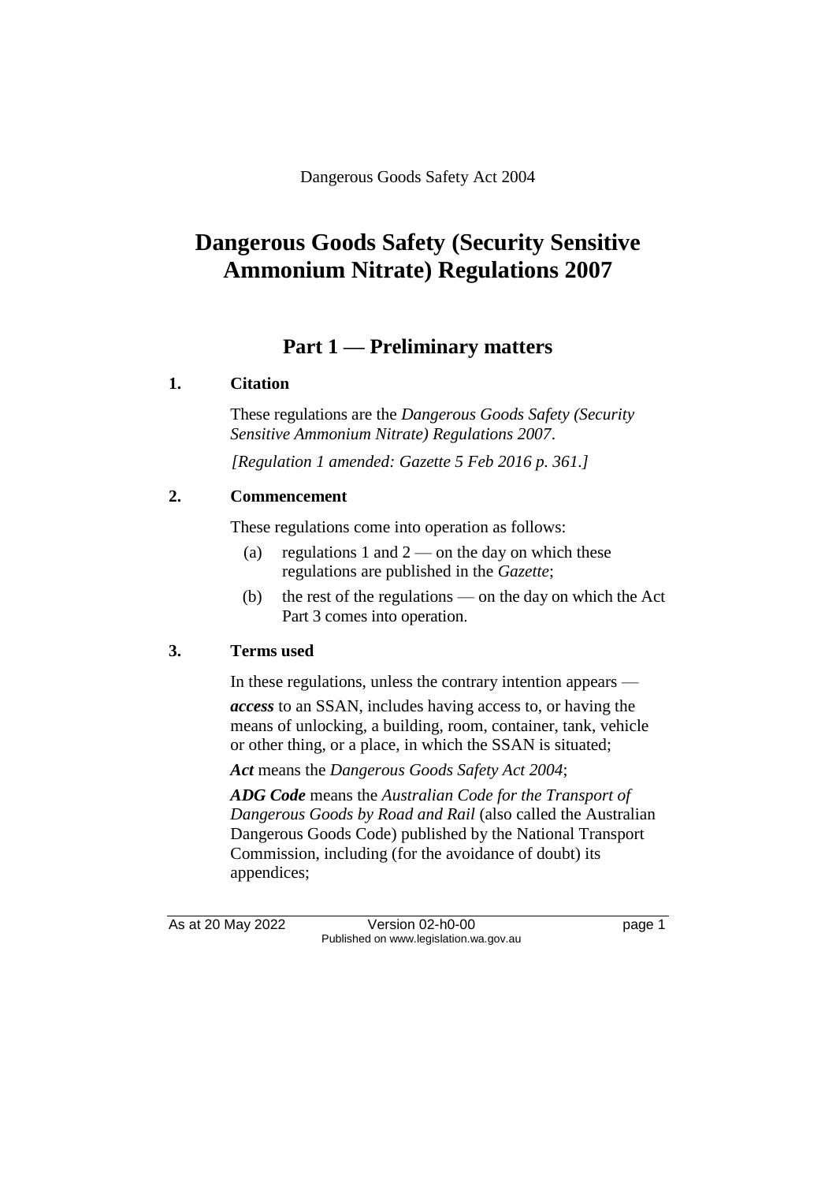Dangerous Goods Safety Act 2004

# Dangerous Goods Safety (Security Sensitive Ammonium Nitrate) Regulations 2007

## Part 1 — Preliminary matters

### 1. Citation

These regulations are the *Dangerous Goods Safety (Security Sensitive Ammonium Nitrate) Regulations 2007*.

*[Regulation 1 amended: Gazette 5 Feb 2016 p. 361.]*

### 2. Commencement

These regulations come into operation as follows:

(a) regulations 1 and 2 — on the day on which these regulations are published in the *Gazette*;

(b) the rest of the regulations — on the day on which the Act Part 3 comes into operation.

### 3. Terms used

In these regulations, unless the contrary intention appears —

***access*** to an SSAN, includes having access to, or having the means of unlocking, a building, room, container, tank, vehicle or other thing, or a place, in which the SSAN is situated;

***Act*** means the *Dangerous Goods Safety Act 2004*;

***ADG Code*** means the *Australian Code for the Transport of Dangerous Goods by Road and Rail* (also called the Australian Dangerous Goods Code) published by the National Transport Commission, including (for the avoidance of doubt) its appendices;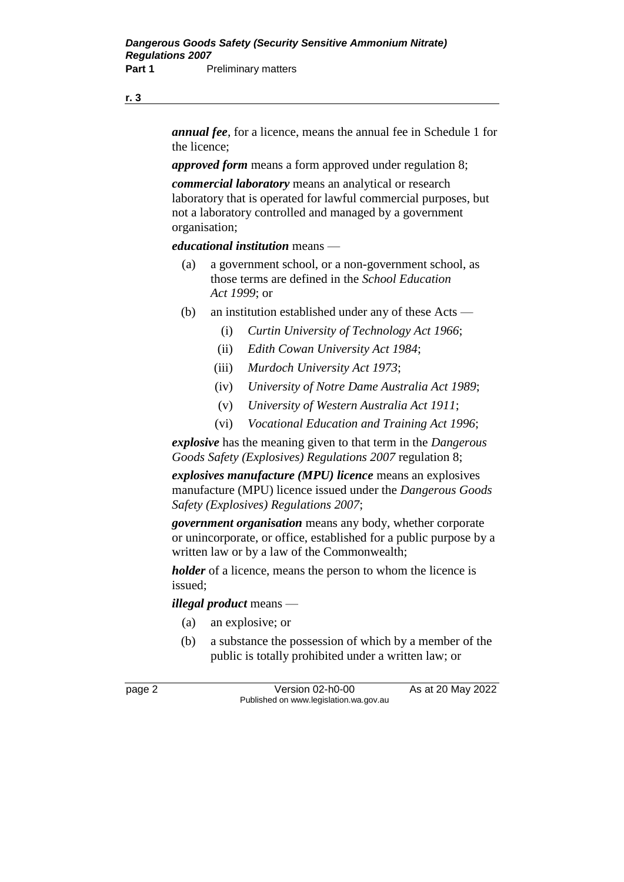***annual fee***, for a licence, means the annual fee in Schedule 1 for the licence;

***approved form*** means a form approved under regulation 8;

***commercial laboratory*** means an analytical or research laboratory that is operated for lawful commercial purposes, but not a laboratory controlled and managed by a government organisation;

***educational institution*** means —

(a) a government school, or a non-government school, as those terms are defined in the *School Education Act 1999*; or

(b) an institution established under any of these Acts —

  (i) *Curtin University of Technology Act 1966*;

  (ii) *Edith Cowan University Act 1984*;

  (iii) *Murdoch University Act 1973*;

  (iv) *University of Notre Dame Australia Act 1989*;

  (v) *University of Western Australia Act 1911*;

  (vi) *Vocational Education and Training Act 1996*;

***explosive*** has the meaning given to that term in the *Dangerous Goods Safety (Explosives) Regulations 2007* regulation 8;

***explosives manufacture (MPU) licence*** means an explosives manufacture (MPU) licence issued under the *Dangerous Goods Safety (Explosives) Regulations 2007*;

***government organisation*** means any body, whether corporate or unincorporate, or office, established for a public purpose by a written law or by a law of the Commonwealth;

***holder*** of a licence, means the person to whom the licence is issued;

***illegal product*** means —

(a) an explosive; or

(b) a substance the possession of which by a member of the public is totally prohibited under a written law; or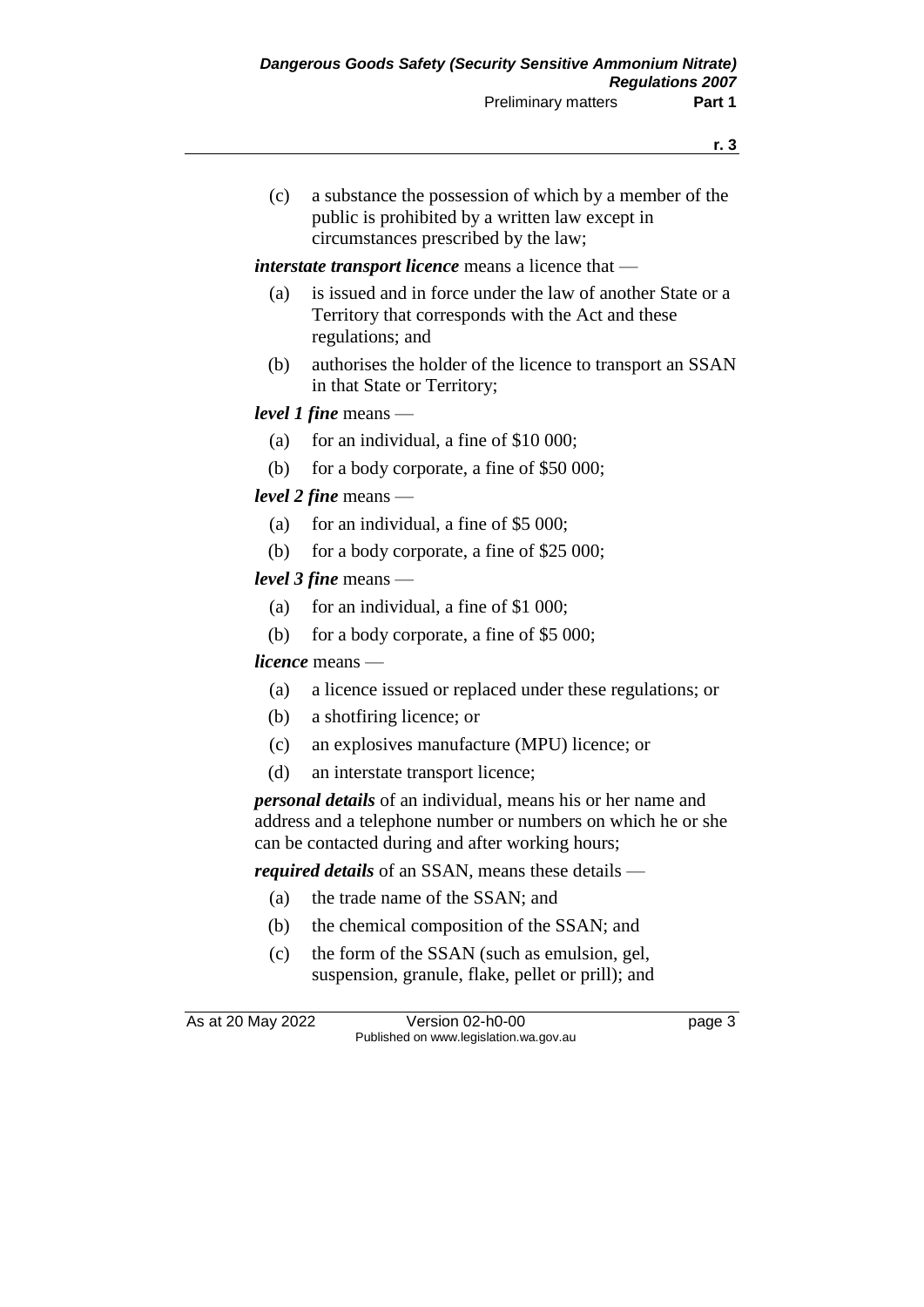(c) a substance the possession of which by a member of the public is prohibited by a written law except in circumstances prescribed by the law;

***interstate transport licence*** means a licence that —

(a) is issued and in force under the law of another State or a Territory that corresponds with the Act and these regulations; and

(b) authorises the holder of the licence to transport an SSAN in that State or Territory;

***level 1 fine*** means —

(a) for an individual, a fine of $10 000;

(b) for a body corporate, a fine of $50 000;

***level 2 fine*** means —

(a) for an individual, a fine of $5 000;

(b) for a body corporate, a fine of $25 000;

***level 3 fine*** means —

(a) for an individual, a fine of $1 000;

(b) for a body corporate, a fine of $5 000;

***licence*** means —

(a) a licence issued or replaced under these regulations; or

(b) a shotfiring licence; or

(c) an explosives manufacture (MPU) licence; or

(d) an interstate transport licence;

***personal details*** of an individual, means his or her name and address and a telephone number or numbers on which he or she can be contacted during and after working hours;

***required details*** of an SSAN, means these details —

(a) the trade name of the SSAN; and

(b) the chemical composition of the SSAN; and

(c) the form of the SSAN (such as emulsion, gel, suspension, granule, flake, pellet or prill); and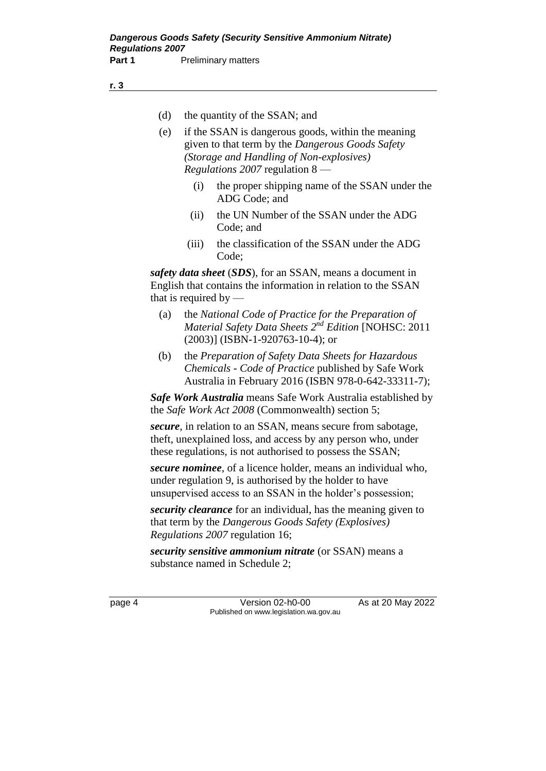(d) the quantity of the SSAN; and

(e) if the SSAN is dangerous goods, within the meaning given to that term by the *Dangerous Goods Safety (Storage and Handling of Non-explosives) Regulations 2007* regulation 8 —

  (i) the proper shipping name of the SSAN under the ADG Code; and

  (ii) the UN Number of the SSAN under the ADG Code; and

  (iii) the classification of the SSAN under the ADG Code;

***safety data sheet*** (***SDS***), for an SSAN, means a document in English that contains the information in relation to the SSAN that is required by —

(a) the *National Code of Practice for the Preparation of Material Safety Data Sheets 2nd Edition* [NOHSC: 2011 (2003)] (ISBN-1-920763-10-4); or

(b) the *Preparation of Safety Data Sheets for Hazardous Chemicals - Code of Practice* published by Safe Work Australia in February 2016 (ISBN 978-0-642-33311-7);

***Safe Work Australia*** means Safe Work Australia established by the *Safe Work Act 2008* (Commonwealth) section 5;

***secure***, in relation to an SSAN, means secure from sabotage, theft, unexplained loss, and access by any person who, under these regulations, is not authorised to possess the SSAN;

***secure nominee***, of a licence holder, means an individual who, under regulation 9, is authorised by the holder to have unsupervised access to an SSAN in the holder's possession;

***security clearance*** for an individual, has the meaning given to that term by the *Dangerous Goods Safety (Explosives) Regulations 2007* regulation 16;

***security sensitive ammonium nitrate*** (or SSAN) means a substance named in Schedule 2;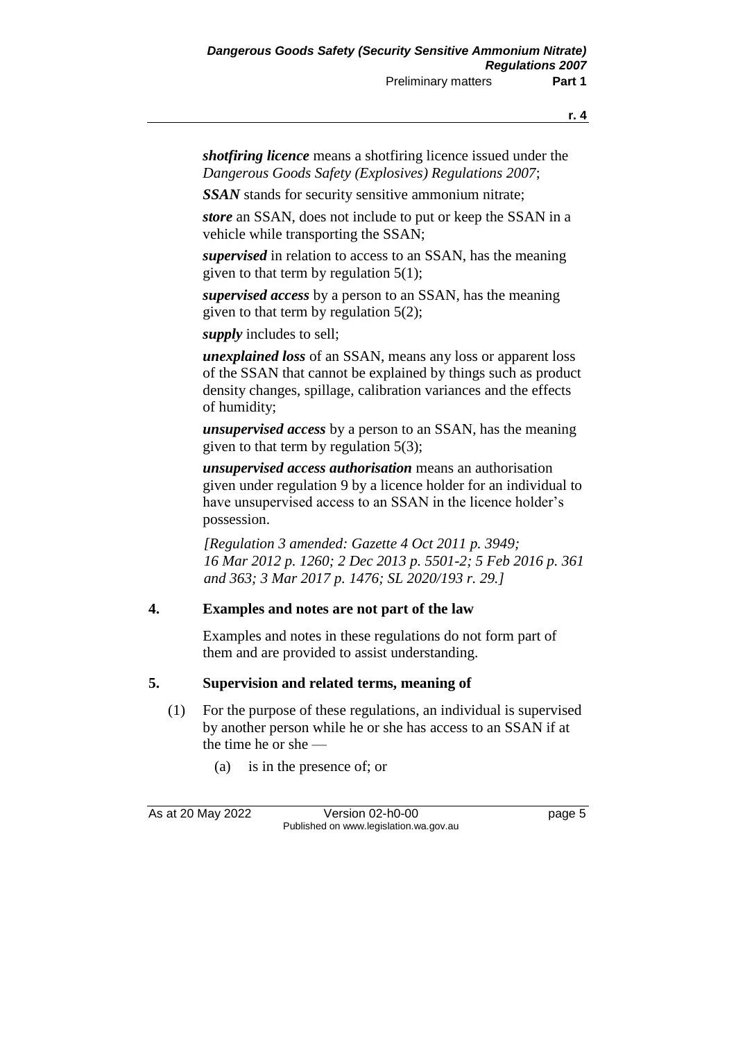***shotfiring licence*** means a shotfiring licence issued under the *Dangerous Goods Safety (Explosives) Regulations 2007*;

***SSAN*** stands for security sensitive ammonium nitrate;

***store*** an SSAN, does not include to put or keep the SSAN in a vehicle while transporting the SSAN;

***supervised*** in relation to access to an SSAN, has the meaning given to that term by regulation 5(1);

***supervised access*** by a person to an SSAN, has the meaning given to that term by regulation 5(2);

***supply*** includes to sell;

***unexplained loss*** of an SSAN, means any loss or apparent loss of the SSAN that cannot be explained by things such as product density changes, spillage, calibration variances and the effects of humidity;

***unsupervised access*** by a person to an SSAN, has the meaning given to that term by regulation 5(3);

***unsupervised access authorisation*** means an authorisation given under regulation 9 by a licence holder for an individual to have unsupervised access to an SSAN in the licence holder's possession.

*[Regulation 3 amended: Gazette 4 Oct 2011 p. 3949; 16 Mar 2012 p. 1260; 2 Dec 2013 p. 5501-2; 5 Feb 2016 p. 361 and 363; 3 Mar 2017 p. 1476; SL 2020/193 r. 29.]*

### 4. Examples and notes are not part of the law

Examples and notes in these regulations do not form part of them and are provided to assist understanding.

### 5. Supervision and related terms, meaning of

(1) For the purpose of these regulations, an individual is supervised by another person while he or she has access to an SSAN if at the time he or she —

(a) is in the presence of; or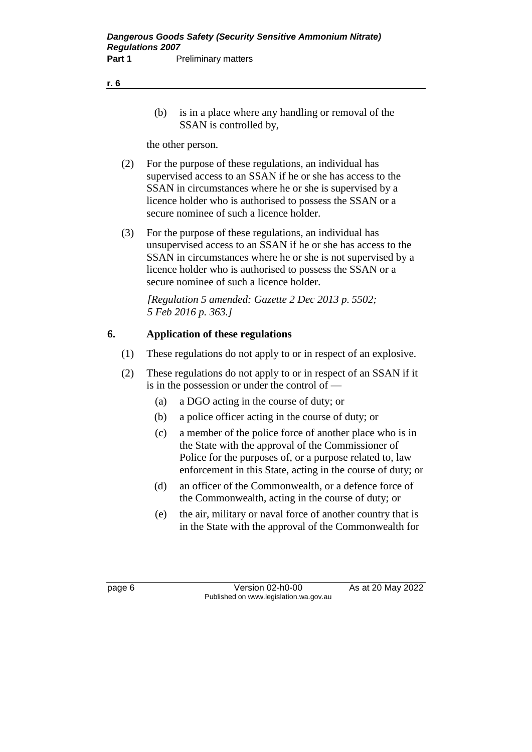(b) is in a place where any handling or removal of the SSAN is controlled by,

the other person.

(2) For the purpose of these regulations, an individual has supervised access to an SSAN if he or she has access to the SSAN in circumstances where he or she is supervised by a licence holder who is authorised to possess the SSAN or a secure nominee of such a licence holder.

(3) For the purpose of these regulations, an individual has unsupervised access to an SSAN if he or she has access to the SSAN in circumstances where he or she is not supervised by a licence holder who is authorised to possess the SSAN or a secure nominee of such a licence holder.

*[Regulation 5 amended: Gazette 2 Dec 2013 p. 5502; 5 Feb 2016 p. 363.]*

## 6. Application of these regulations

(1) These regulations do not apply to or in respect of an explosive.

(2) These regulations do not apply to or in respect of an SSAN if it is in the possession or under the control of —

(a) a DGO acting in the course of duty; or

(b) a police officer acting in the course of duty; or

(c) a member of the police force of another place who is in the State with the approval of the Commissioner of Police for the purposes of, or a purpose related to, law enforcement in this State, acting in the course of duty; or

(d) an officer of the Commonwealth, or a defence force of the Commonwealth, acting in the course of duty; or

(e) the air, military or naval force of another country that is in the State with the approval of the Commonwealth for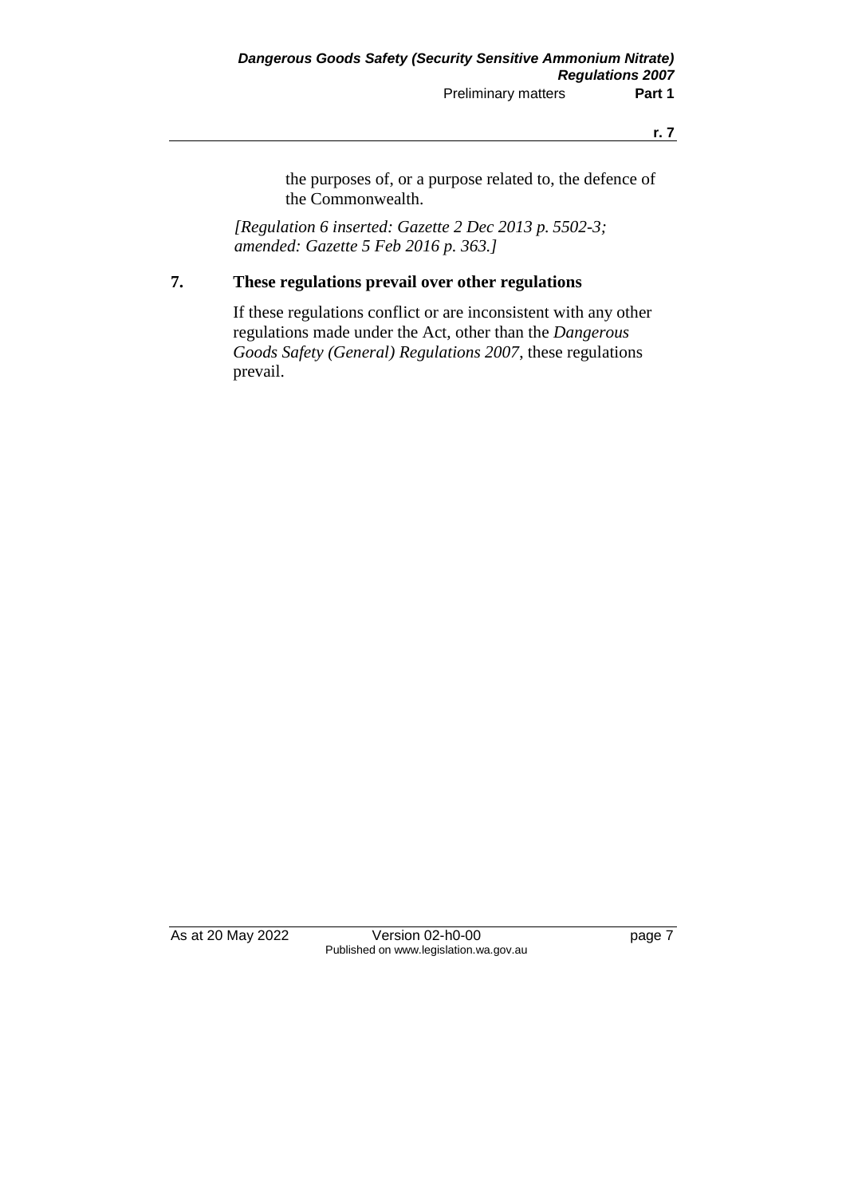the purposes of, or a purpose related to, the defence of the Commonwealth.

*[Regulation 6 inserted: Gazette 2 Dec 2013 p. 5502-3; amended: Gazette 5 Feb 2016 p. 363.]*

## 7. These regulations prevail over other regulations

If these regulations conflict or are inconsistent with any other regulations made under the Act, other than the *Dangerous Goods Safety (General) Regulations 2007*, these regulations prevail.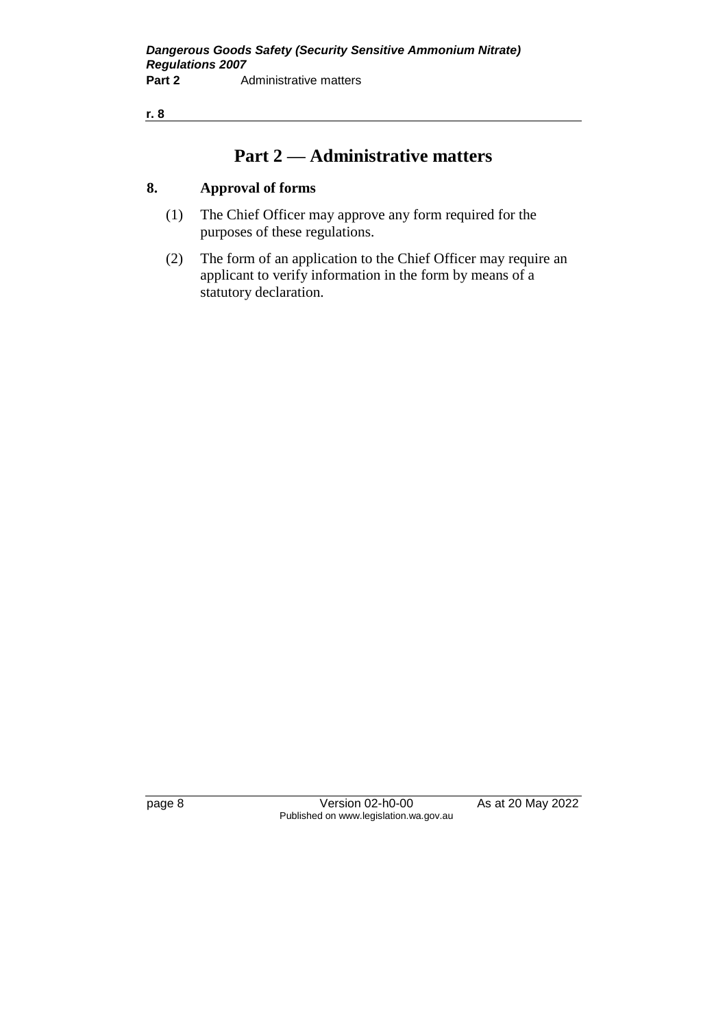# Part 2 — Administrative matters

## 8. Approval of forms

(1) The Chief Officer may approve any form required for the purposes of these regulations.

(2) The form of an application to the Chief Officer may require an applicant to verify information in the form by means of a statutory declaration.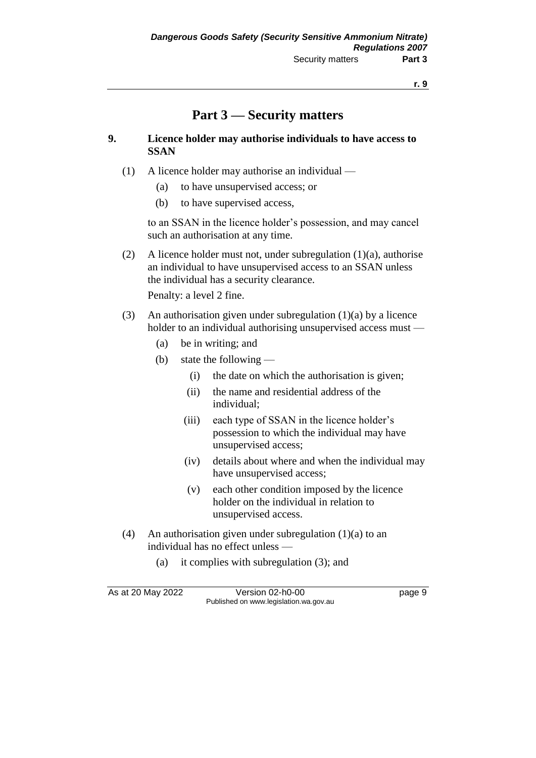# Part 3 — Security matters

## 9. Licence holder may authorise individuals to have access to SSAN

(1) A licence holder may authorise an individual —

- (a) to have unsupervised access; or
- (b) to have supervised access,

to an SSAN in the licence holder's possession, and may cancel such an authorisation at any time.

(2) A licence holder must not, under subregulation (1)(a), authorise an individual to have unsupervised access to an SSAN unless the individual has a security clearance.

Penalty: a level 2 fine.

(3) An authorisation given under subregulation (1)(a) by a licence holder to an individual authorising unsupervised access must —

- (a) be in writing; and
- (b) state the following —
  - (i) the date on which the authorisation is given;
  - (ii) the name and residential address of the individual;
  - (iii) each type of SSAN in the licence holder's possession to which the individual may have unsupervised access;
  - (iv) details about where and when the individual may have unsupervised access;
  - (v) each other condition imposed by the licence holder on the individual in relation to unsupervised access.

(4) An authorisation given under subregulation (1)(a) to an individual has no effect unless —

- (a) it complies with subregulation (3); and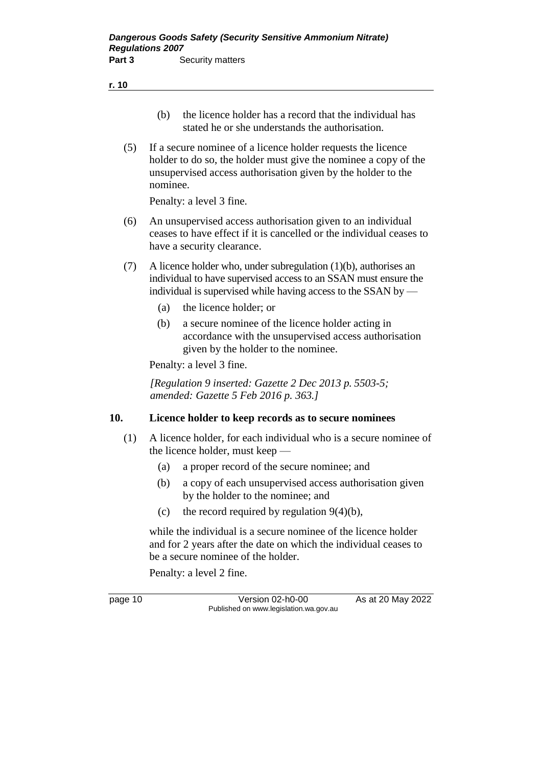(b) the licence holder has a record that the individual has stated he or she understands the authorisation.

(5) If a secure nominee of a licence holder requests the licence holder to do so, the holder must give the nominee a copy of the unsupervised access authorisation given by the holder to the nominee.

Penalty: a level 3 fine.

(6) An unsupervised access authorisation given to an individual ceases to have effect if it is cancelled or the individual ceases to have a security clearance.

(7) A licence holder who, under subregulation (1)(b), authorises an individual to have supervised access to an SSAN must ensure the individual is supervised while having access to the SSAN by —

(a) the licence holder; or

(b) a secure nominee of the licence holder acting in accordance with the unsupervised access authorisation given by the holder to the nominee.

Penalty: a level 3 fine.

*[Regulation 9 inserted: Gazette 2 Dec 2013 p. 5503-5; amended: Gazette 5 Feb 2016 p. 363.]*

## 10. Licence holder to keep records as to secure nominees

(1) A licence holder, for each individual who is a secure nominee of the licence holder, must keep —

(a) a proper record of the secure nominee; and

(b) a copy of each unsupervised access authorisation given by the holder to the nominee; and

(c) the record required by regulation 9(4)(b),

while the individual is a secure nominee of the licence holder and for 2 years after the date on which the individual ceases to be a secure nominee of the holder.

Penalty: a level 2 fine.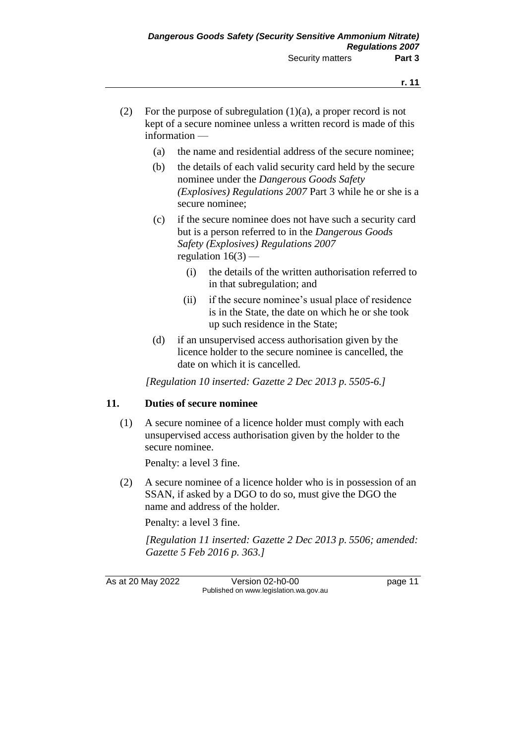(2) For the purpose of subregulation (1)(a), a proper record is not kept of a secure nominee unless a written record is made of this information —

  (a) the name and residential address of the secure nominee;

  (b) the details of each valid security card held by the secure nominee under the *Dangerous Goods Safety (Explosives) Regulations 2007* Part 3 while he or she is a secure nominee;

  (c) if the secure nominee does not have such a security card but is a person referred to in the *Dangerous Goods Safety (Explosives) Regulations 2007* regulation 16(3) —

    (i) the details of the written authorisation referred to in that subregulation; and

    (ii) if the secure nominee's usual place of residence is in the State, the date on which he or she took up such residence in the State;

  (d) if an unsupervised access authorisation given by the licence holder to the secure nominee is cancelled, the date on which it is cancelled.

*[Regulation 10 inserted: Gazette 2 Dec 2013 p. 5505-6.]*

## 11. Duties of secure nominee

(1) A secure nominee of a licence holder must comply with each unsupervised access authorisation given by the holder to the secure nominee.

Penalty: a level 3 fine.

(2) A secure nominee of a licence holder who is in possession of an SSAN, if asked by a DGO to do so, must give the DGO the name and address of the holder.

Penalty: a level 3 fine.

*[Regulation 11 inserted: Gazette 2 Dec 2013 p. 5506; amended: Gazette 5 Feb 2016 p. 363.]*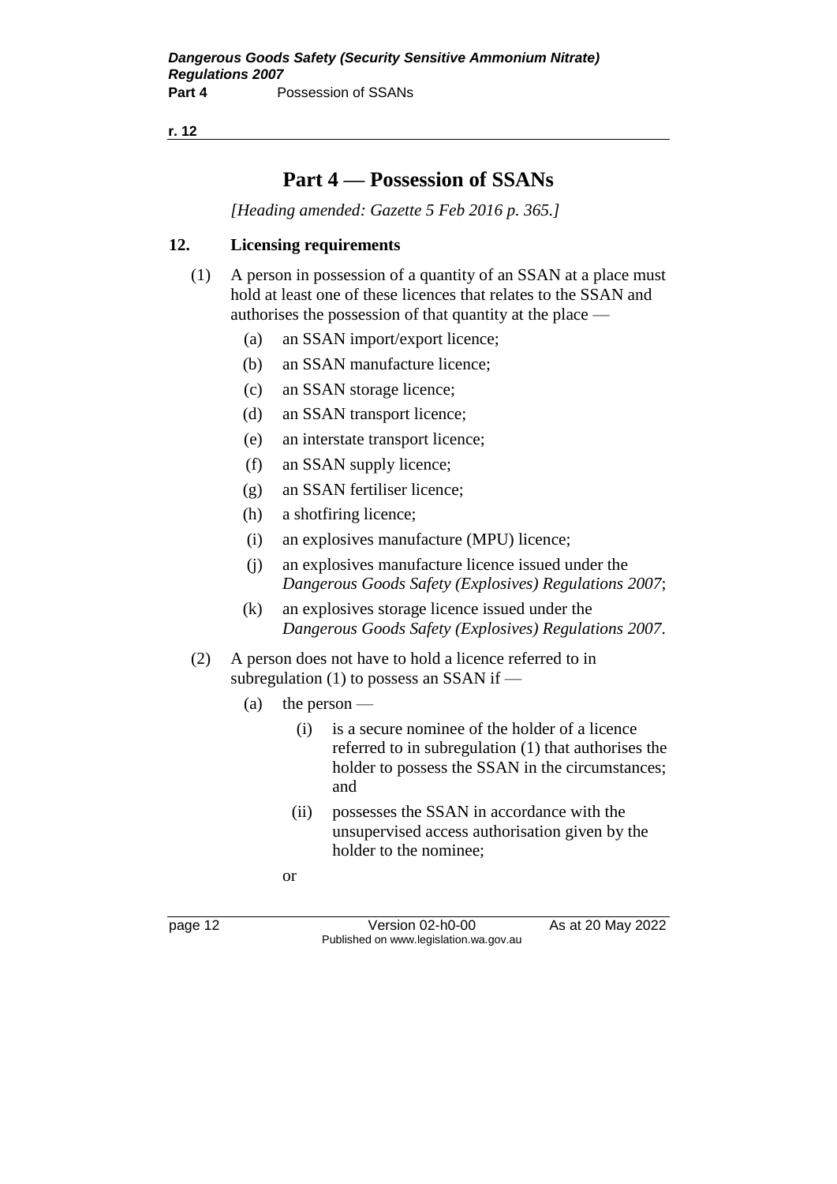# Part 4 — Possession of SSANs

*[Heading amended: Gazette 5 Feb 2016 p. 365.]*

## 12. Licensing requirements

(1) A person in possession of a quantity of an SSAN at a place must hold at least one of these licences that relates to the SSAN and authorises the possession of that quantity at the place —

- (a) an SSAN import/export licence;
- (b) an SSAN manufacture licence;
- (c) an SSAN storage licence;
- (d) an SSAN transport licence;
- (e) an interstate transport licence;
- (f) an SSAN supply licence;
- (g) an SSAN fertiliser licence;
- (h) a shotfiring licence;
- (i) an explosives manufacture (MPU) licence;
- (j) an explosives manufacture licence issued under the *Dangerous Goods Safety (Explosives) Regulations 2007*;
- (k) an explosives storage licence issued under the *Dangerous Goods Safety (Explosives) Regulations 2007*.

(2) A person does not have to hold a licence referred to in subregulation (1) to possess an SSAN if —

- (a) the person —
  - (i) is a secure nominee of the holder of a licence referred to in subregulation (1) that authorises the holder to possess the SSAN in the circumstances; and
  - (ii) possesses the SSAN in accordance with the unsupervised access authorisation given by the holder to the nominee;

  or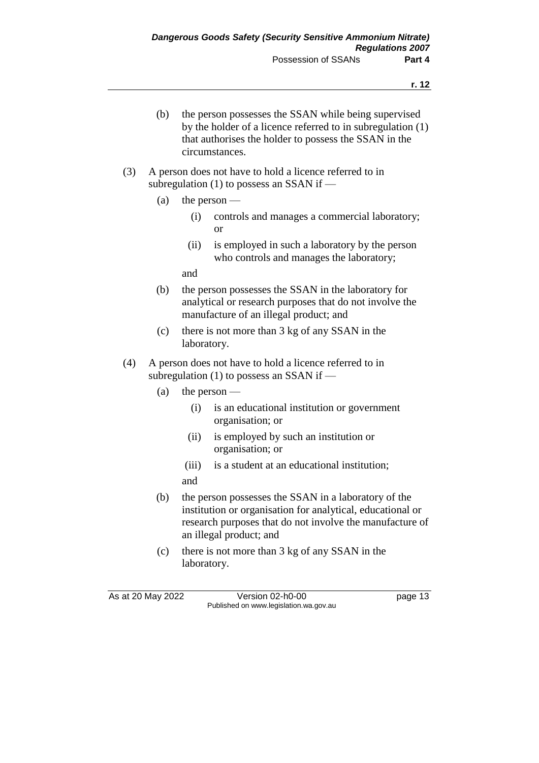(b) the person possesses the SSAN while being supervised by the holder of a licence referred to in subregulation (1) that authorises the holder to possess the SSAN in the circumstances.

(3) A person does not have to hold a licence referred to in subregulation (1) to possess an SSAN if —

(a) the person —

(i) controls and manages a commercial laboratory; or

(ii) is employed in such a laboratory by the person who controls and manages the laboratory;

and

(b) the person possesses the SSAN in the laboratory for analytical or research purposes that do not involve the manufacture of an illegal product; and

(c) there is not more than 3 kg of any SSAN in the laboratory.

(4) A person does not have to hold a licence referred to in subregulation (1) to possess an SSAN if —

(a) the person —

(i) is an educational institution or government organisation; or

(ii) is employed by such an institution or organisation; or

(iii) is a student at an educational institution;

and

(b) the person possesses the SSAN in a laboratory of the institution or organisation for analytical, educational or research purposes that do not involve the manufacture of an illegal product; and

(c) there is not more than 3 kg of any SSAN in the laboratory.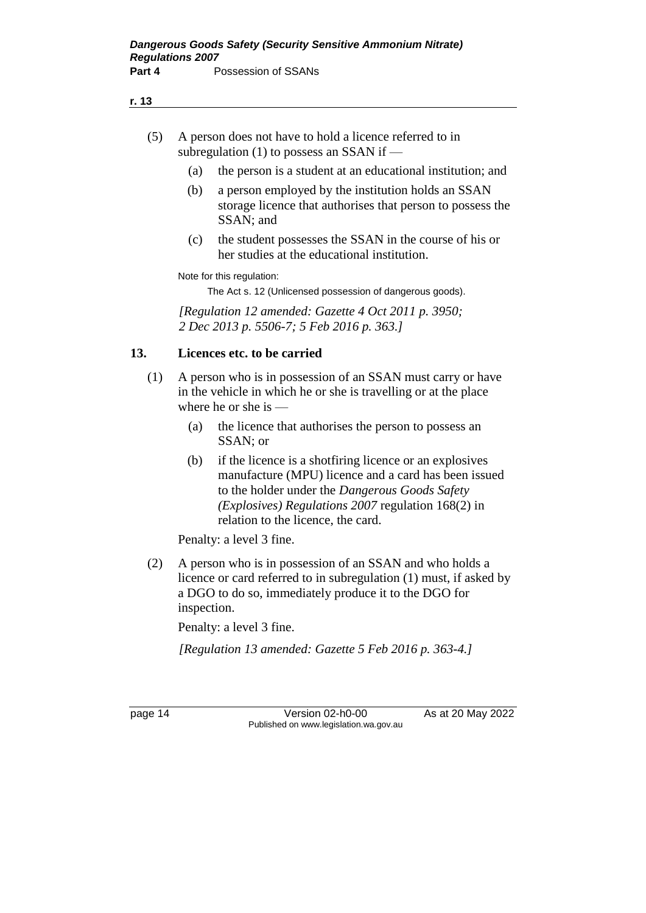(5) A person does not have to hold a licence referred to in subregulation (1) to possess an SSAN if —

   (a) the person is a student at an educational institution; and

   (b) a person employed by the institution holds an SSAN storage licence that authorises that person to possess the SSAN; and

   (c) the student possesses the SSAN in the course of his or her studies at the educational institution.

Note for this regulation:

The Act s. 12 (Unlicensed possession of dangerous goods).

*[Regulation 12 amended: Gazette 4 Oct 2011 p. 3950; 2 Dec 2013 p. 5506-7; 5 Feb 2016 p. 363.]*

## 13. Licences etc. to be carried

(1) A person who is in possession of an SSAN must carry or have in the vehicle in which he or she is travelling or at the place where he or she is —

   (a) the licence that authorises the person to possess an SSAN; or

   (b) if the licence is a shotfiring licence or an explosives manufacture (MPU) licence and a card has been issued to the holder under the *Dangerous Goods Safety (Explosives) Regulations 2007* regulation 168(2) in relation to the licence, the card.

Penalty: a level 3 fine.

(2) A person who is in possession of an SSAN and who holds a licence or card referred to in subregulation (1) must, if asked by a DGO to do so, immediately produce it to the DGO for inspection.

Penalty: a level 3 fine.

*[Regulation 13 amended: Gazette 5 Feb 2016 p. 363-4.]*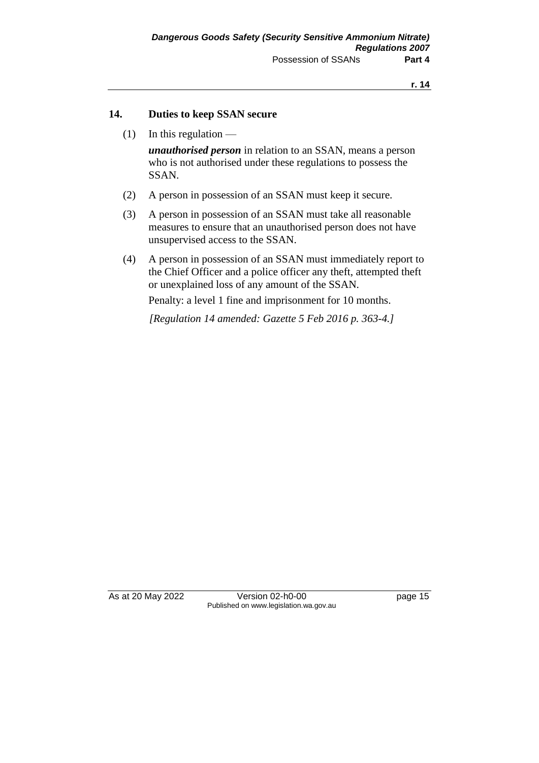## 14. Duties to keep SSAN secure

(1) In this regulation —

***unauthorised person*** in relation to an SSAN, means a person who is not authorised under these regulations to possess the SSAN.

(2) A person in possession of an SSAN must keep it secure.

(3) A person in possession of an SSAN must take all reasonable measures to ensure that an unauthorised person does not have unsupervised access to the SSAN.

(4) A person in possession of an SSAN must immediately report to the Chief Officer and a police officer any theft, attempted theft or unexplained loss of any amount of the SSAN.

Penalty: a level 1 fine and imprisonment for 10 months.

*[Regulation 14 amended: Gazette 5 Feb 2016 p. 363-4.]*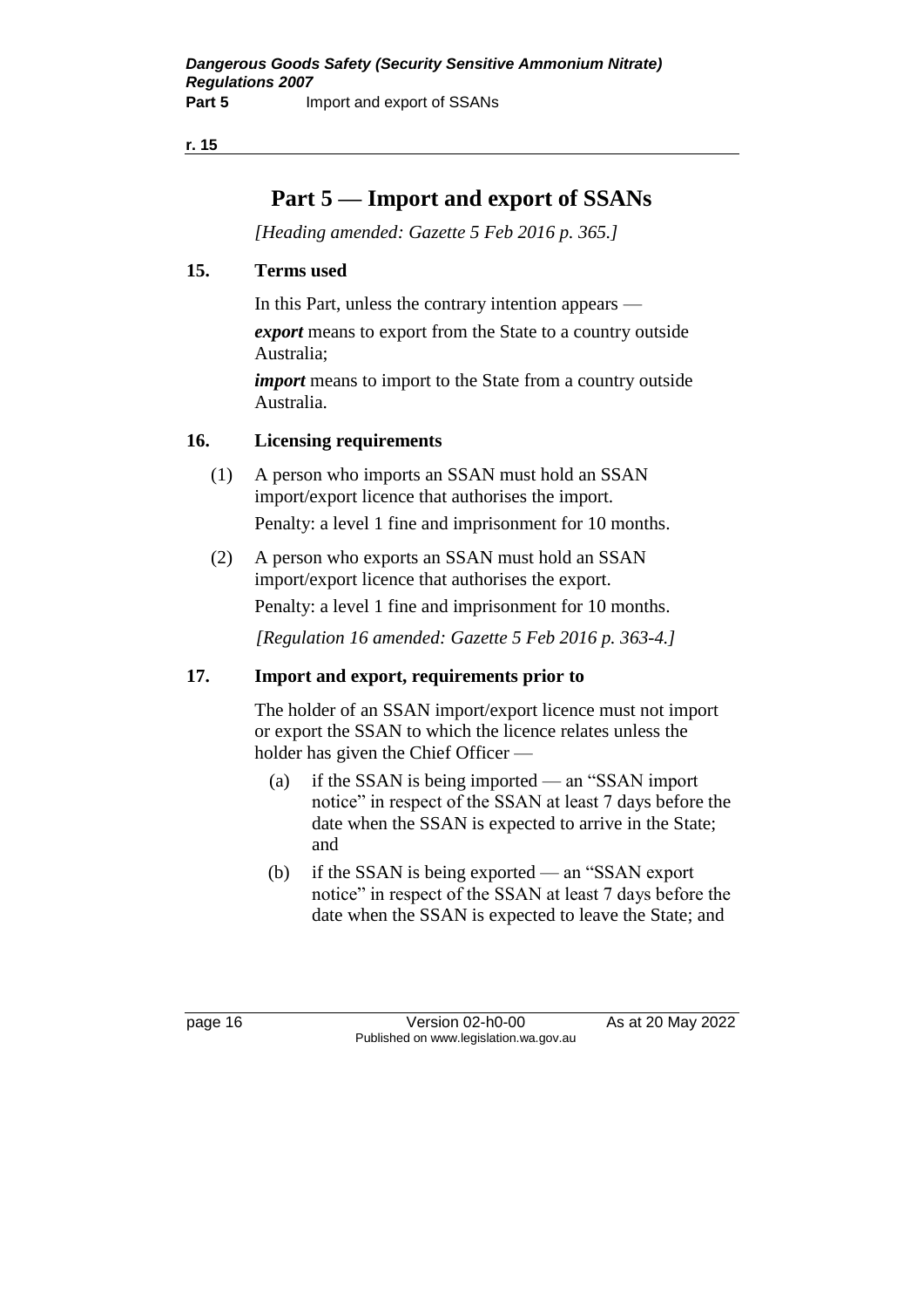# Part 5 — Import and export of SSANs

*[Heading amended: Gazette 5 Feb 2016 p. 365.]*

## 15. Terms used

In this Part, unless the contrary intention appears —

***export*** means to export from the State to a country outside Australia;

***import*** means to import to the State from a country outside Australia.

## 16. Licensing requirements

(1) A person who imports an SSAN must hold an SSAN import/export licence that authorises the import.

Penalty: a level 1 fine and imprisonment for 10 months.

(2) A person who exports an SSAN must hold an SSAN import/export licence that authorises the export.

Penalty: a level 1 fine and imprisonment for 10 months.

*[Regulation 16 amended: Gazette 5 Feb 2016 p. 363-4.]*

## 17. Import and export, requirements prior to

The holder of an SSAN import/export licence must not import or export the SSAN to which the licence relates unless the holder has given the Chief Officer —

(a) if the SSAN is being imported — an "SSAN import notice" in respect of the SSAN at least 7 days before the date when the SSAN is expected to arrive in the State; and

(b) if the SSAN is being exported — an "SSAN export notice" in respect of the SSAN at least 7 days before the date when the SSAN is expected to leave the State; and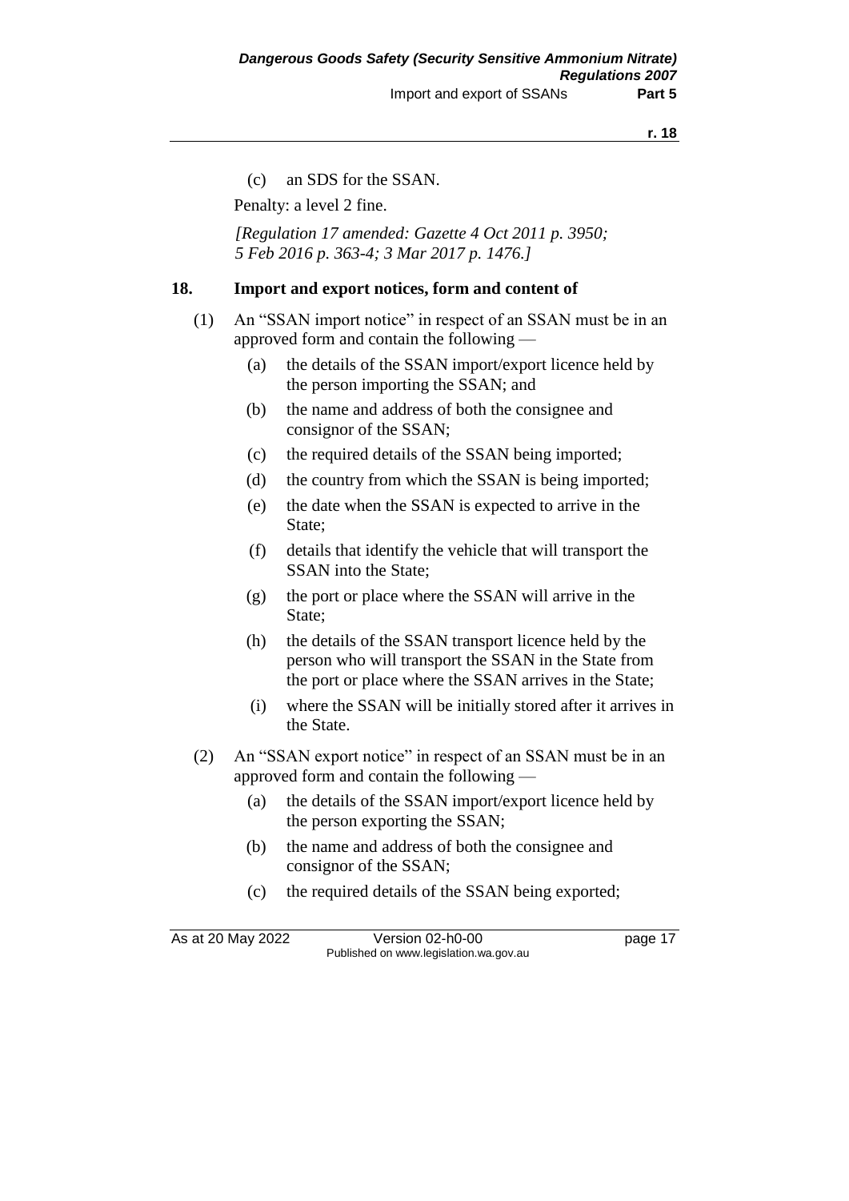(c) an SDS for the SSAN.

Penalty: a level 2 fine.

*[Regulation 17 amended: Gazette 4 Oct 2011 p. 3950; 5 Feb 2016 p. 363-4; 3 Mar 2017 p. 1476.]*

## 18. Import and export notices, form and content of

(1) An "SSAN import notice" in respect of an SSAN must be in an approved form and contain the following —

- (a) the details of the SSAN import/export licence held by the person importing the SSAN; and
- (b) the name and address of both the consignee and consignor of the SSAN;
- (c) the required details of the SSAN being imported;
- (d) the country from which the SSAN is being imported;
- (e) the date when the SSAN is expected to arrive in the State;
- (f) details that identify the vehicle that will transport the SSAN into the State;
- (g) the port or place where the SSAN will arrive in the State;
- (h) the details of the SSAN transport licence held by the person who will transport the SSAN in the State from the port or place where the SSAN arrives in the State;
- (i) where the SSAN will be initially stored after it arrives in the State.

(2) An "SSAN export notice" in respect of an SSAN must be in an approved form and contain the following —

- (a) the details of the SSAN import/export licence held by the person exporting the SSAN;
- (b) the name and address of both the consignee and consignor of the SSAN;
- (c) the required details of the SSAN being exported;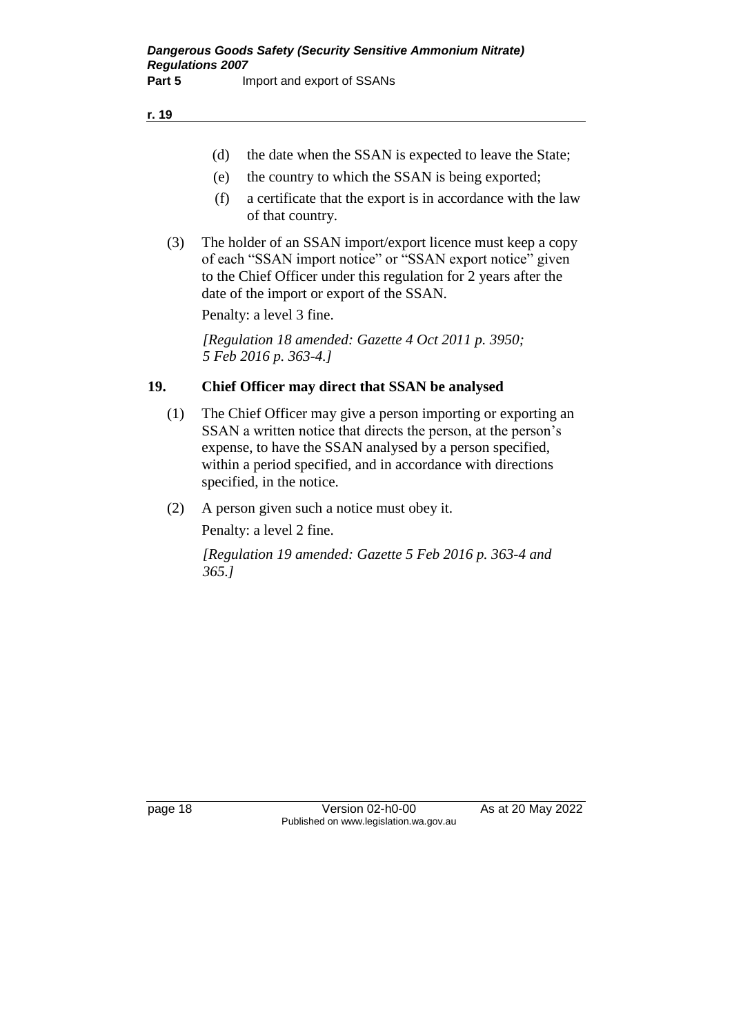(d) the date when the SSAN is expected to leave the State;

(e) the country to which the SSAN is being exported;

(f) a certificate that the export is in accordance with the law of that country.

(3) The holder of an SSAN import/export licence must keep a copy of each "SSAN import notice" or "SSAN export notice" given to the Chief Officer under this regulation for 2 years after the date of the import or export of the SSAN.

Penalty: a level 3 fine.

*[Regulation 18 amended: Gazette 4 Oct 2011 p. 3950; 5 Feb 2016 p. 363-4.]*

## 19. Chief Officer may direct that SSAN be analysed

(1) The Chief Officer may give a person importing or exporting an SSAN a written notice that directs the person, at the person's expense, to have the SSAN analysed by a person specified, within a period specified, and in accordance with directions specified, in the notice.

(2) A person given such a notice must obey it.

Penalty: a level 2 fine.

*[Regulation 19 amended: Gazette 5 Feb 2016 p. 363-4 and 365.]*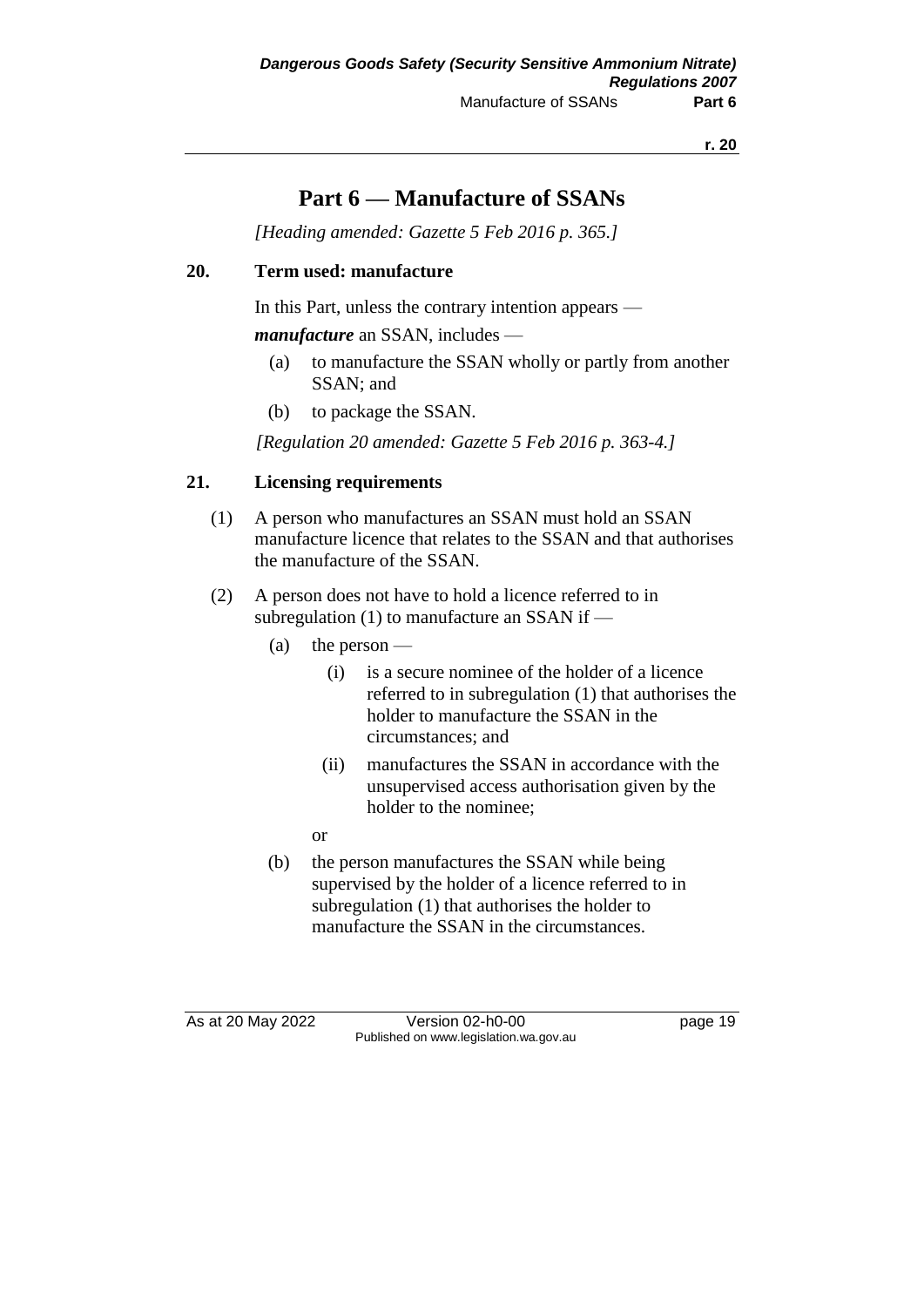# Part 6 — Manufacture of SSANs

*[Heading amended: Gazette 5 Feb 2016 p. 365.]*

## 20. Term used: manufacture

In this Part, unless the contrary intention appears —

***manufacture*** an SSAN, includes —

- (a) to manufacture the SSAN wholly or partly from another SSAN; and
- (b) to package the SSAN.

*[Regulation 20 amended: Gazette 5 Feb 2016 p. 363-4.]*

## 21. Licensing requirements

(1) A person who manufactures an SSAN must hold an SSAN manufacture licence that relates to the SSAN and that authorises the manufacture of the SSAN.

(2) A person does not have to hold a licence referred to in subregulation (1) to manufacture an SSAN if —

- (a) the person —
  - (i) is a secure nominee of the holder of a licence referred to in subregulation (1) that authorises the holder to manufacture the SSAN in the circumstances; and
  - (ii) manufactures the SSAN in accordance with the unsupervised access authorisation given by the holder to the nominee;

  or
- (b) the person manufactures the SSAN while being supervised by the holder of a licence referred to in subregulation (1) that authorises the holder to manufacture the SSAN in the circumstances.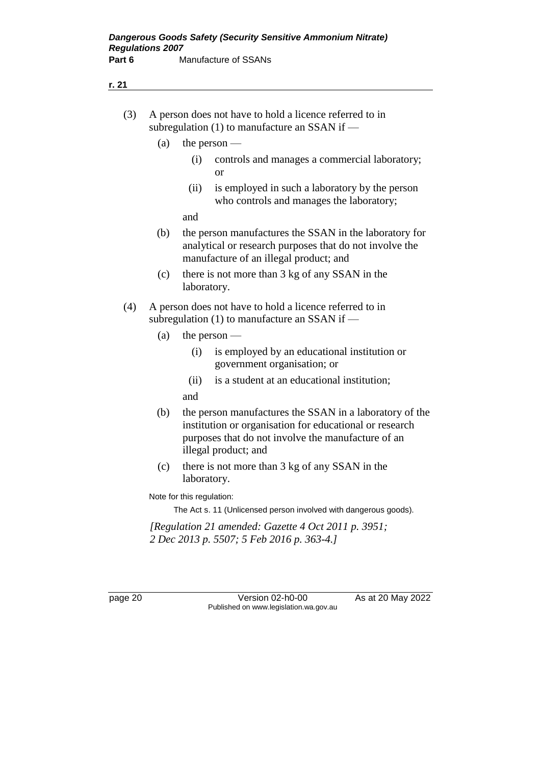(3) A person does not have to hold a licence referred to in subregulation (1) to manufacture an SSAN if —

(a) the person —

(i) controls and manages a commercial laboratory; or

(ii) is employed in such a laboratory by the person who controls and manages the laboratory;

and

(b) the person manufactures the SSAN in the laboratory for analytical or research purposes that do not involve the manufacture of an illegal product; and

(c) there is not more than 3 kg of any SSAN in the laboratory.

(4) A person does not have to hold a licence referred to in subregulation (1) to manufacture an SSAN if —

(a) the person —

(i) is employed by an educational institution or government organisation; or

(ii) is a student at an educational institution;

and

(b) the person manufactures the SSAN in a laboratory of the institution or organisation for educational or research purposes that do not involve the manufacture of an illegal product; and

(c) there is not more than 3 kg of any SSAN in the laboratory.

Note for this regulation:

The Act s. 11 (Unlicensed person involved with dangerous goods).

*[Regulation 21 amended: Gazette 4 Oct 2011 p. 3951; 2 Dec 2013 p. 5507; 5 Feb 2016 p. 363-4.]*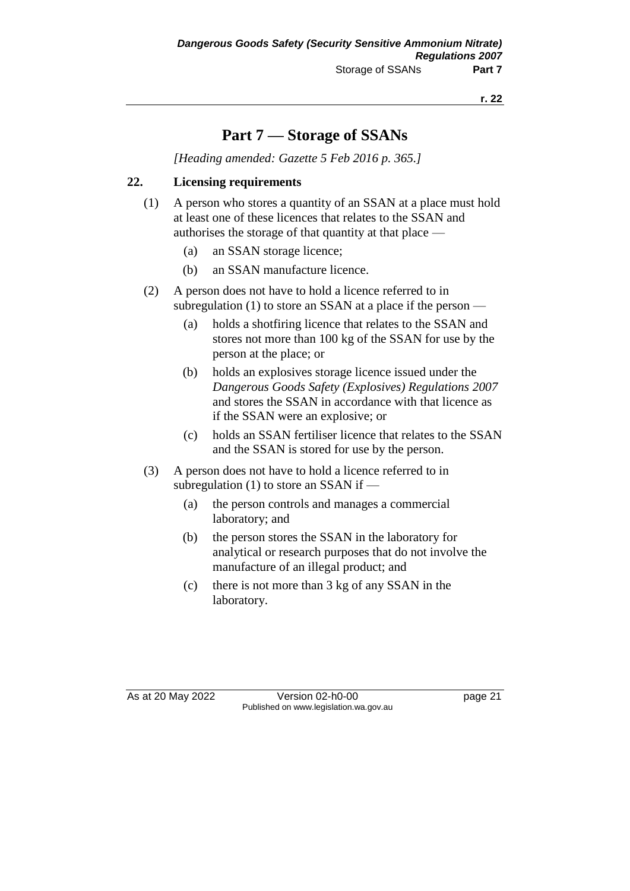# Part 7 — Storage of SSANs

*[Heading amended: Gazette 5 Feb 2016 p. 365.]*

## 22. Licensing requirements

(1) A person who stores a quantity of an SSAN at a place must hold at least one of these licences that relates to the SSAN and authorises the storage of that quantity at that place —

- (a) an SSAN storage licence;
- (b) an SSAN manufacture licence.

(2) A person does not have to hold a licence referred to in subregulation (1) to store an SSAN at a place if the person —

- (a) holds a shotfiring licence that relates to the SSAN and stores not more than 100 kg of the SSAN for use by the person at the place; or
- (b) holds an explosives storage licence issued under the *Dangerous Goods Safety (Explosives) Regulations 2007* and stores the SSAN in accordance with that licence as if the SSAN were an explosive; or
- (c) holds an SSAN fertiliser licence that relates to the SSAN and the SSAN is stored for use by the person.

(3) A person does not have to hold a licence referred to in subregulation (1) to store an SSAN if —

- (a) the person controls and manages a commercial laboratory; and
- (b) the person stores the SSAN in the laboratory for analytical or research purposes that do not involve the manufacture of an illegal product; and
- (c) there is not more than 3 kg of any SSAN in the laboratory.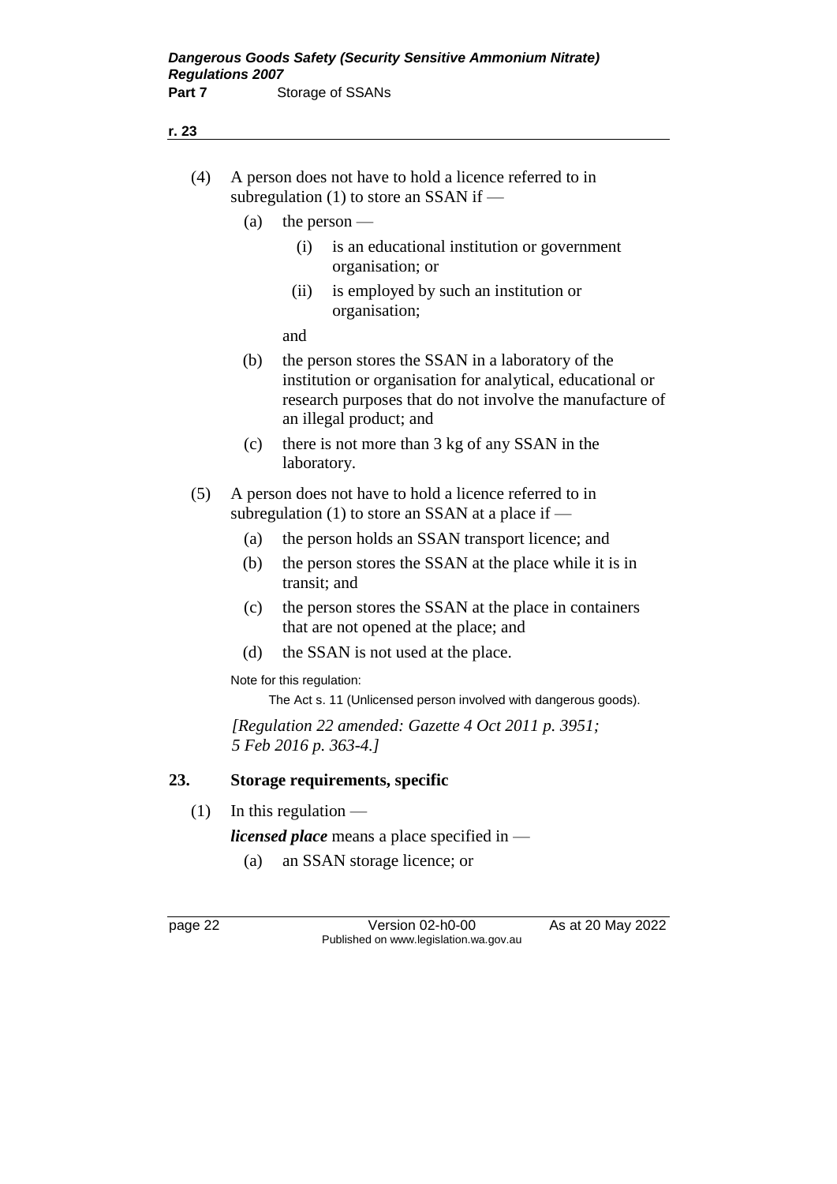(4) A person does not have to hold a licence referred to in subregulation (1) to store an SSAN if —

  (a) the person —

    (i) is an educational institution or government organisation; or

    (ii) is employed by such an institution or organisation;

  and

  (b) the person stores the SSAN in a laboratory of the institution or organisation for analytical, educational or research purposes that do not involve the manufacture of an illegal product; and

  (c) there is not more than 3 kg of any SSAN in the laboratory.

(5) A person does not have to hold a licence referred to in subregulation (1) to store an SSAN at a place if —

  (a) the person holds an SSAN transport licence; and

  (b) the person stores the SSAN at the place while it is in transit; and

  (c) the person stores the SSAN at the place in containers that are not opened at the place; and

  (d) the SSAN is not used at the place.

Note for this regulation:

The Act s. 11 (Unlicensed person involved with dangerous goods).

*[Regulation 22 amended: Gazette 4 Oct 2011 p. 3951; 5 Feb 2016 p. 363-4.]*

## 23. Storage requirements, specific

(1) In this regulation —

***licensed place*** means a place specified in —

  (a) an SSAN storage licence; or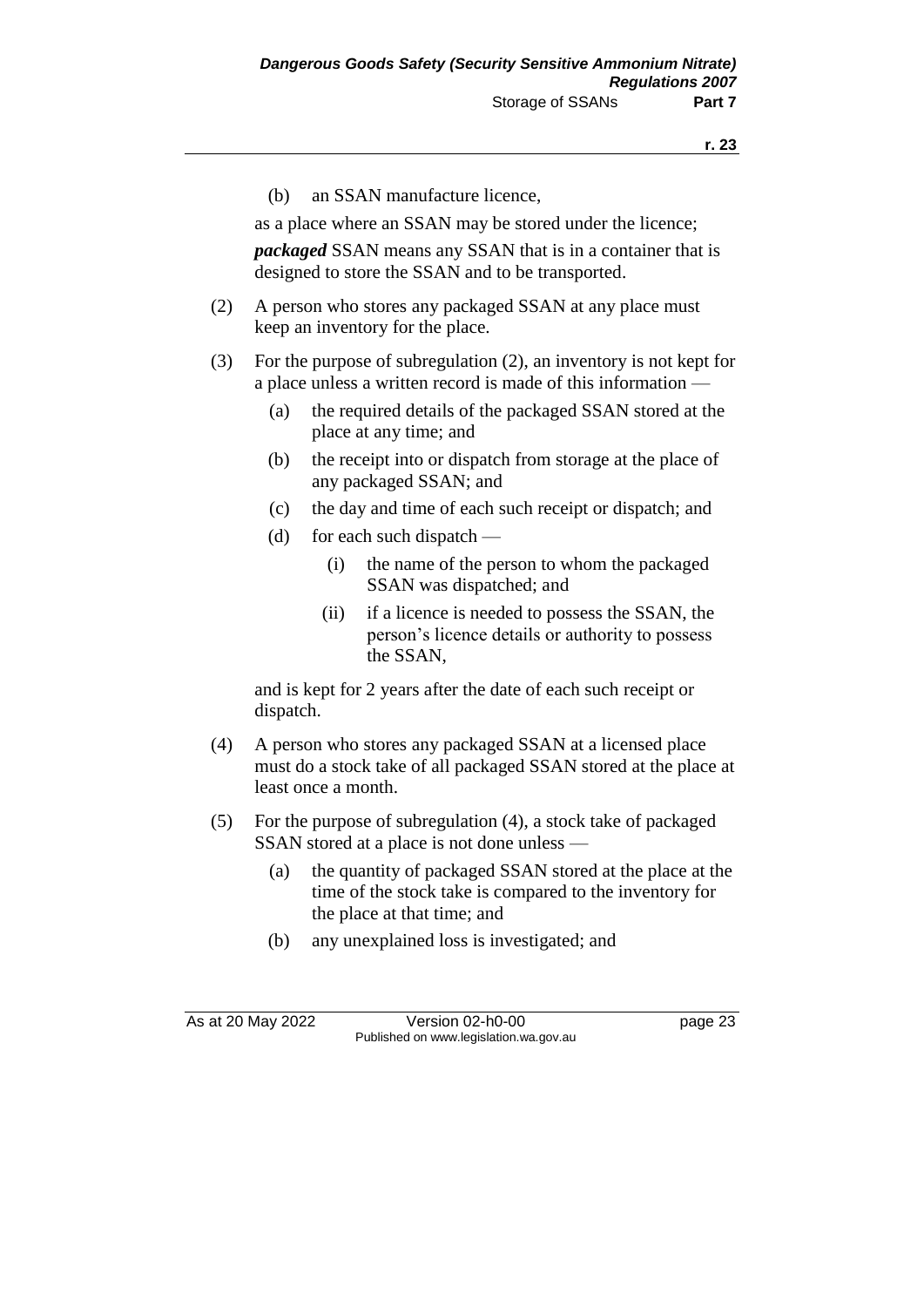(b) an SSAN manufacture licence,

as a place where an SSAN may be stored under the licence;

***packaged*** SSAN means any SSAN that is in a container that is designed to store the SSAN and to be transported.

(2) A person who stores any packaged SSAN at any place must keep an inventory for the place.

(3) For the purpose of subregulation (2), an inventory is not kept for a place unless a written record is made of this information —

(a) the required details of the packaged SSAN stored at the place at any time; and

(b) the receipt into or dispatch from storage at the place of any packaged SSAN; and

(c) the day and time of each such receipt or dispatch; and

(d) for each such dispatch —

(i) the name of the person to whom the packaged SSAN was dispatched; and

(ii) if a licence is needed to possess the SSAN, the person's licence details or authority to possess the SSAN,

and is kept for 2 years after the date of each such receipt or dispatch.

(4) A person who stores any packaged SSAN at a licensed place must do a stock take of all packaged SSAN stored at the place at least once a month.

(5) For the purpose of subregulation (4), a stock take of packaged SSAN stored at a place is not done unless —

(a) the quantity of packaged SSAN stored at the place at the time of the stock take is compared to the inventory for the place at that time; and

(b) any unexplained loss is investigated; and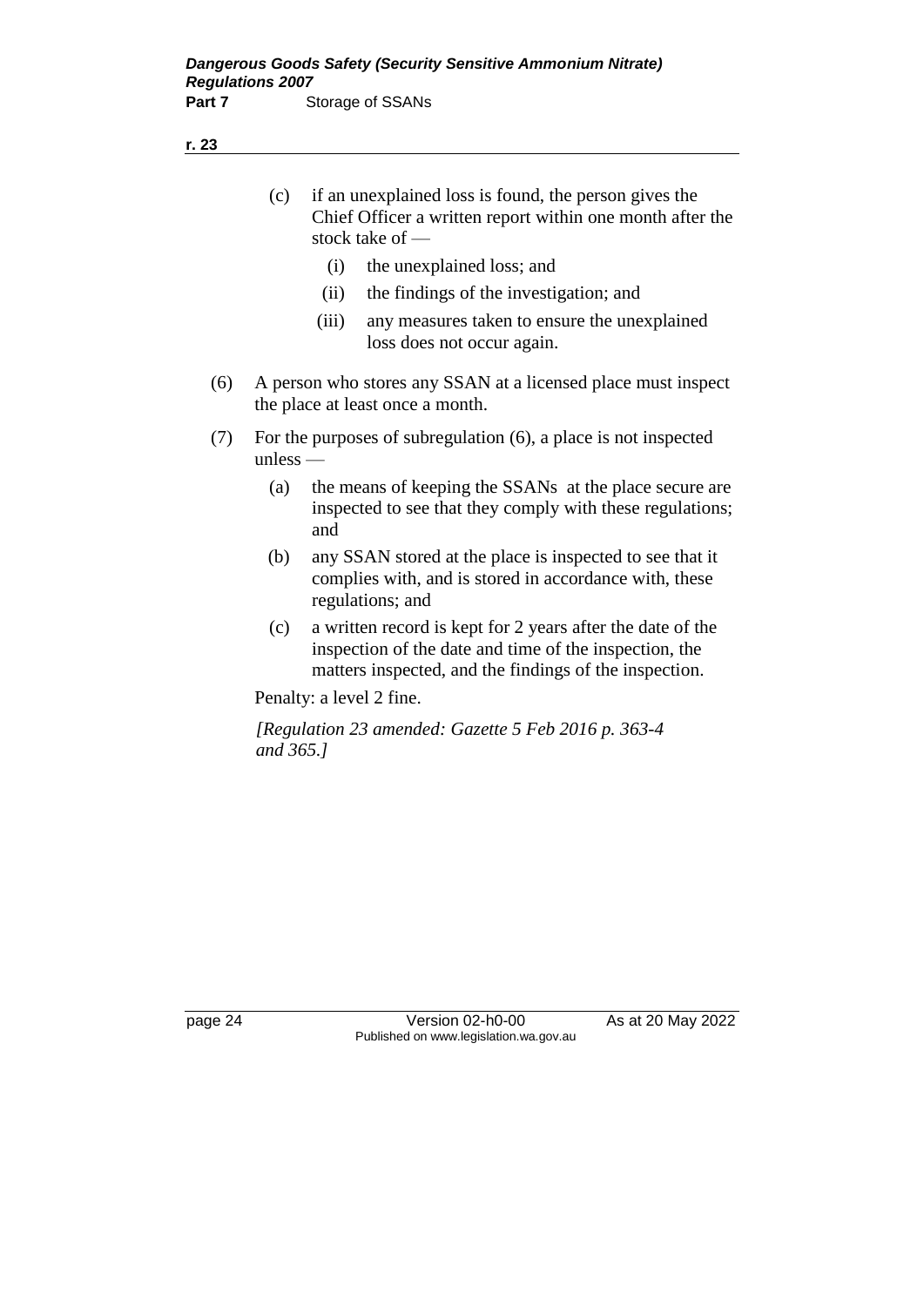(c) if an unexplained loss is found, the person gives the Chief Officer a written report within one month after the stock take of —

(i) the unexplained loss; and

(ii) the findings of the investigation; and

(iii) any measures taken to ensure the unexplained loss does not occur again.

(6) A person who stores any SSAN at a licensed place must inspect the place at least once a month.

(7) For the purposes of subregulation (6), a place is not inspected unless —

(a) the means of keeping the SSANs at the place secure are inspected to see that they comply with these regulations; and

(b) any SSAN stored at the place is inspected to see that it complies with, and is stored in accordance with, these regulations; and

(c) a written record is kept for 2 years after the date of the inspection of the date and time of the inspection, the matters inspected, and the findings of the inspection.

Penalty: a level 2 fine.

*[Regulation 23 amended: Gazette 5 Feb 2016 p. 363-4 and 365.]*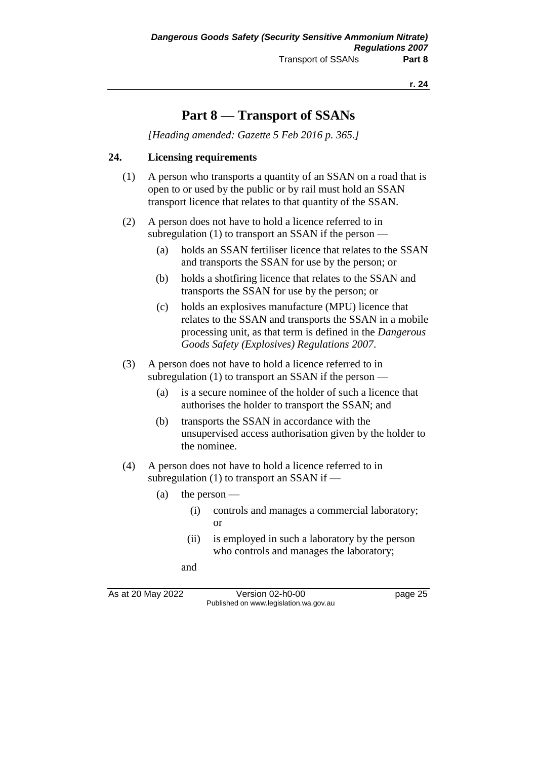# Part 8 — Transport of SSANs

*[Heading amended: Gazette 5 Feb 2016 p. 365.]*

## 24. Licensing requirements

(1) A person who transports a quantity of an SSAN on a road that is open to or used by the public or by rail must hold an SSAN transport licence that relates to that quantity of the SSAN.

(2) A person does not have to hold a licence referred to in subregulation (1) to transport an SSAN if the person —

- (a) holds an SSAN fertiliser licence that relates to the SSAN and transports the SSAN for use by the person; or
- (b) holds a shotfiring licence that relates to the SSAN and transports the SSAN for use by the person; or
- (c) holds an explosives manufacture (MPU) licence that relates to the SSAN and transports the SSAN in a mobile processing unit, as that term is defined in the *Dangerous Goods Safety (Explosives) Regulations 2007*.

(3) A person does not have to hold a licence referred to in subregulation (1) to transport an SSAN if the person —

- (a) is a secure nominee of the holder of such a licence that authorises the holder to transport the SSAN; and
- (b) transports the SSAN in accordance with the unsupervised access authorisation given by the holder to the nominee.

(4) A person does not have to hold a licence referred to in subregulation (1) to transport an SSAN if —

- (a) the person —
  - (i) controls and manages a commercial laboratory; or
  - (ii) is employed in such a laboratory by the person who controls and manages the laboratory;

  and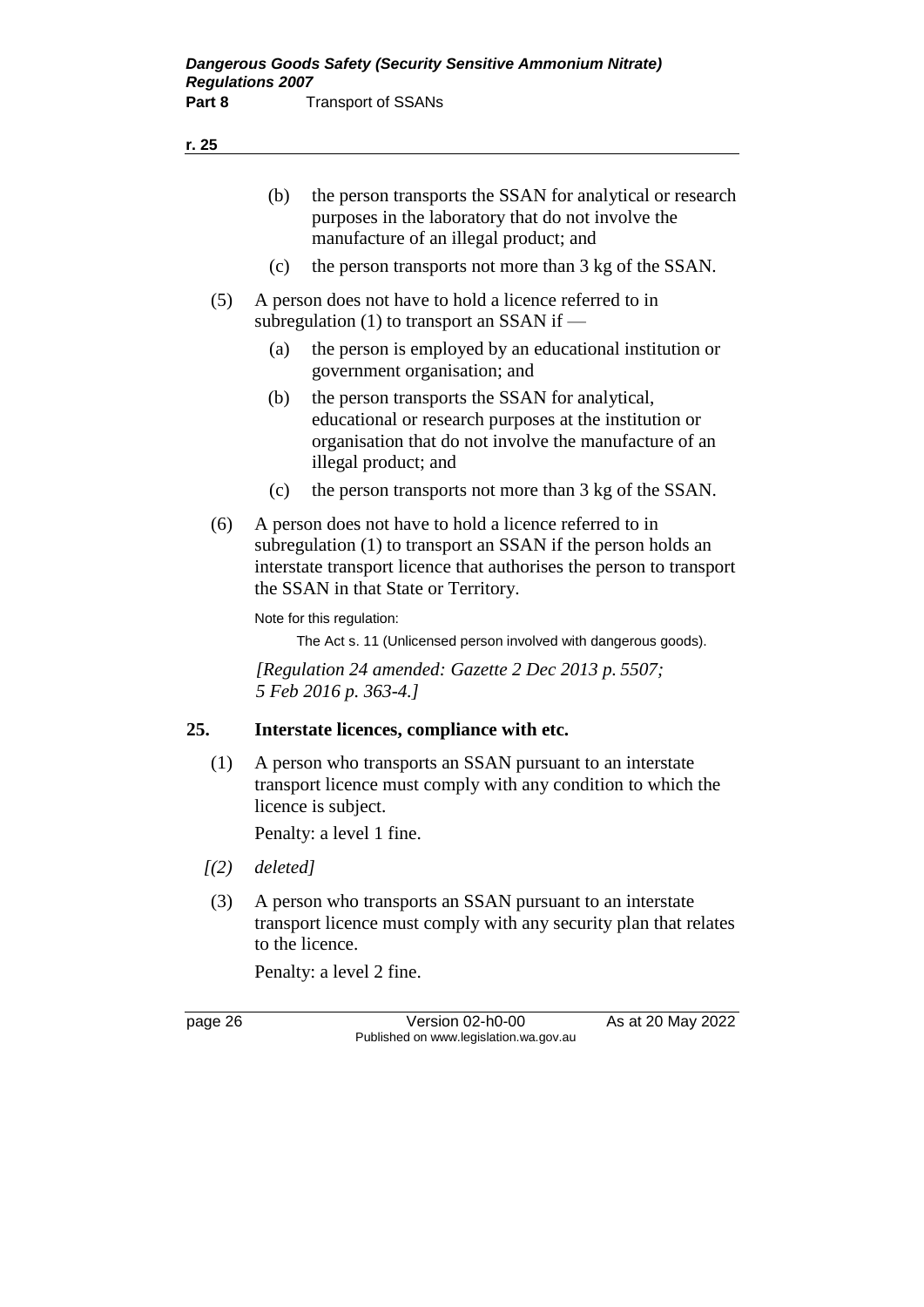(b) the person transports the SSAN for analytical or research purposes in the laboratory that do not involve the manufacture of an illegal product; and

(c) the person transports not more than 3 kg of the SSAN.

(5) A person does not have to hold a licence referred to in subregulation (1) to transport an SSAN if —

(a) the person is employed by an educational institution or government organisation; and

(b) the person transports the SSAN for analytical, educational or research purposes at the institution or organisation that do not involve the manufacture of an illegal product; and

(c) the person transports not more than 3 kg of the SSAN.

(6) A person does not have to hold a licence referred to in subregulation (1) to transport an SSAN if the person holds an interstate transport licence that authorises the person to transport the SSAN in that State or Territory.

Note for this regulation:

The Act s. 11 (Unlicensed person involved with dangerous goods).

*[Regulation 24 amended: Gazette 2 Dec 2013 p. 5507; 5 Feb 2016 p. 363-4.]*

## 25. Interstate licences, compliance with etc.

(1) A person who transports an SSAN pursuant to an interstate transport licence must comply with any condition to which the licence is subject.

Penalty: a level 1 fine.

*[(2) deleted]*

(3) A person who transports an SSAN pursuant to an interstate transport licence must comply with any security plan that relates to the licence.

Penalty: a level 2 fine.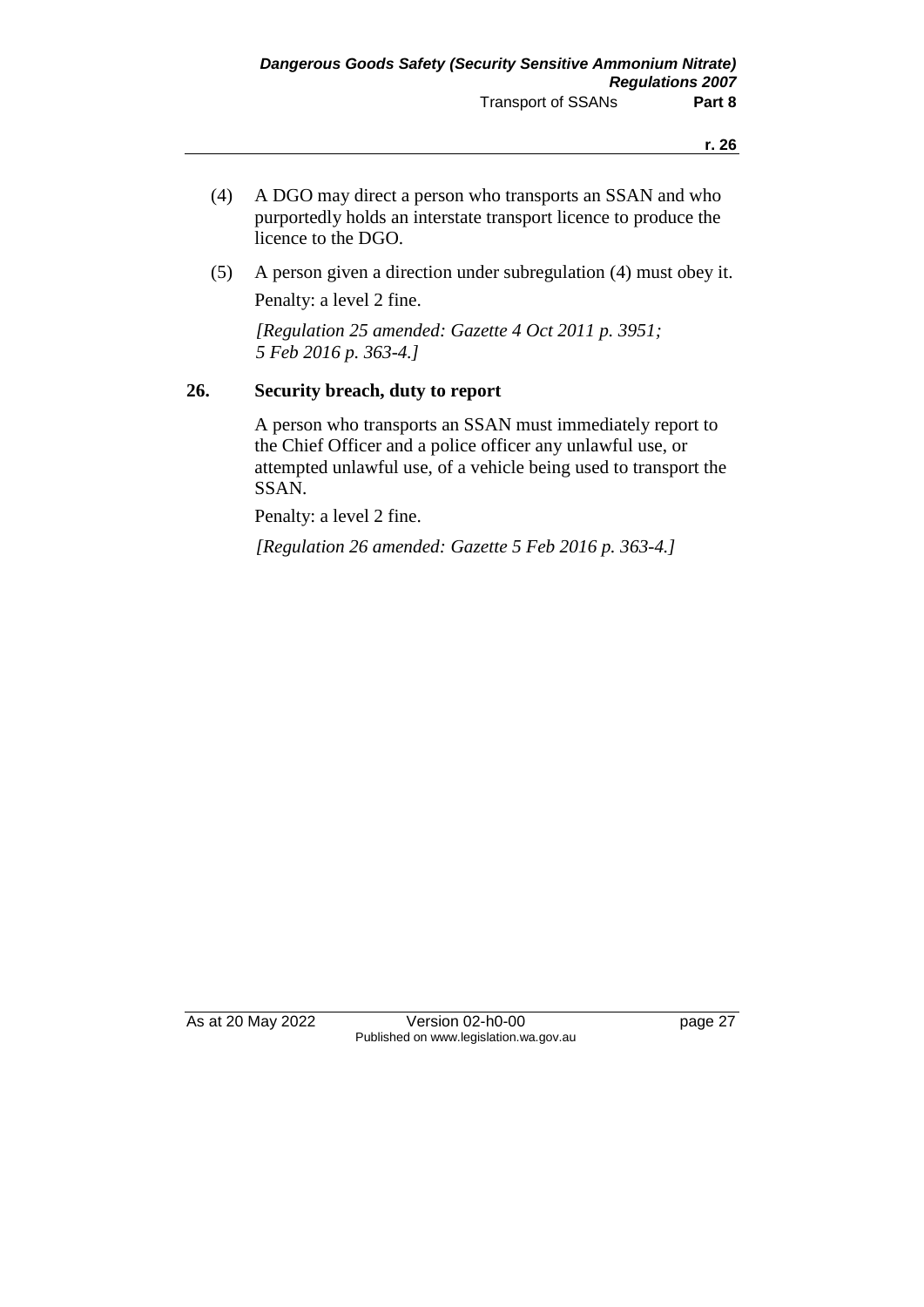(4) A DGO may direct a person who transports an SSAN and who purportedly holds an interstate transport licence to produce the licence to the DGO.

(5) A person given a direction under subregulation (4) must obey it.

Penalty: a level 2 fine.

*[Regulation 25 amended: Gazette 4 Oct 2011 p. 3951; 5 Feb 2016 p. 363-4.]*

## 26. Security breach, duty to report

A person who transports an SSAN must immediately report to the Chief Officer and a police officer any unlawful use, or attempted unlawful use, of a vehicle being used to transport the SSAN.

Penalty: a level 2 fine.

*[Regulation 26 amended: Gazette 5 Feb 2016 p. 363-4.]*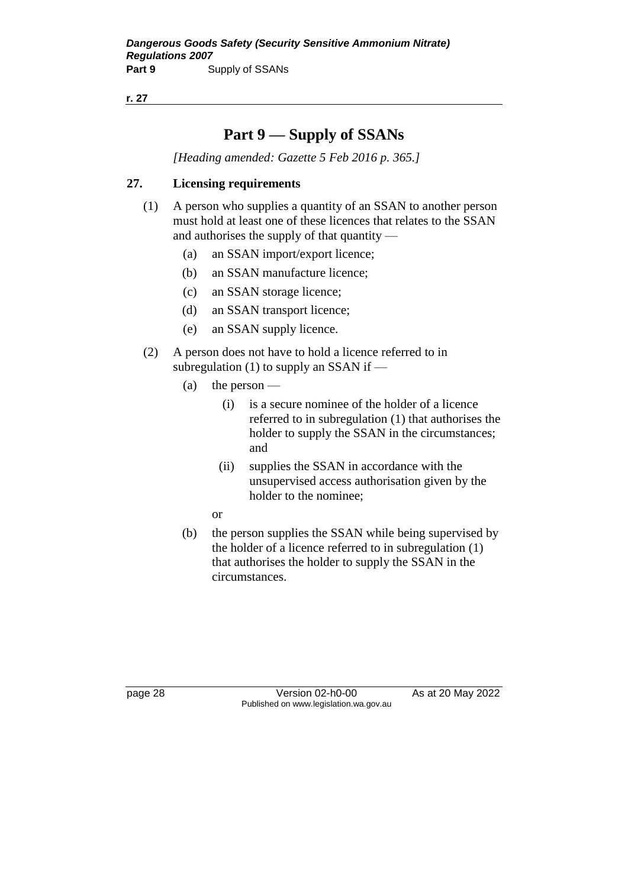# Part 9 — Supply of SSANs

*[Heading amended: Gazette 5 Feb 2016 p. 365.]*

## 27. Licensing requirements

(1) A person who supplies a quantity of an SSAN to another person must hold at least one of these licences that relates to the SSAN and authorises the supply of that quantity —

(a) an SSAN import/export licence;

(b) an SSAN manufacture licence;

(c) an SSAN storage licence;

(d) an SSAN transport licence;

(e) an SSAN supply licence.

(2) A person does not have to hold a licence referred to in subregulation (1) to supply an SSAN if —

(a) the person —

(i) is a secure nominee of the holder of a licence referred to in subregulation (1) that authorises the holder to supply the SSAN in the circumstances; and

(ii) supplies the SSAN in accordance with the unsupervised access authorisation given by the holder to the nominee;

or

(b) the person supplies the SSAN while being supervised by the holder of a licence referred to in subregulation (1) that authorises the holder to supply the SSAN in the circumstances.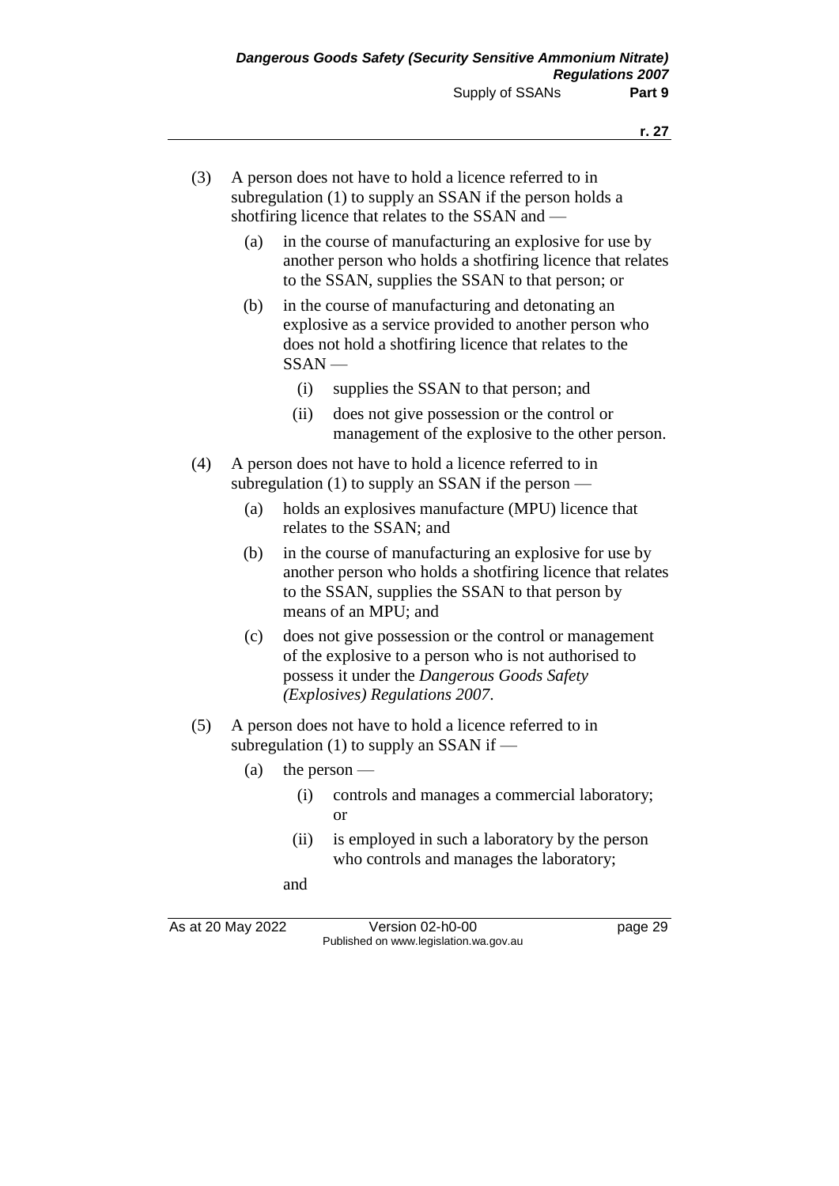(3) A person does not have to hold a licence referred to in subregulation (1) to supply an SSAN if the person holds a shotfiring licence that relates to the SSAN and —

   (a) in the course of manufacturing an explosive for use by another person who holds a shotfiring licence that relates to the SSAN, supplies the SSAN to that person; or

   (b) in the course of manufacturing and detonating an explosive as a service provided to another person who does not hold a shotfiring licence that relates to the SSAN —

      (i) supplies the SSAN to that person; and

      (ii) does not give possession or the control or management of the explosive to the other person.

(4) A person does not have to hold a licence referred to in subregulation (1) to supply an SSAN if the person —

   (a) holds an explosives manufacture (MPU) licence that relates to the SSAN; and

   (b) in the course of manufacturing an explosive for use by another person who holds a shotfiring licence that relates to the SSAN, supplies the SSAN to that person by means of an MPU; and

   (c) does not give possession or the control or management of the explosive to a person who is not authorised to possess it under the *Dangerous Goods Safety (Explosives) Regulations 2007*.

(5) A person does not have to hold a licence referred to in subregulation (1) to supply an SSAN if —

   (a) the person —

      (i) controls and manages a commercial laboratory; or

      (ii) is employed in such a laboratory by the person who controls and manages the laboratory;

   and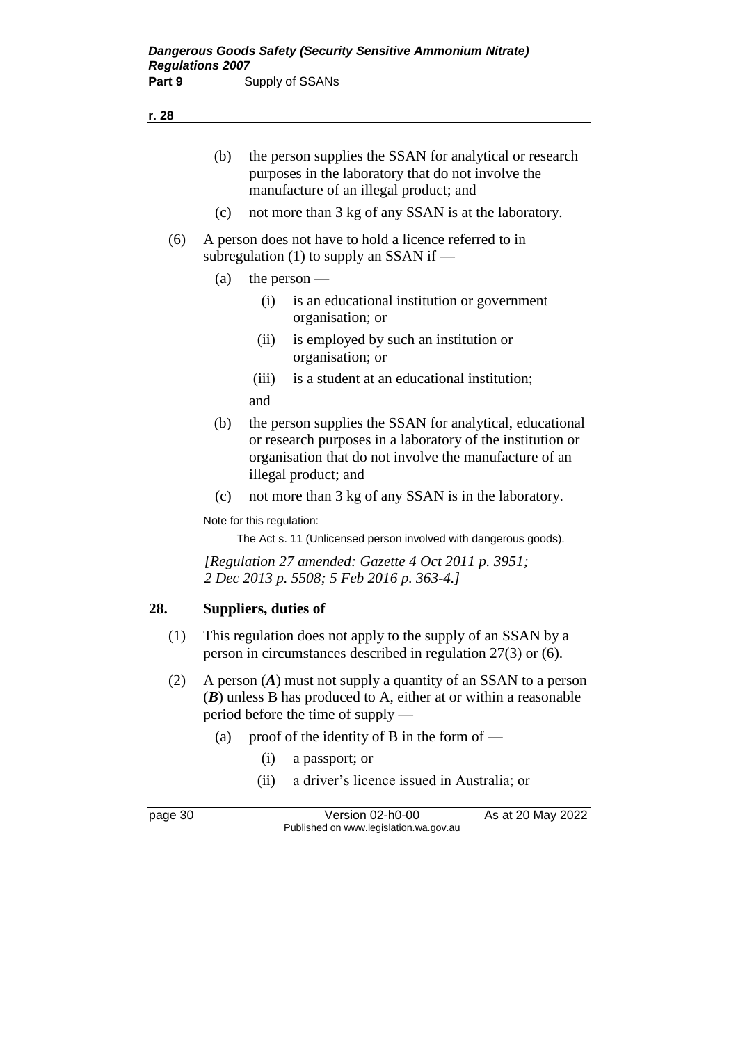(b) the person supplies the SSAN for analytical or research purposes in the laboratory that do not involve the manufacture of an illegal product; and

(c) not more than 3 kg of any SSAN is at the laboratory.

(6) A person does not have to hold a licence referred to in subregulation (1) to supply an SSAN if —

(a) the person —

(i) is an educational institution or government organisation; or

(ii) is employed by such an institution or organisation; or

(iii) is a student at an educational institution;

and

(b) the person supplies the SSAN for analytical, educational or research purposes in a laboratory of the institution or organisation that do not involve the manufacture of an illegal product; and

(c) not more than 3 kg of any SSAN is in the laboratory.

Note for this regulation:

The Act s. 11 (Unlicensed person involved with dangerous goods).

*[Regulation 27 amended: Gazette 4 Oct 2011 p. 3951; 2 Dec 2013 p. 5508; 5 Feb 2016 p. 363-4.]*

## 28. Suppliers, duties of

(1) This regulation does not apply to the supply of an SSAN by a person in circumstances described in regulation 27(3) or (6).

(2) A person (***A***) must not supply a quantity of an SSAN to a person (***B***) unless B has produced to A, either at or within a reasonable period before the time of supply —

(a) proof of the identity of B in the form of —

(i) a passport; or

(ii) a driver's licence issued in Australia; or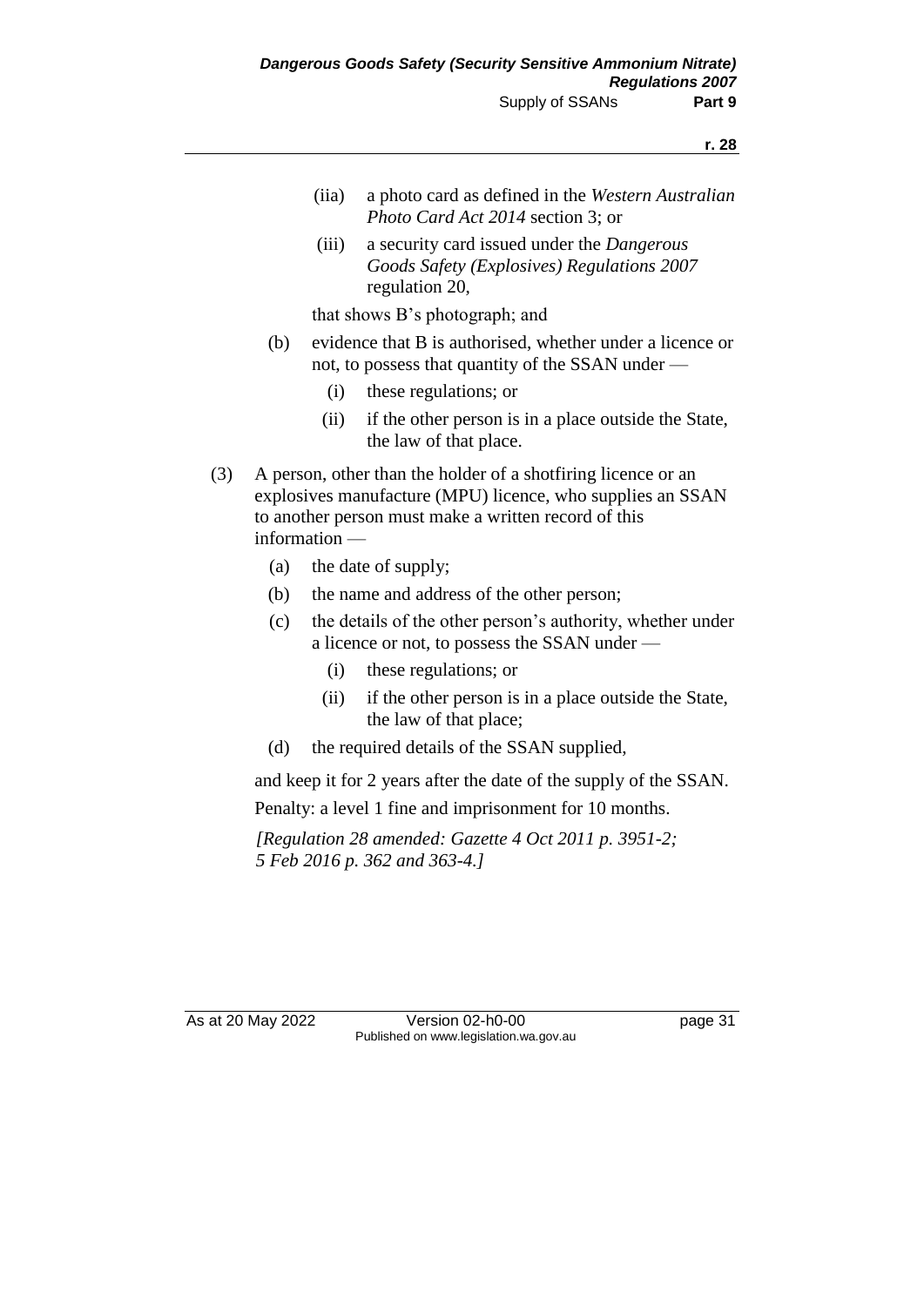(iia) a photo card as defined in the *Western Australian Photo Card Act 2014* section 3; or

(iii) a security card issued under the *Dangerous Goods Safety (Explosives) Regulations 2007* regulation 20,

that shows B's photograph; and

(b) evidence that B is authorised, whether under a licence or not, to possess that quantity of the SSAN under —

(i) these regulations; or

(ii) if the other person is in a place outside the State, the law of that place.

(3) A person, other than the holder of a shotfiring licence or an explosives manufacture (MPU) licence, who supplies an SSAN to another person must make a written record of this information —

(a) the date of supply;

(b) the name and address of the other person;

(c) the details of the other person's authority, whether under a licence or not, to possess the SSAN under —

(i) these regulations; or

(ii) if the other person is in a place outside the State, the law of that place;

(d) the required details of the SSAN supplied,

and keep it for 2 years after the date of the supply of the SSAN.

Penalty: a level 1 fine and imprisonment for 10 months.

*[Regulation 28 amended: Gazette 4 Oct 2011 p. 3951-2; 5 Feb 2016 p. 362 and 363-4.]*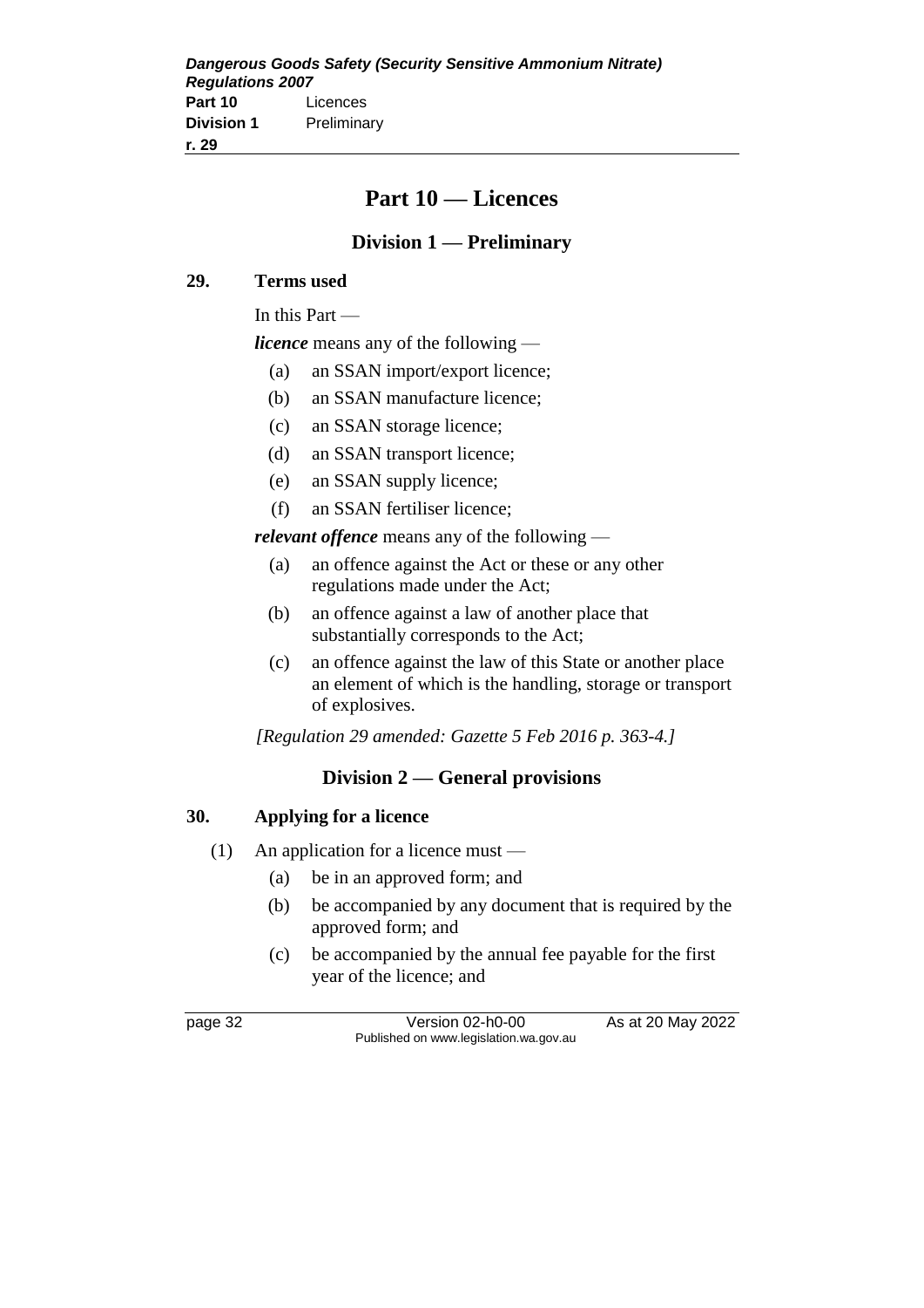# Part 10 — Licences

## Division 1 — Preliminary

### 29. Terms used

In this Part —

***licence*** means any of the following —

- (a) an SSAN import/export licence;
- (b) an SSAN manufacture licence;
- (c) an SSAN storage licence;
- (d) an SSAN transport licence;
- (e) an SSAN supply licence;
- (f) an SSAN fertiliser licence;

***relevant offence*** means any of the following —

- (a) an offence against the Act or these or any other regulations made under the Act;
- (b) an offence against a law of another place that substantially corresponds to the Act;
- (c) an offence against the law of this State or another place an element of which is the handling, storage or transport of explosives.

*[Regulation 29 amended: Gazette 5 Feb 2016 p. 363-4.]*

## Division 2 — General provisions

### 30. Applying for a licence

(1) An application for a licence must —

- (a) be in an approved form; and
- (b) be accompanied by any document that is required by the approved form; and
- (c) be accompanied by the annual fee payable for the first year of the licence; and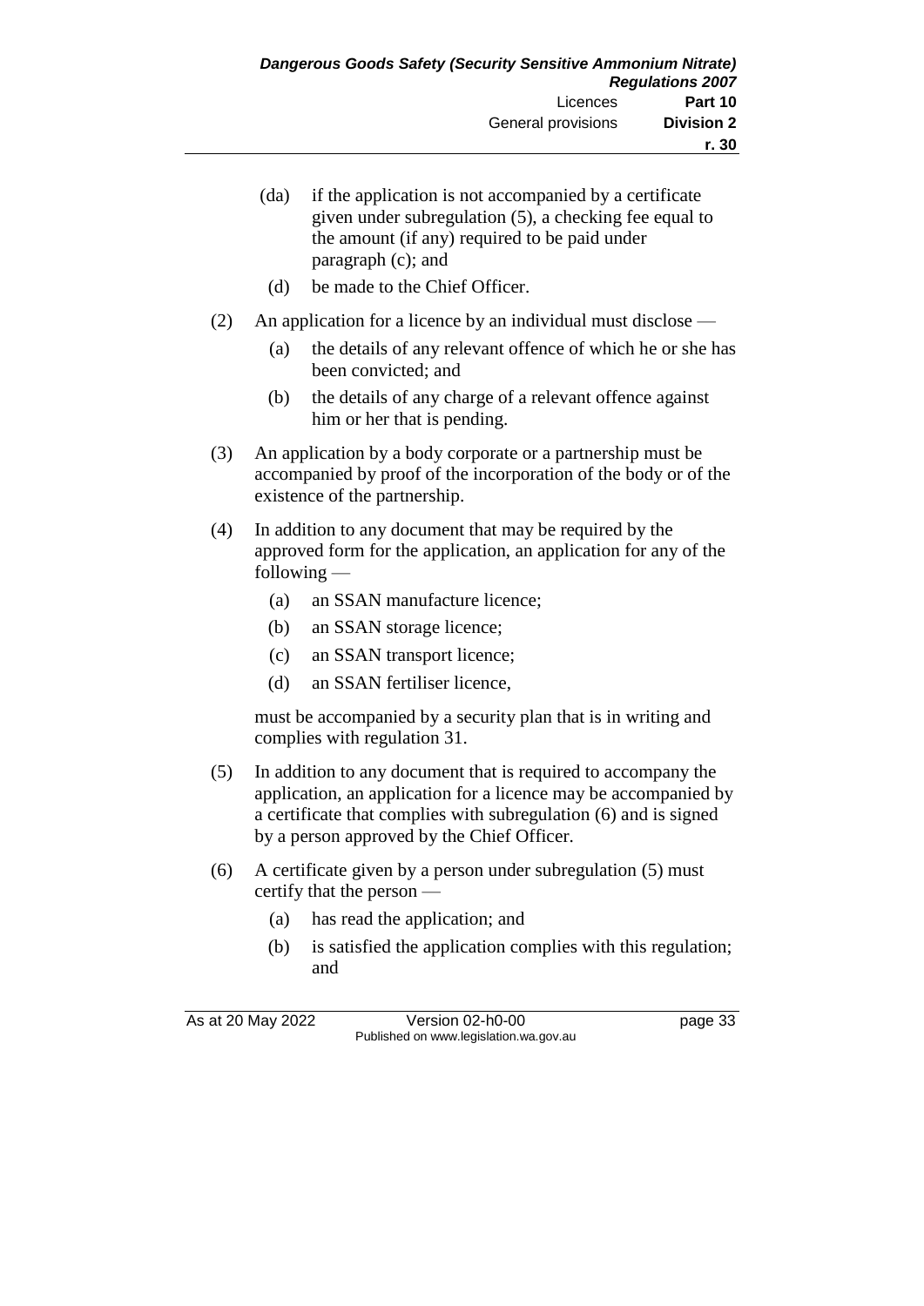(da) if the application is not accompanied by a certificate given under subregulation (5), a checking fee equal to the amount (if any) required to be paid under paragraph (c); and

(d) be made to the Chief Officer.

(2) An application for a licence by an individual must disclose —

(a) the details of any relevant offence of which he or she has been convicted; and

(b) the details of any charge of a relevant offence against him or her that is pending.

(3) An application by a body corporate or a partnership must be accompanied by proof of the incorporation of the body or of the existence of the partnership.

(4) In addition to any document that may be required by the approved form for the application, an application for any of the following —

(a) an SSAN manufacture licence;

(b) an SSAN storage licence;

(c) an SSAN transport licence;

(d) an SSAN fertiliser licence,

must be accompanied by a security plan that is in writing and complies with regulation 31.

(5) In addition to any document that is required to accompany the application, an application for a licence may be accompanied by a certificate that complies with subregulation (6) and is signed by a person approved by the Chief Officer.

(6) A certificate given by a person under subregulation (5) must certify that the person —

(a) has read the application; and

(b) is satisfied the application complies with this regulation; and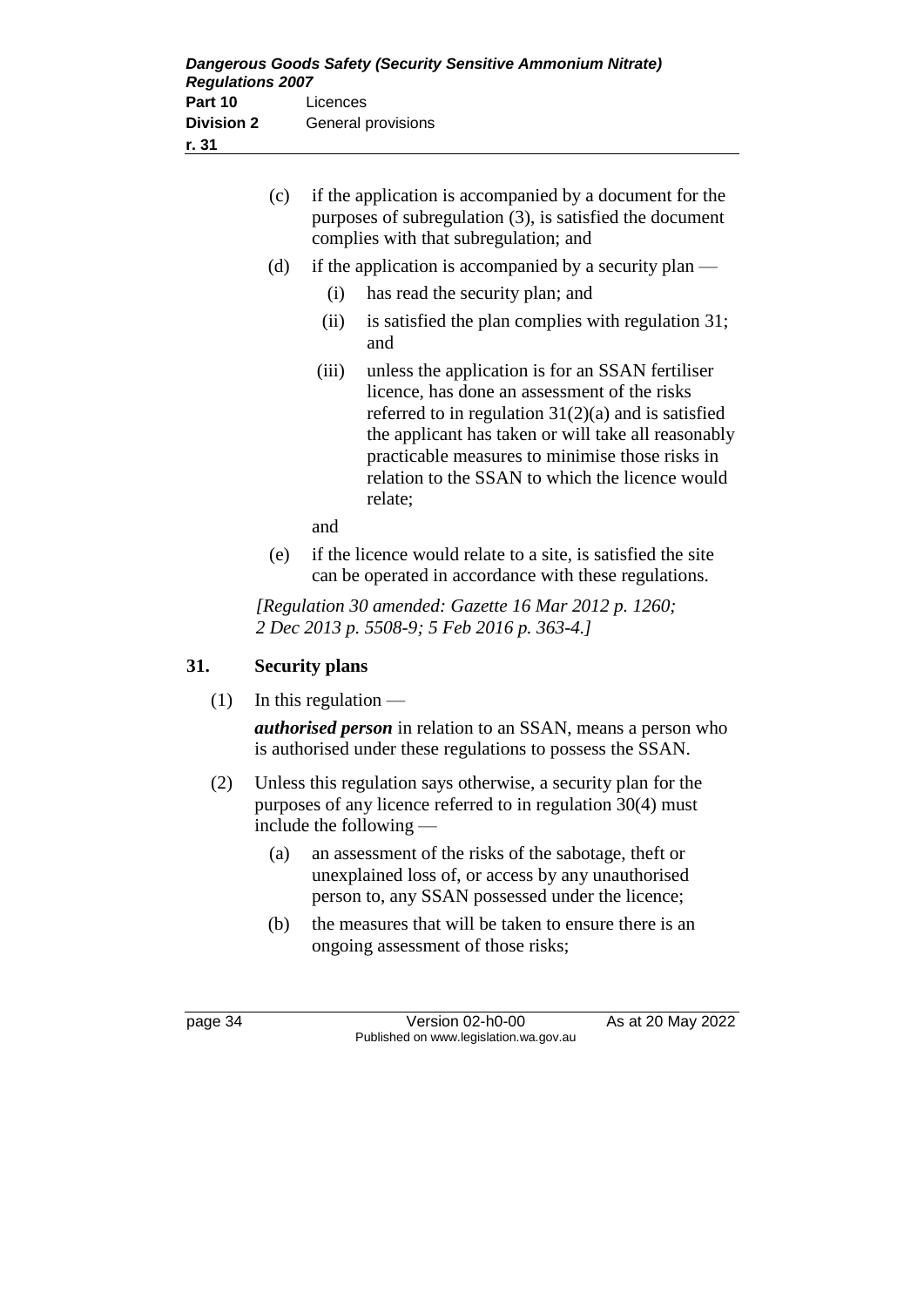(c) if the application is accompanied by a document for the purposes of subregulation (3), is satisfied the document complies with that subregulation; and

(d) if the application is accompanied by a security plan —

  (i) has read the security plan; and

  (ii) is satisfied the plan complies with regulation 31; and

  (iii) unless the application is for an SSAN fertiliser licence, has done an assessment of the risks referred to in regulation 31(2)(a) and is satisfied the applicant has taken or will take all reasonably practicable measures to minimise those risks in relation to the SSAN to which the licence would relate;

  and

(e) if the licence would relate to a site, is satisfied the site can be operated in accordance with these regulations.

*[Regulation 30 amended: Gazette 16 Mar 2012 p. 1260; 2 Dec 2013 p. 5508-9; 5 Feb 2016 p. 363-4.]*

## 31. Security plans

(1) In this regulation —

***authorised person*** in relation to an SSAN, means a person who is authorised under these regulations to possess the SSAN.

(2) Unless this regulation says otherwise, a security plan for the purposes of any licence referred to in regulation 30(4) must include the following —

  (a) an assessment of the risks of the sabotage, theft or unexplained loss of, or access by any unauthorised person to, any SSAN possessed under the licence;

  (b) the measures that will be taken to ensure there is an ongoing assessment of those risks;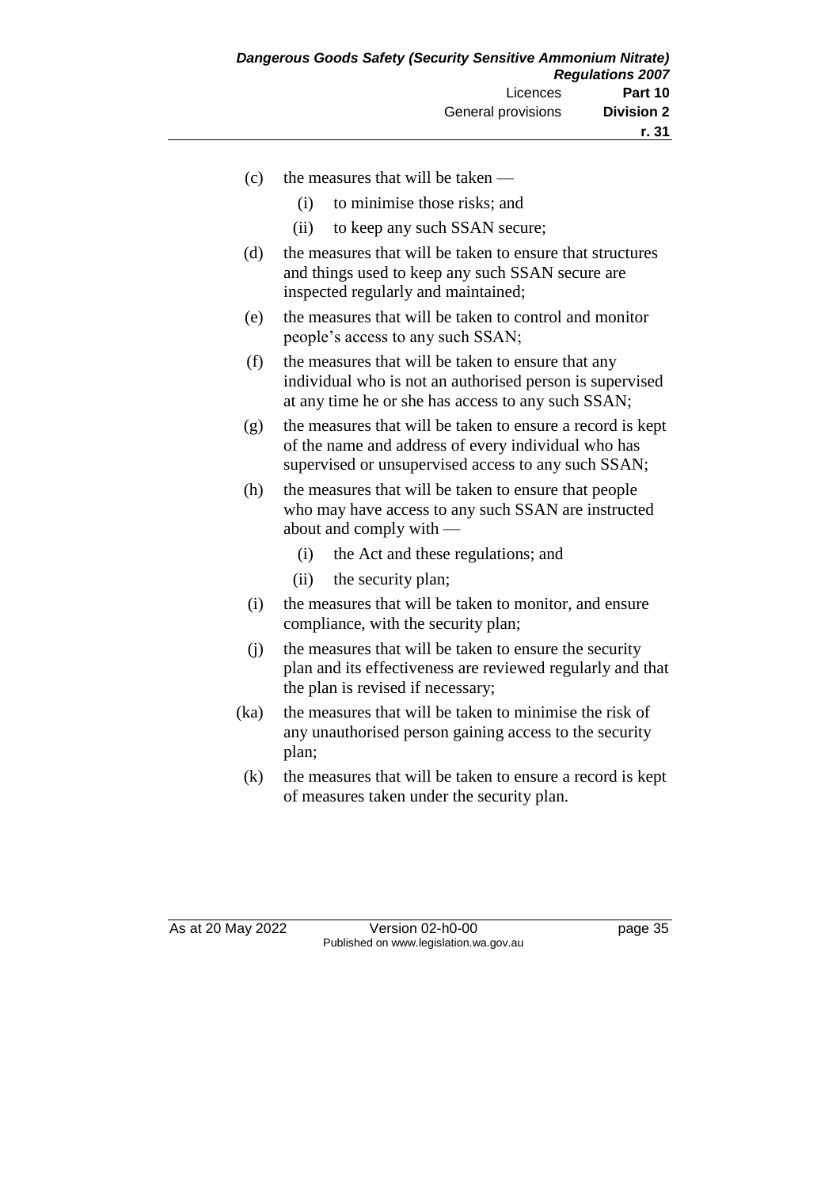(c) the measures that will be taken —

  (i) to minimise those risks; and

  (ii) to keep any such SSAN secure;

(d) the measures that will be taken to ensure that structures and things used to keep any such SSAN secure are inspected regularly and maintained;

(e) the measures that will be taken to control and monitor people's access to any such SSAN;

(f) the measures that will be taken to ensure that any individual who is not an authorised person is supervised at any time he or she has access to any such SSAN;

(g) the measures that will be taken to ensure a record is kept of the name and address of every individual who has supervised or unsupervised access to any such SSAN;

(h) the measures that will be taken to ensure that people who may have access to any such SSAN are instructed about and comply with —

  (i) the Act and these regulations; and

  (ii) the security plan;

(i) the measures that will be taken to monitor, and ensure compliance, with the security plan;

(j) the measures that will be taken to ensure the security plan and its effectiveness are reviewed regularly and that the plan is revised if necessary;

(ka) the measures that will be taken to minimise the risk of any unauthorised person gaining access to the security plan;

(k) the measures that will be taken to ensure a record is kept of measures taken under the security plan.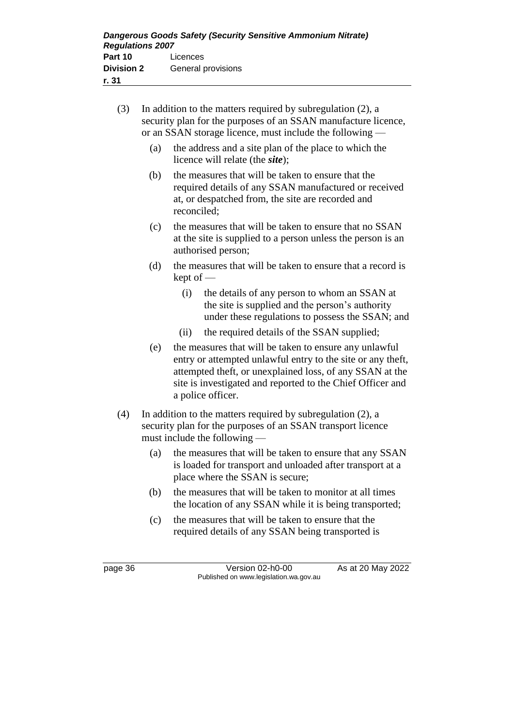(3) In addition to the matters required by subregulation (2), a security plan for the purposes of an SSAN manufacture licence, or an SSAN storage licence, must include the following —

(a) the address and a site plan of the place to which the licence will relate (the ***site***);

(b) the measures that will be taken to ensure that the required details of any SSAN manufactured or received at, or despatched from, the site are recorded and reconciled;

(c) the measures that will be taken to ensure that no SSAN at the site is supplied to a person unless the person is an authorised person;

(d) the measures that will be taken to ensure that a record is kept of —

(i) the details of any person to whom an SSAN at the site is supplied and the person's authority under these regulations to possess the SSAN; and

(ii) the required details of the SSAN supplied;

(e) the measures that will be taken to ensure any unlawful entry or attempted unlawful entry to the site or any theft, attempted theft, or unexplained loss, of any SSAN at the site is investigated and reported to the Chief Officer and a police officer.

(4) In addition to the matters required by subregulation (2), a security plan for the purposes of an SSAN transport licence must include the following —

(a) the measures that will be taken to ensure that any SSAN is loaded for transport and unloaded after transport at a place where the SSAN is secure;

(b) the measures that will be taken to monitor at all times the location of any SSAN while it is being transported;

(c) the measures that will be taken to ensure that the required details of any SSAN being transported is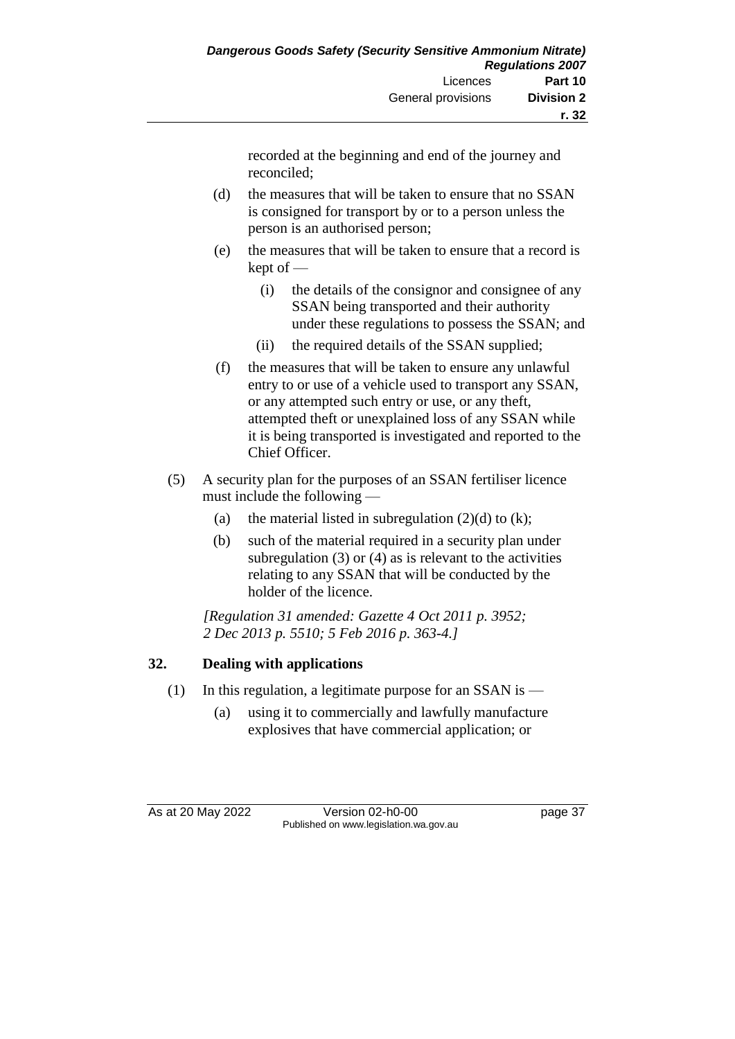recorded at the beginning and end of the journey and reconciled;

(d) the measures that will be taken to ensure that no SSAN is consigned for transport by or to a person unless the person is an authorised person;

(e) the measures that will be taken to ensure that a record is kept of —

(i) the details of the consignor and consignee of any SSAN being transported and their authority under these regulations to possess the SSAN; and

(ii) the required details of the SSAN supplied;

(f) the measures that will be taken to ensure any unlawful entry to or use of a vehicle used to transport any SSAN, or any attempted such entry or use, or any theft, attempted theft or unexplained loss of any SSAN while it is being transported is investigated and reported to the Chief Officer.

(5) A security plan for the purposes of an SSAN fertiliser licence must include the following —

(a) the material listed in subregulation (2)(d) to (k);

(b) such of the material required in a security plan under subregulation (3) or (4) as is relevant to the activities relating to any SSAN that will be conducted by the holder of the licence.

*[Regulation 31 amended: Gazette 4 Oct 2011 p. 3952; 2 Dec 2013 p. 5510; 5 Feb 2016 p. 363-4.]*

## 32. Dealing with applications

(1) In this regulation, a legitimate purpose for an SSAN is —

(a) using it to commercially and lawfully manufacture explosives that have commercial application; or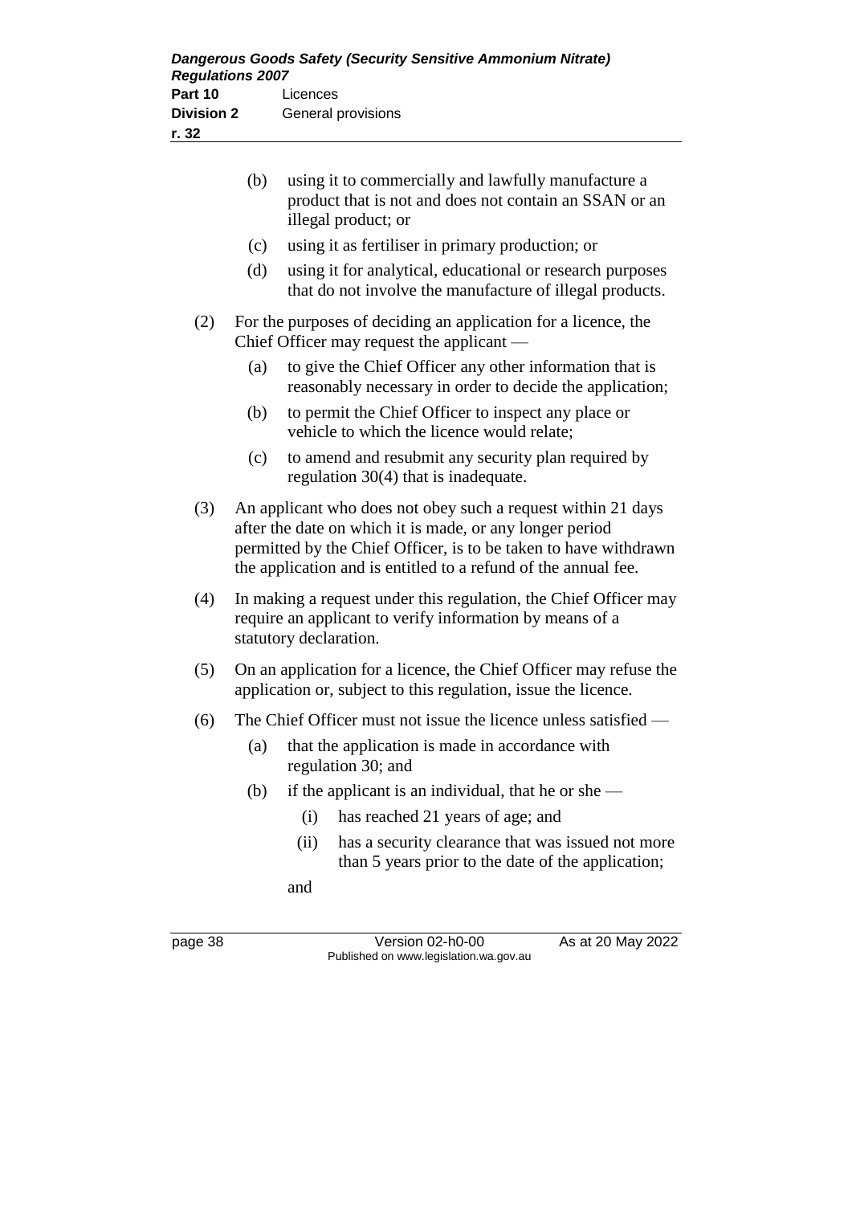(b) using it to commercially and lawfully manufacture a product that is not and does not contain an SSAN or an illegal product; or

(c) using it as fertiliser in primary production; or

(d) using it for analytical, educational or research purposes that do not involve the manufacture of illegal products.

(2) For the purposes of deciding an application for a licence, the Chief Officer may request the applicant —

(a) to give the Chief Officer any other information that is reasonably necessary in order to decide the application;

(b) to permit the Chief Officer to inspect any place or vehicle to which the licence would relate;

(c) to amend and resubmit any security plan required by regulation 30(4) that is inadequate.

(3) An applicant who does not obey such a request within 21 days after the date on which it is made, or any longer period permitted by the Chief Officer, is to be taken to have withdrawn the application and is entitled to a refund of the annual fee.

(4) In making a request under this regulation, the Chief Officer may require an applicant to verify information by means of a statutory declaration.

(5) On an application for a licence, the Chief Officer may refuse the application or, subject to this regulation, issue the licence.

(6) The Chief Officer must not issue the licence unless satisfied —

(a) that the application is made in accordance with regulation 30; and

(b) if the applicant is an individual, that he or she —

(i) has reached 21 years of age; and

(ii) has a security clearance that was issued not more than 5 years prior to the date of the application;

and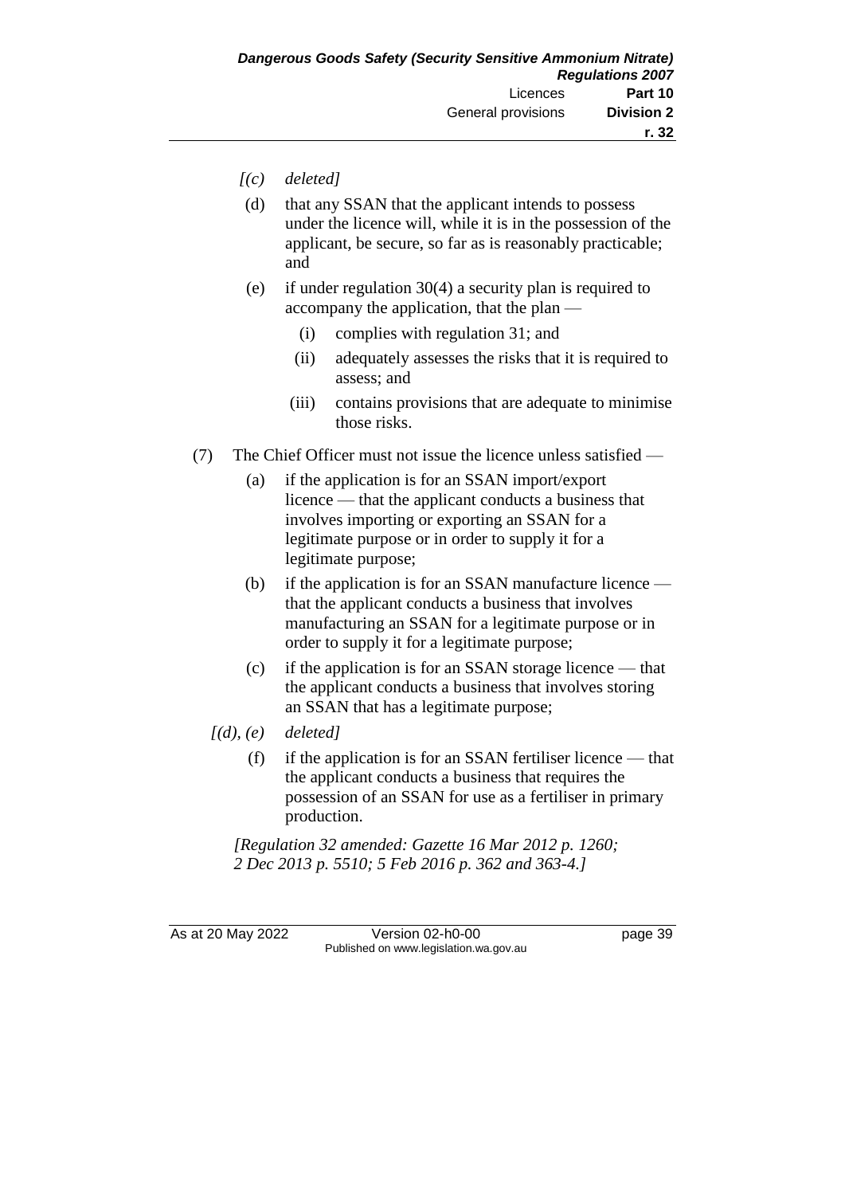*[(c) deleted]*

(d) that any SSAN that the applicant intends to possess under the licence will, while it is in the possession of the applicant, be secure, so far as is reasonably practicable; and

(e) if under regulation 30(4) a security plan is required to accompany the application, that the plan —

(i) complies with regulation 31; and

(ii) adequately assesses the risks that it is required to assess; and

(iii) contains provisions that are adequate to minimise those risks.

(7) The Chief Officer must not issue the licence unless satisfied —

(a) if the application is for an SSAN import/export licence — that the applicant conducts a business that involves importing or exporting an SSAN for a legitimate purpose or in order to supply it for a legitimate purpose;

(b) if the application is for an SSAN manufacture licence — that the applicant conducts a business that involves manufacturing an SSAN for a legitimate purpose or in order to supply it for a legitimate purpose;

(c) if the application is for an SSAN storage licence — that the applicant conducts a business that involves storing an SSAN that has a legitimate purpose;

*[(d), (e) deleted]*

(f) if the application is for an SSAN fertiliser licence — that the applicant conducts a business that requires the possession of an SSAN for use as a fertiliser in primary production.

*[Regulation 32 amended: Gazette 16 Mar 2012 p. 1260; 2 Dec 2013 p. 5510; 5 Feb 2016 p. 362 and 363-4.]*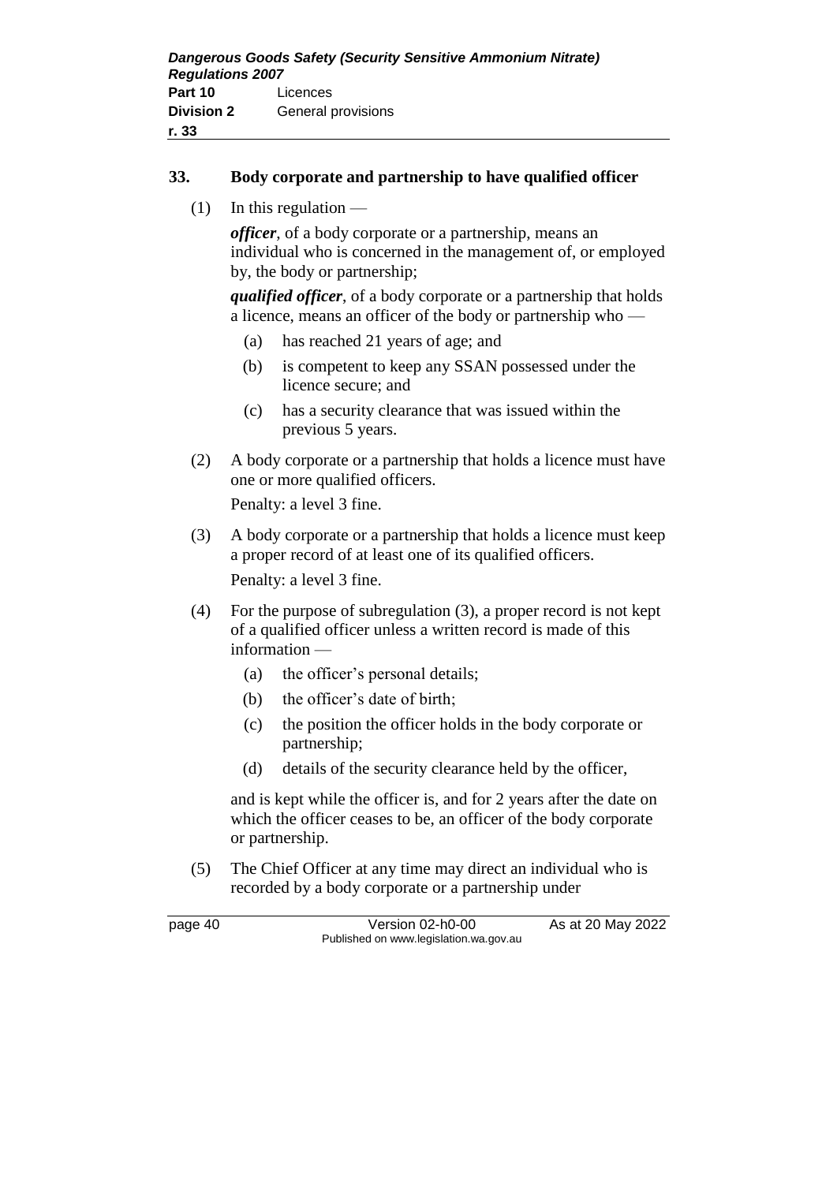## 33. Body corporate and partnership to have qualified officer

(1) In this regulation —

***officer***, of a body corporate or a partnership, means an individual who is concerned in the management of, or employed by, the body or partnership;

***qualified officer***, of a body corporate or a partnership that holds a licence, means an officer of the body or partnership who —

- (a) has reached 21 years of age; and
- (b) is competent to keep any SSAN possessed under the licence secure; and
- (c) has a security clearance that was issued within the previous 5 years.

(2) A body corporate or a partnership that holds a licence must have one or more qualified officers.

Penalty: a level 3 fine.

(3) A body corporate or a partnership that holds a licence must keep a proper record of at least one of its qualified officers.

Penalty: a level 3 fine.

(4) For the purpose of subregulation (3), a proper record is not kept of a qualified officer unless a written record is made of this information —

- (a) the officer's personal details;
- (b) the officer's date of birth;
- (c) the position the officer holds in the body corporate or partnership;
- (d) details of the security clearance held by the officer,

and is kept while the officer is, and for 2 years after the date on which the officer ceases to be, an officer of the body corporate or partnership.

(5) The Chief Officer at any time may direct an individual who is recorded by a body corporate or a partnership under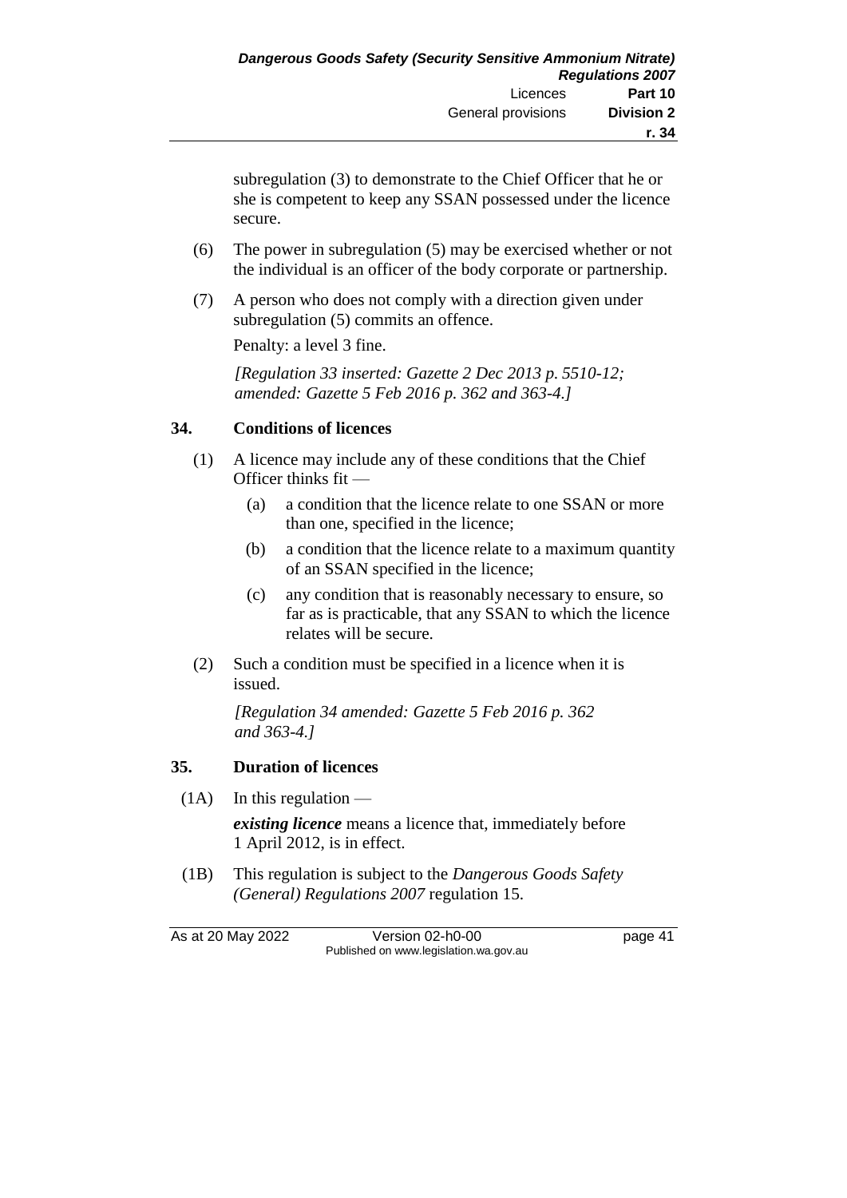subregulation (3) to demonstrate to the Chief Officer that he or she is competent to keep any SSAN possessed under the licence secure.

(6) The power in subregulation (5) may be exercised whether or not the individual is an officer of the body corporate or partnership.

(7) A person who does not comply with a direction given under subregulation (5) commits an offence.

Penalty: a level 3 fine.

*[Regulation 33 inserted: Gazette 2 Dec 2013 p. 5510-12; amended: Gazette 5 Feb 2016 p. 362 and 363-4.]*

### 34. Conditions of licences

(1) A licence may include any of these conditions that the Chief Officer thinks fit —

(a) a condition that the licence relate to one SSAN or more than one, specified in the licence;

(b) a condition that the licence relate to a maximum quantity of an SSAN specified in the licence;

(c) any condition that is reasonably necessary to ensure, so far as is practicable, that any SSAN to which the licence relates will be secure.

(2) Such a condition must be specified in a licence when it is issued.

*[Regulation 34 amended: Gazette 5 Feb 2016 p. 362 and 363-4.]*

### 35. Duration of licences

(1A) In this regulation —

***existing licence*** means a licence that, immediately before 1 April 2012, is in effect.

(1B) This regulation is subject to the *Dangerous Goods Safety (General) Regulations 2007* regulation 15.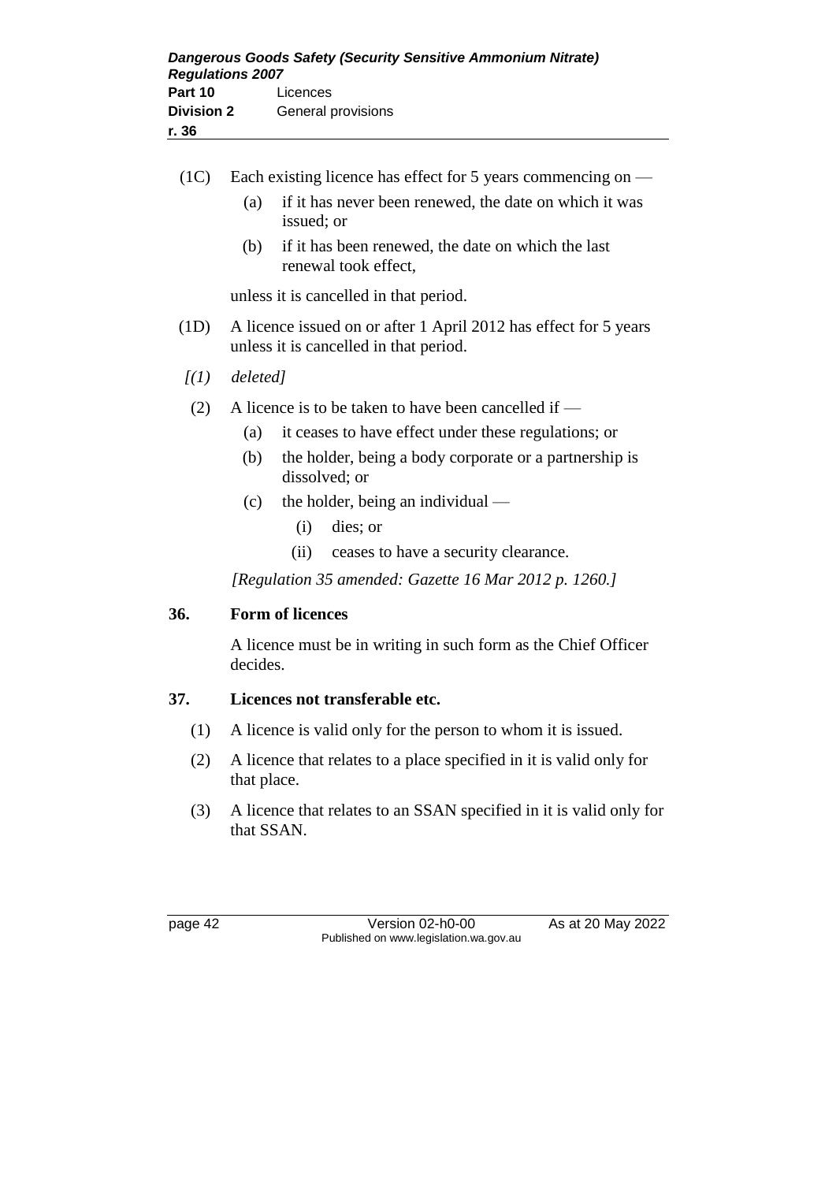(1C) Each existing licence has effect for 5 years commencing on —

(a) if it has never been renewed, the date on which it was issued; or

(b) if it has been renewed, the date on which the last renewal took effect,

unless it is cancelled in that period.

(1D) A licence issued on or after 1 April 2012 has effect for 5 years unless it is cancelled in that period.

*[(1) deleted]*

(2) A licence is to be taken to have been cancelled if —

(a) it ceases to have effect under these regulations; or

(b) the holder, being a body corporate or a partnership is dissolved; or

(c) the holder, being an individual —

(i) dies; or

(ii) ceases to have a security clearance.

*[Regulation 35 amended: Gazette 16 Mar 2012 p. 1260.]*

**36. Form of licences**

A licence must be in writing in such form as the Chief Officer decides.

**37. Licences not transferable etc.**

(1) A licence is valid only for the person to whom it is issued.

(2) A licence that relates to a place specified in it is valid only for that place.

(3) A licence that relates to an SSAN specified in it is valid only for that SSAN.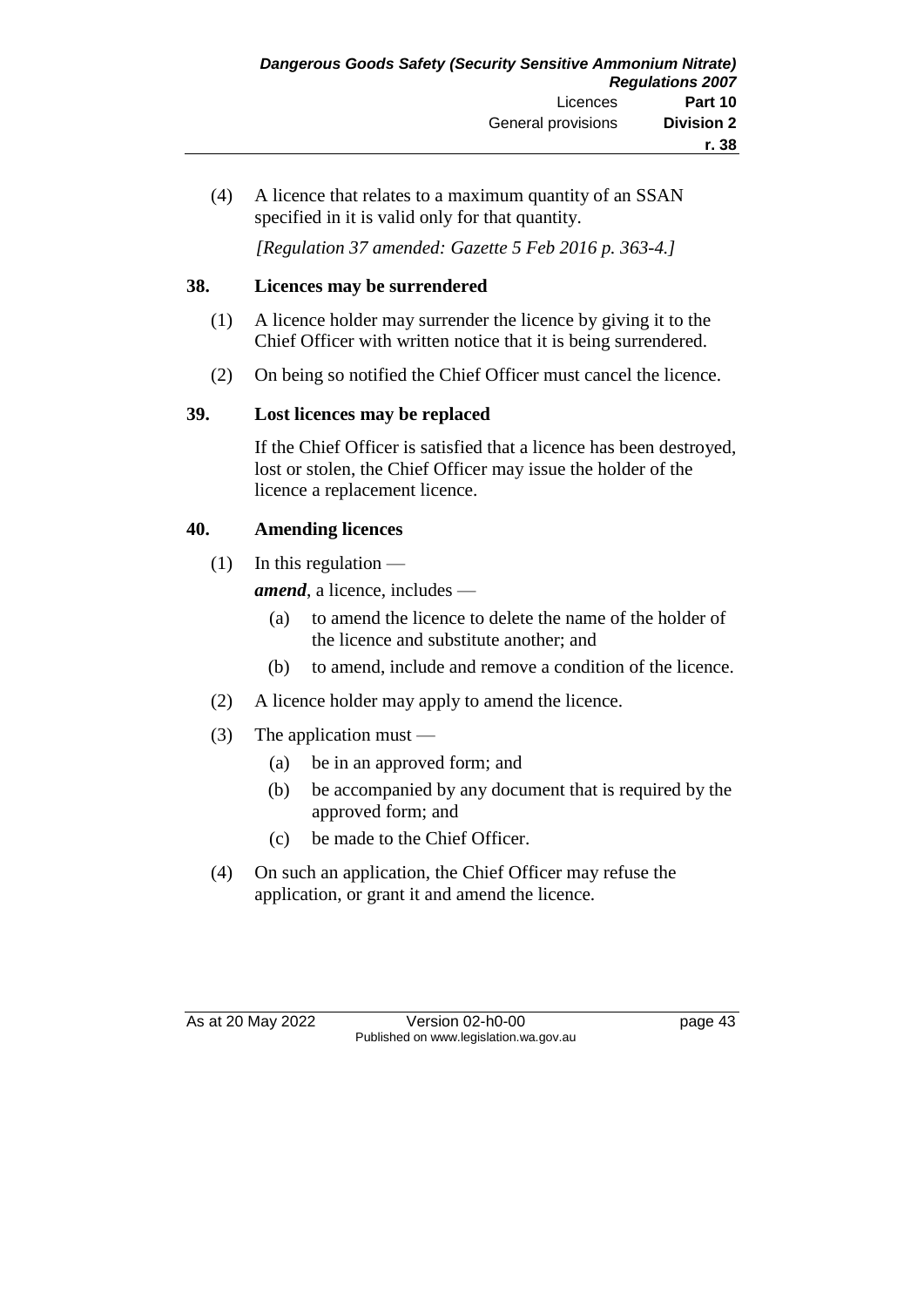(4) A licence that relates to a maximum quantity of an SSAN specified in it is valid only for that quantity.

*[Regulation 37 amended: Gazette 5 Feb 2016 p. 363-4.]*

## 38. Licences may be surrendered

(1) A licence holder may surrender the licence by giving it to the Chief Officer with written notice that it is being surrendered.

(2) On being so notified the Chief Officer must cancel the licence.

## 39. Lost licences may be replaced

If the Chief Officer is satisfied that a licence has been destroyed, lost or stolen, the Chief Officer may issue the holder of the licence a replacement licence.

## 40. Amending licences

(1) In this regulation —

***amend***, a licence, includes —

- (a) to amend the licence to delete the name of the holder of the licence and substitute another; and
- (b) to amend, include and remove a condition of the licence.

(2) A licence holder may apply to amend the licence.

(3) The application must —

- (a) be in an approved form; and
- (b) be accompanied by any document that is required by the approved form; and
- (c) be made to the Chief Officer.

(4) On such an application, the Chief Officer may refuse the application, or grant it and amend the licence.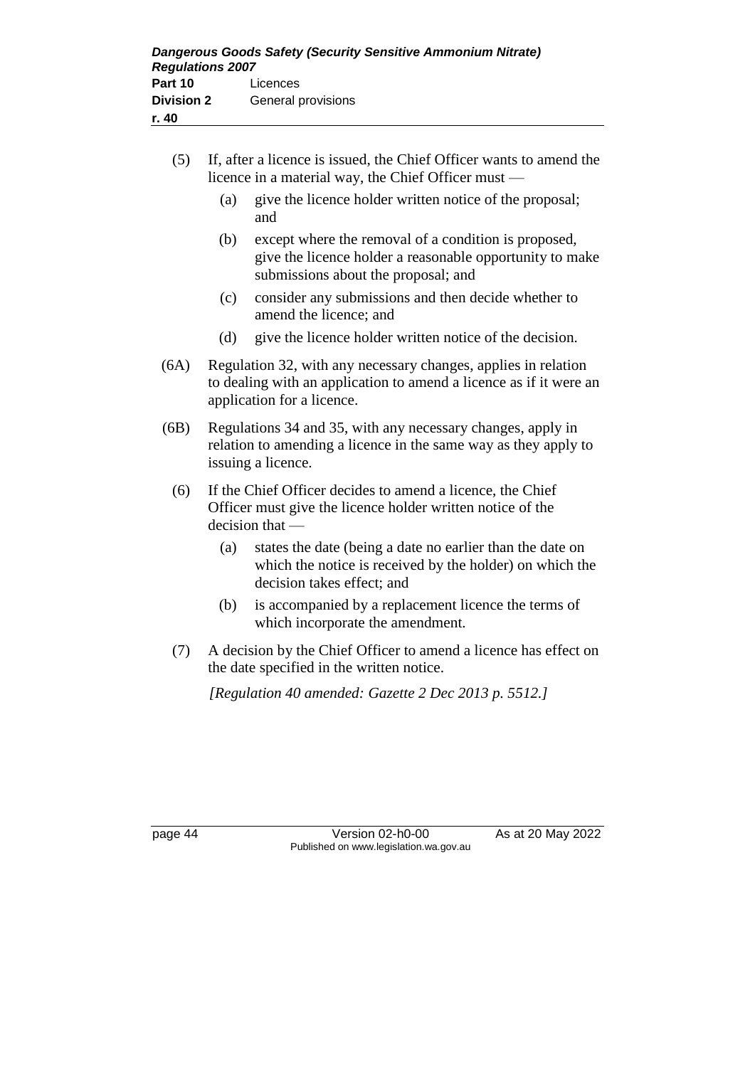(5) If, after a licence is issued, the Chief Officer wants to amend the licence in a material way, the Chief Officer must —

(a) give the licence holder written notice of the proposal; and

(b) except where the removal of a condition is proposed, give the licence holder a reasonable opportunity to make submissions about the proposal; and

(c) consider any submissions and then decide whether to amend the licence; and

(d) give the licence holder written notice of the decision.

(6A) Regulation 32, with any necessary changes, applies in relation to dealing with an application to amend a licence as if it were an application for a licence.

(6B) Regulations 34 and 35, with any necessary changes, apply in relation to amending a licence in the same way as they apply to issuing a licence.

(6) If the Chief Officer decides to amend a licence, the Chief Officer must give the licence holder written notice of the decision that —

(a) states the date (being a date no earlier than the date on which the notice is received by the holder) on which the decision takes effect; and

(b) is accompanied by a replacement licence the terms of which incorporate the amendment.

(7) A decision by the Chief Officer to amend a licence has effect on the date specified in the written notice.

*[Regulation 40 amended: Gazette 2 Dec 2013 p. 5512.]*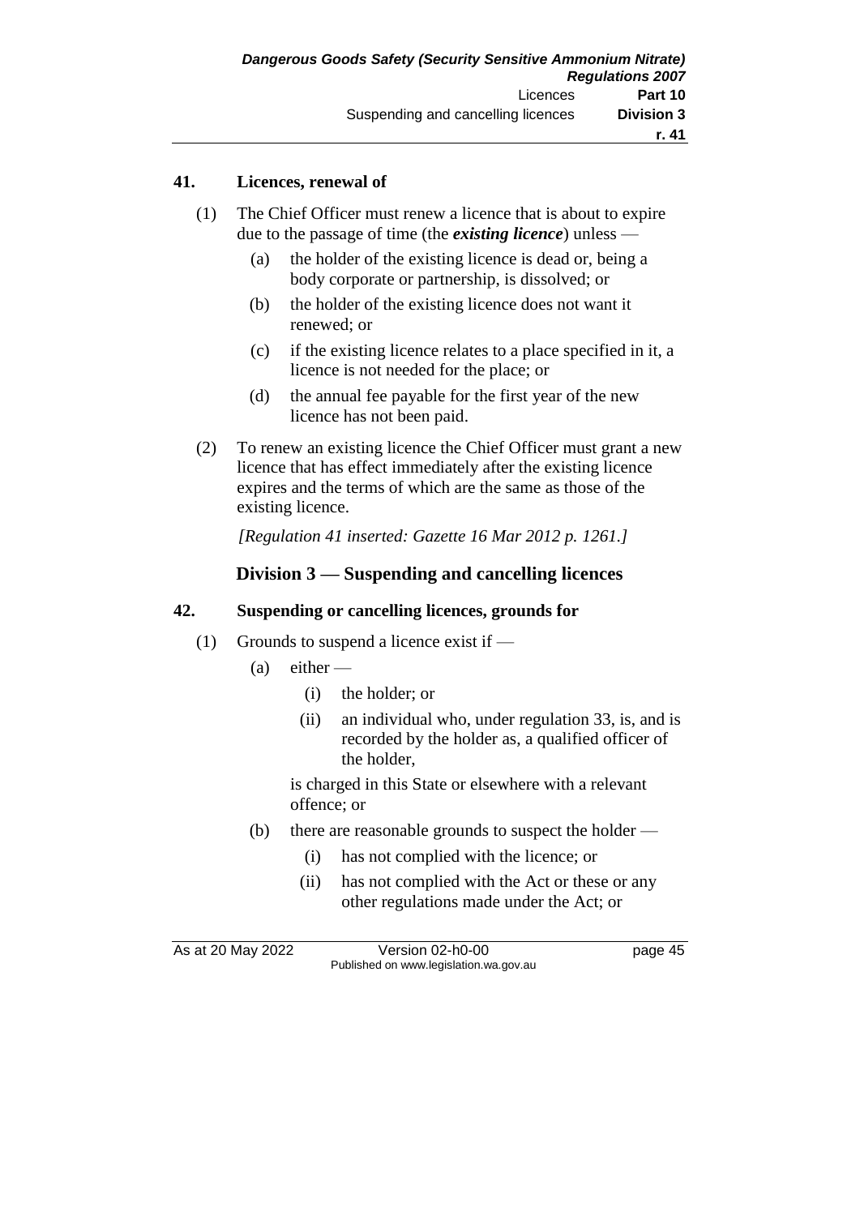### 41. Licences, renewal of

(1) The Chief Officer must renew a licence that is about to expire due to the passage of time (the ***existing licence***) unless —

(a) the holder of the existing licence is dead or, being a body corporate or partnership, is dissolved; or

(b) the holder of the existing licence does not want it renewed; or

(c) if the existing licence relates to a place specified in it, a licence is not needed for the place; or

(d) the annual fee payable for the first year of the new licence has not been paid.

(2) To renew an existing licence the Chief Officer must grant a new licence that has effect immediately after the existing licence expires and the terms of which are the same as those of the existing licence.

*[Regulation 41 inserted: Gazette 16 Mar 2012 p. 1261.]*

## Division 3 — Suspending and cancelling licences

### 42. Suspending or cancelling licences, grounds for

(1) Grounds to suspend a licence exist if —

(a) either —

(i) the holder; or

(ii) an individual who, under regulation 33, is, and is recorded by the holder as, a qualified officer of the holder,

is charged in this State or elsewhere with a relevant offence; or

(b) there are reasonable grounds to suspect the holder —

(i) has not complied with the licence; or

(ii) has not complied with the Act or these or any other regulations made under the Act; or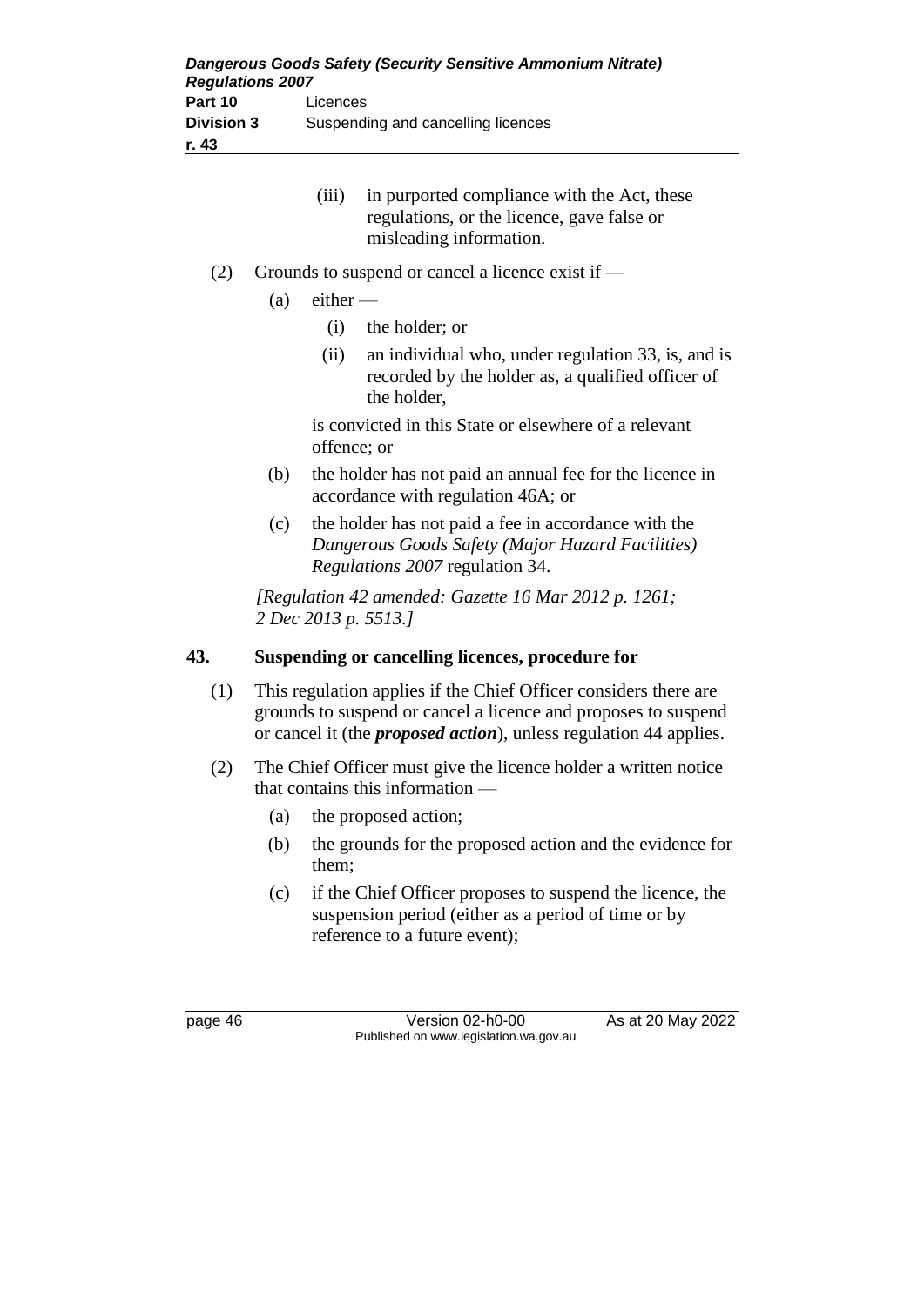(iii) in purported compliance with the Act, these regulations, or the licence, gave false or misleading information.

(2) Grounds to suspend or cancel a licence exist if —

(a) either —

(i) the holder; or

(ii) an individual who, under regulation 33, is, and is recorded by the holder as, a qualified officer of the holder,

is convicted in this State or elsewhere of a relevant offence; or

(b) the holder has not paid an annual fee for the licence in accordance with regulation 46A; or

(c) the holder has not paid a fee in accordance with the *Dangerous Goods Safety (Major Hazard Facilities) Regulations 2007* regulation 34.

*[Regulation 42 amended: Gazette 16 Mar 2012 p. 1261; 2 Dec 2013 p. 5513.]*

**43. Suspending or cancelling licences, procedure for**

(1) This regulation applies if the Chief Officer considers there are grounds to suspend or cancel a licence and proposes to suspend or cancel it (the ***proposed action***), unless regulation 44 applies.

(2) The Chief Officer must give the licence holder a written notice that contains this information —

(a) the proposed action;

(b) the grounds for the proposed action and the evidence for them;

(c) if the Chief Officer proposes to suspend the licence, the suspension period (either as a period of time or by reference to a future event);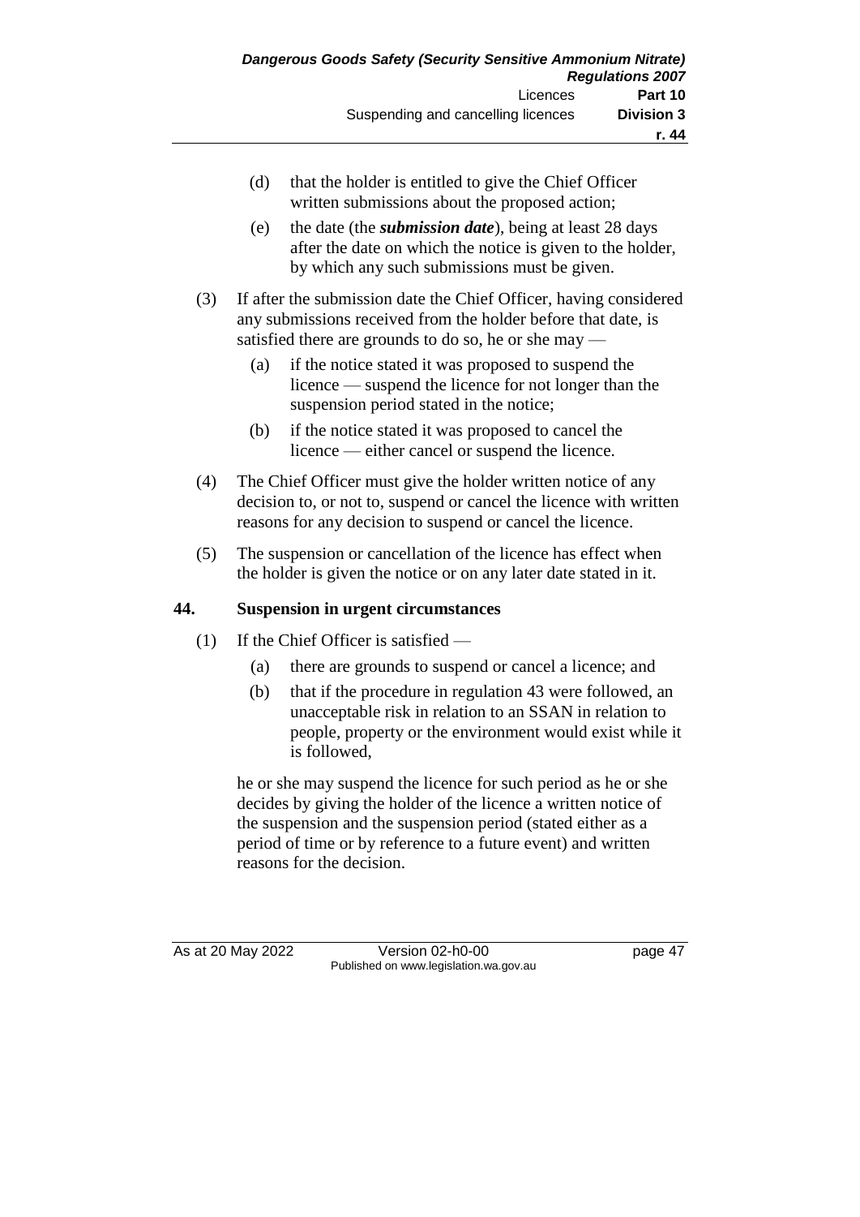(d) that the holder is entitled to give the Chief Officer written submissions about the proposed action;

(e) the date (the ***submission date***), being at least 28 days after the date on which the notice is given to the holder, by which any such submissions must be given.

(3) If after the submission date the Chief Officer, having considered any submissions received from the holder before that date, is satisfied there are grounds to do so, he or she may —

(a) if the notice stated it was proposed to suspend the licence — suspend the licence for not longer than the suspension period stated in the notice;

(b) if the notice stated it was proposed to cancel the licence — either cancel or suspend the licence.

(4) The Chief Officer must give the holder written notice of any decision to, or not to, suspend or cancel the licence with written reasons for any decision to suspend or cancel the licence.

(5) The suspension or cancellation of the licence has effect when the holder is given the notice or on any later date stated in it.

### 44. Suspension in urgent circumstances

(1) If the Chief Officer is satisfied —

(a) there are grounds to suspend or cancel a licence; and

(b) that if the procedure in regulation 43 were followed, an unacceptable risk in relation to an SSAN in relation to people, property or the environment would exist while it is followed,

he or she may suspend the licence for such period as he or she decides by giving the holder of the licence a written notice of the suspension and the suspension period (stated either as a period of time or by reference to a future event) and written reasons for the decision.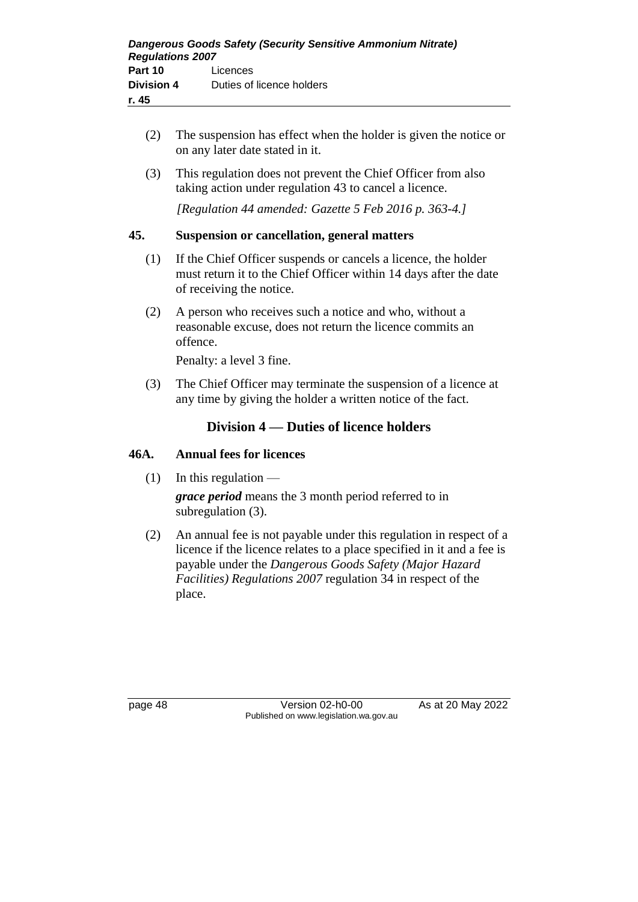(2) The suspension has effect when the holder is given the notice or on any later date stated in it.

(3) This regulation does not prevent the Chief Officer from also taking action under regulation 43 to cancel a licence.

*[Regulation 44 amended: Gazette 5 Feb 2016 p. 363-4.]*

### 45. Suspension or cancellation, general matters

(1) If the Chief Officer suspends or cancels a licence, the holder must return it to the Chief Officer within 14 days after the date of receiving the notice.

(2) A person who receives such a notice and who, without a reasonable excuse, does not return the licence commits an offence.

Penalty: a level 3 fine.

(3) The Chief Officer may terminate the suspension of a licence at any time by giving the holder a written notice of the fact.

## Division 4 — Duties of licence holders

### 46A. Annual fees for licences

(1) In this regulation —

***grace period*** means the 3 month period referred to in subregulation (3).

(2) An annual fee is not payable under this regulation in respect of a licence if the licence relates to a place specified in it and a fee is payable under the *Dangerous Goods Safety (Major Hazard Facilities) Regulations 2007* regulation 34 in respect of the place.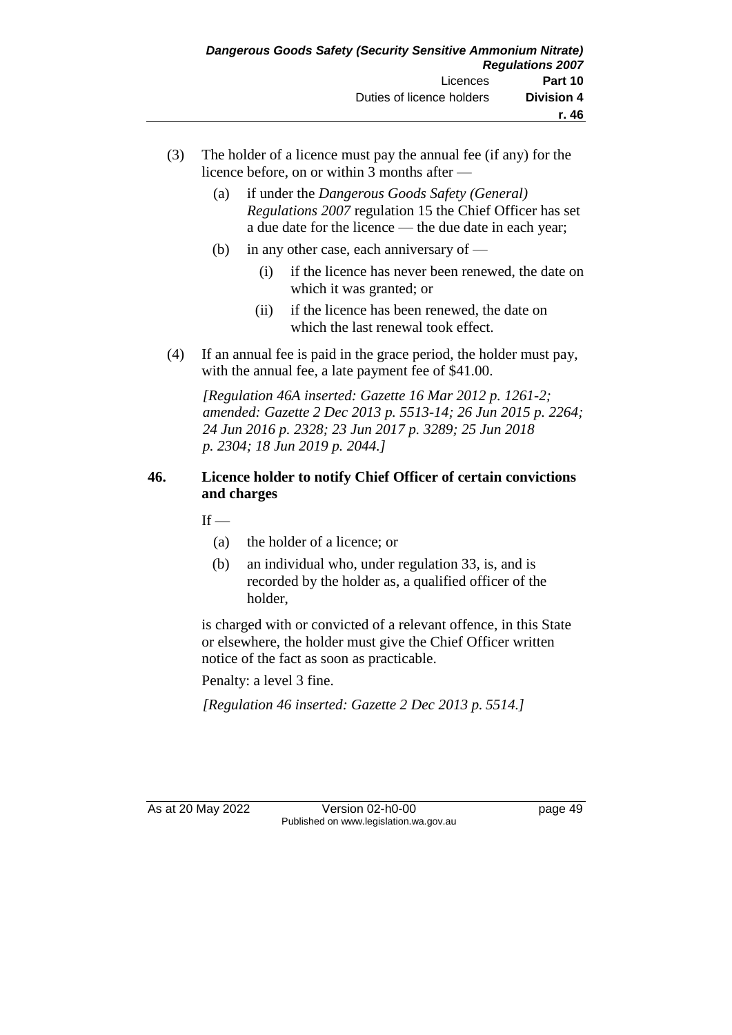(3) The holder of a licence must pay the annual fee (if any) for the licence before, on or within 3 months after —

  (a) if under the *Dangerous Goods Safety (General) Regulations 2007* regulation 15 the Chief Officer has set a due date for the licence — the due date in each year;

  (b) in any other case, each anniversary of —

    (i) if the licence has never been renewed, the date on which it was granted; or

    (ii) if the licence has been renewed, the date on which the last renewal took effect.

(4) If an annual fee is paid in the grace period, the holder must pay, with the annual fee, a late payment fee of $41.00.

*[Regulation 46A inserted: Gazette 16 Mar 2012 p. 1261-2; amended: Gazette 2 Dec 2013 p. 5513-14; 26 Jun 2015 p. 2264; 24 Jun 2016 p. 2328; 23 Jun 2017 p. 3289; 25 Jun 2018 p. 2304; 18 Jun 2019 p. 2044.]*

### 46. Licence holder to notify Chief Officer of certain convictions and charges

If —

  (a) the holder of a licence; or

  (b) an individual who, under regulation 33, is, and is recorded by the holder as, a qualified officer of the holder,

is charged with or convicted of a relevant offence, in this State or elsewhere, the holder must give the Chief Officer written notice of the fact as soon as practicable.

Penalty: a level 3 fine.

*[Regulation 46 inserted: Gazette 2 Dec 2013 p. 5514.]*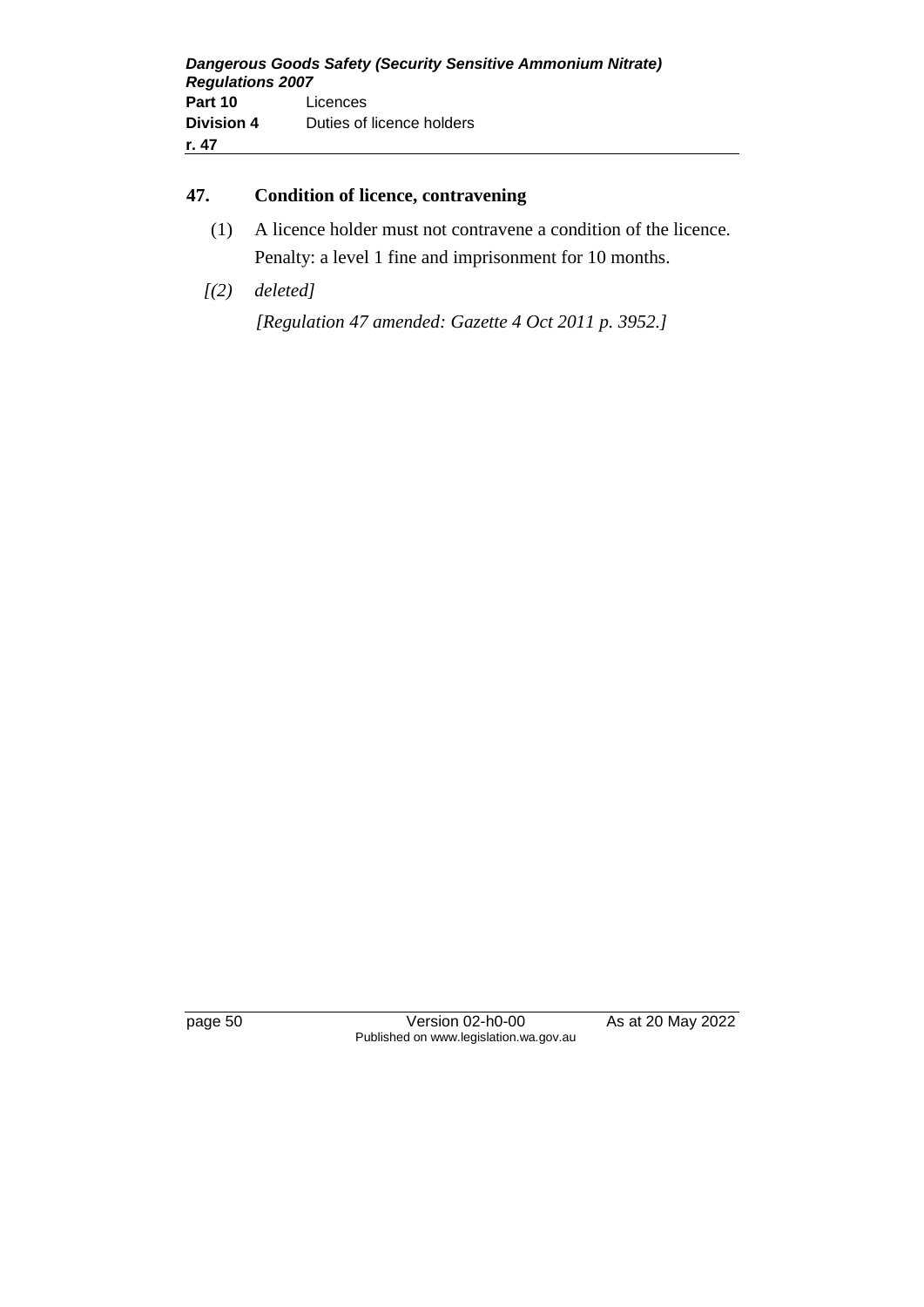## 47. Condition of licence, contravening

(1) A licence holder must not contravene a condition of the licence.

Penalty: a level 1 fine and imprisonment for 10 months.

*[(2) deleted]*

*[Regulation 47 amended: Gazette 4 Oct 2011 p. 3952.]*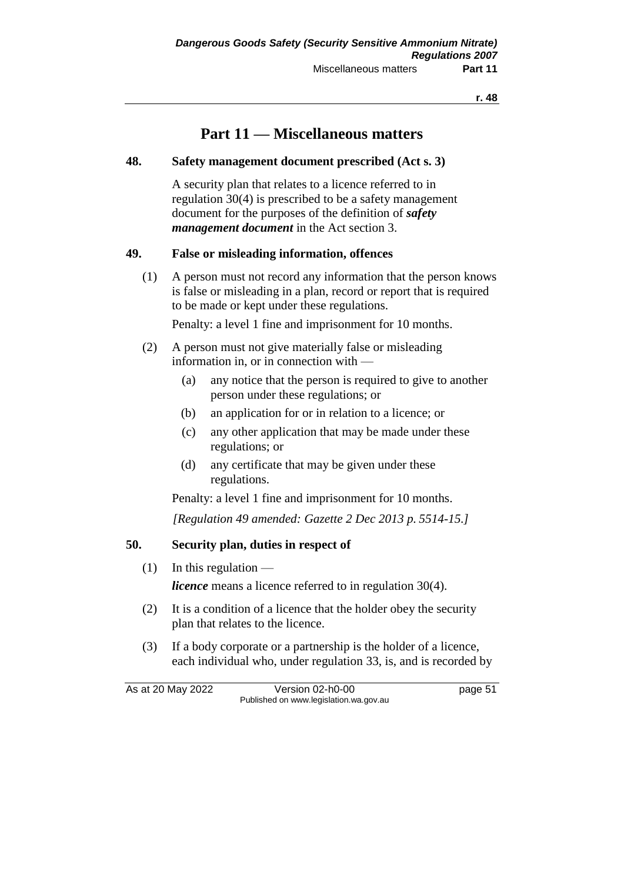# Part 11 — Miscellaneous matters

## 48. Safety management document prescribed (Act s. 3)

A security plan that relates to a licence referred to in regulation 30(4) is prescribed to be a safety management document for the purposes of the definition of ***safety management document*** in the Act section 3.

## 49. False or misleading information, offences

(1) A person must not record any information that the person knows is false or misleading in a plan, record or report that is required to be made or kept under these regulations.

Penalty: a level 1 fine and imprisonment for 10 months.

(2) A person must not give materially false or misleading information in, or in connection with —

- (a) any notice that the person is required to give to another person under these regulations; or
- (b) an application for or in relation to a licence; or
- (c) any other application that may be made under these regulations; or
- (d) any certificate that may be given under these regulations.

Penalty: a level 1 fine and imprisonment for 10 months.

*[Regulation 49 amended: Gazette 2 Dec 2013 p. 5514-15.]*

## 50. Security plan, duties in respect of

(1) In this regulation —

***licence*** means a licence referred to in regulation 30(4).

(2) It is a condition of a licence that the holder obey the security plan that relates to the licence.

(3) If a body corporate or a partnership is the holder of a licence, each individual who, under regulation 33, is, and is recorded by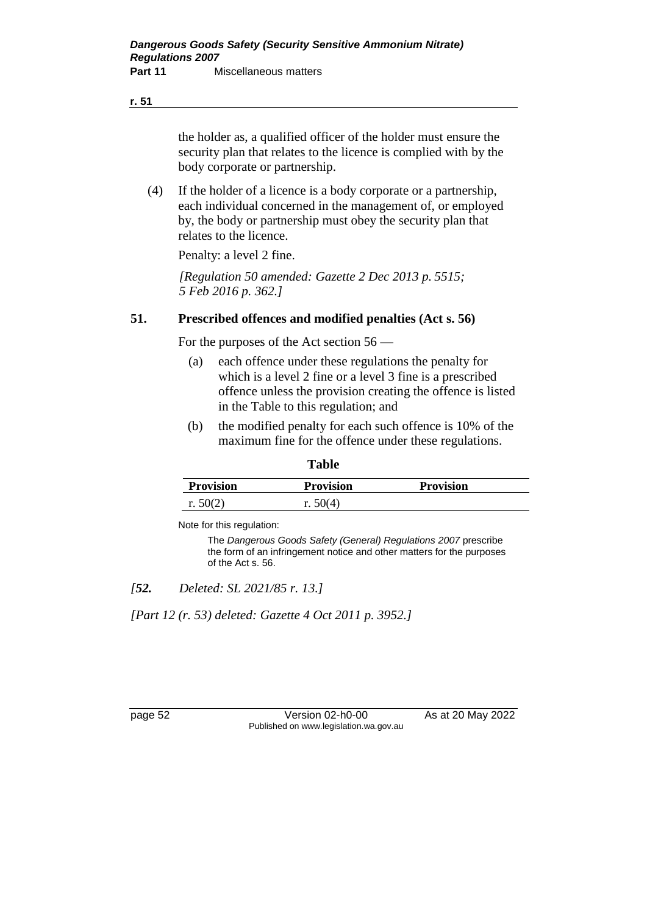the holder as, a qualified officer of the holder must ensure the security plan that relates to the licence is complied with by the body corporate or partnership.

(4) If the holder of a licence is a body corporate or a partnership, each individual concerned in the management of, or employed by, the body or partnership must obey the security plan that relates to the licence.

Penalty: a level 2 fine.

*[Regulation 50 amended: Gazette 2 Dec 2013 p. 5515; 5 Feb 2016 p. 362.]*

## 51. Prescribed offences and modified penalties (Act s. 56)

For the purposes of the Act section 56 —

(a) each offence under these regulations the penalty for which is a level 2 fine or a level 3 fine is a prescribed offence unless the provision creating the offence is listed in the Table to this regulation; and

(b) the modified penalty for each such offence is 10% of the maximum fine for the offence under these regulations.

**Table**

| Provision | Provision | Provision |
|---|---|---|
| r. 50(2) | r. 50(4) | |

Note for this regulation:

The *Dangerous Goods Safety (General) Regulations 2007* prescribe the form of an infringement notice and other matters for the purposes of the Act s. 56.

*[**52.** Deleted: SL 2021/85 r. 13.]*

*[Part 12 (r. 53) deleted: Gazette 4 Oct 2011 p. 3952.]*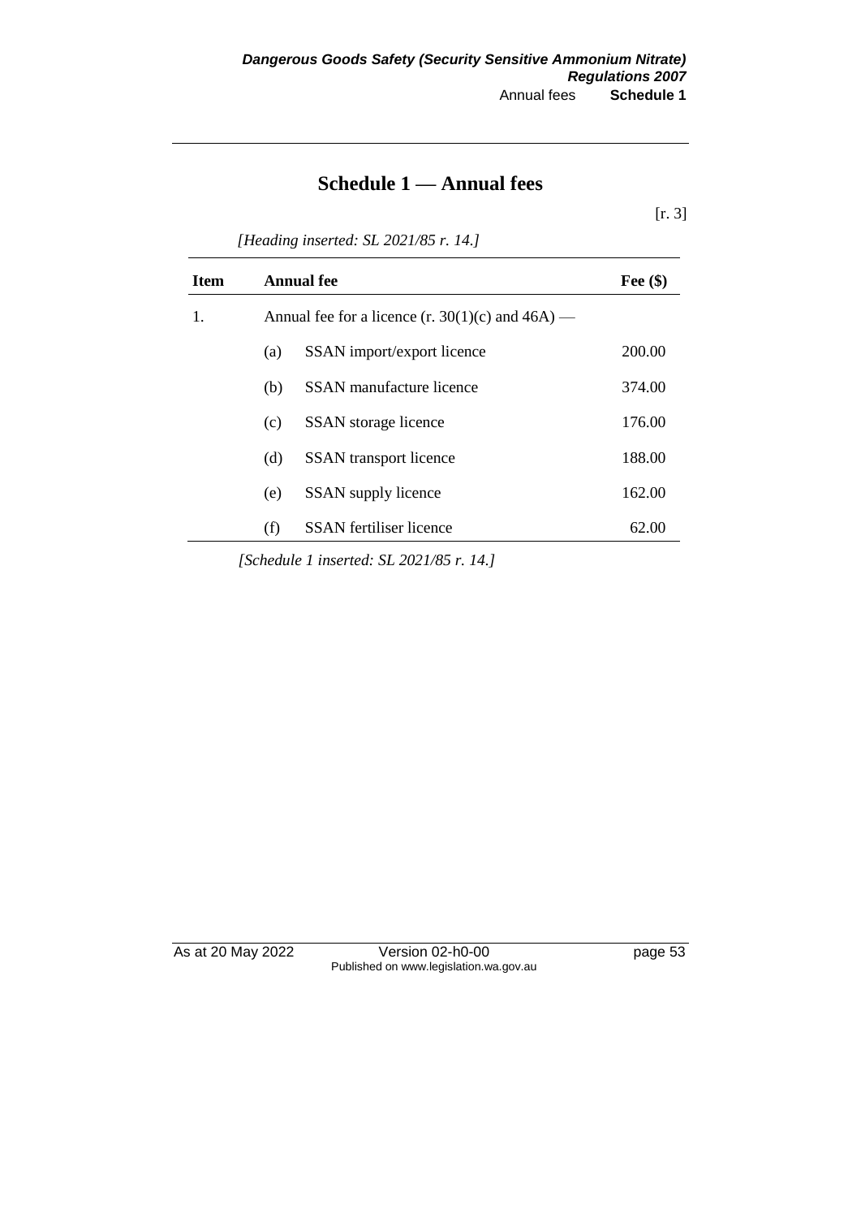# Schedule 1 — Annual fees

[r. 3]

*[Heading inserted: SL 2021/85 r. 14.]*

| Item | Annual fee | | Fee ($) |
|---|---|---|---|
| 1. | Annual fee for a licence (r. 30(1)(c) and 46A) — | | |
| | (a) | SSAN import/export licence | 200.00 |
| | (b) | SSAN manufacture licence | 374.00 |
| | (c) | SSAN storage licence | 176.00 |
| | (d) | SSAN transport licence | 188.00 |
| | (e) | SSAN supply licence | 162.00 |
| | (f) | SSAN fertiliser licence | 62.00 |

*[Schedule 1 inserted: SL 2021/85 r. 14.]*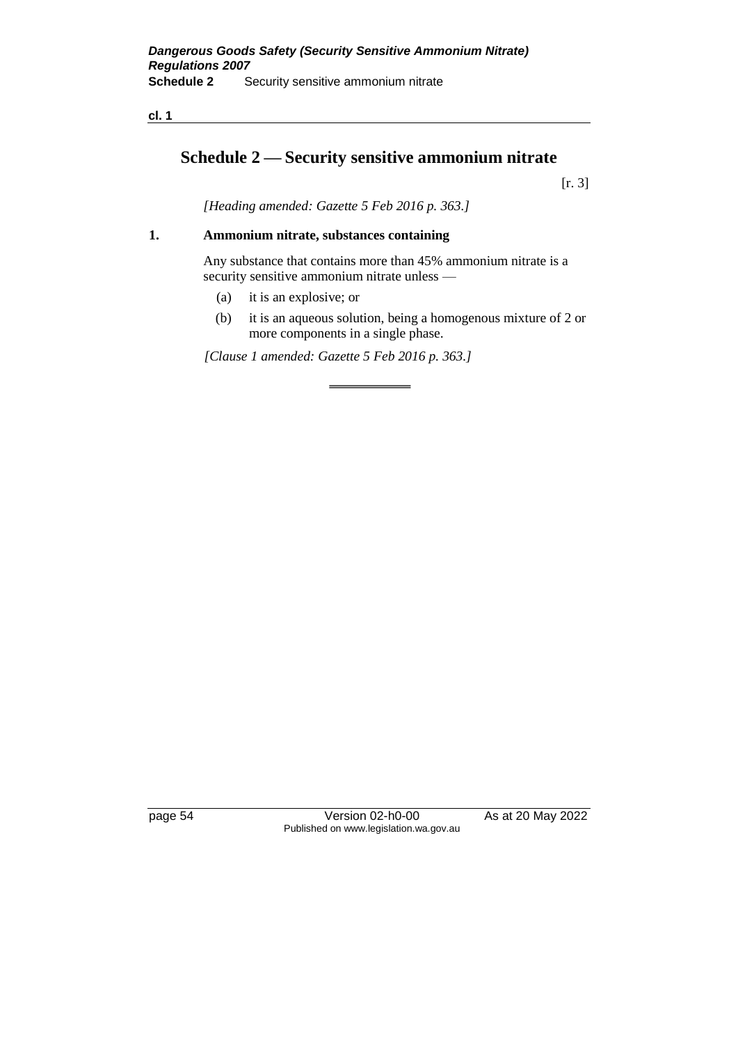# Schedule 2 — Security sensitive ammonium nitrate

[r. 3]

*[Heading amended: Gazette 5 Feb 2016 p. 363.]*

## 1. Ammonium nitrate, substances containing

Any substance that contains more than 45% ammonium nitrate is a security sensitive ammonium nitrate unless —

(a) it is an explosive; or

(b) it is an aqueous solution, being a homogenous mixture of 2 or more components in a single phase.

*[Clause 1 amended: Gazette 5 Feb 2016 p. 363.]*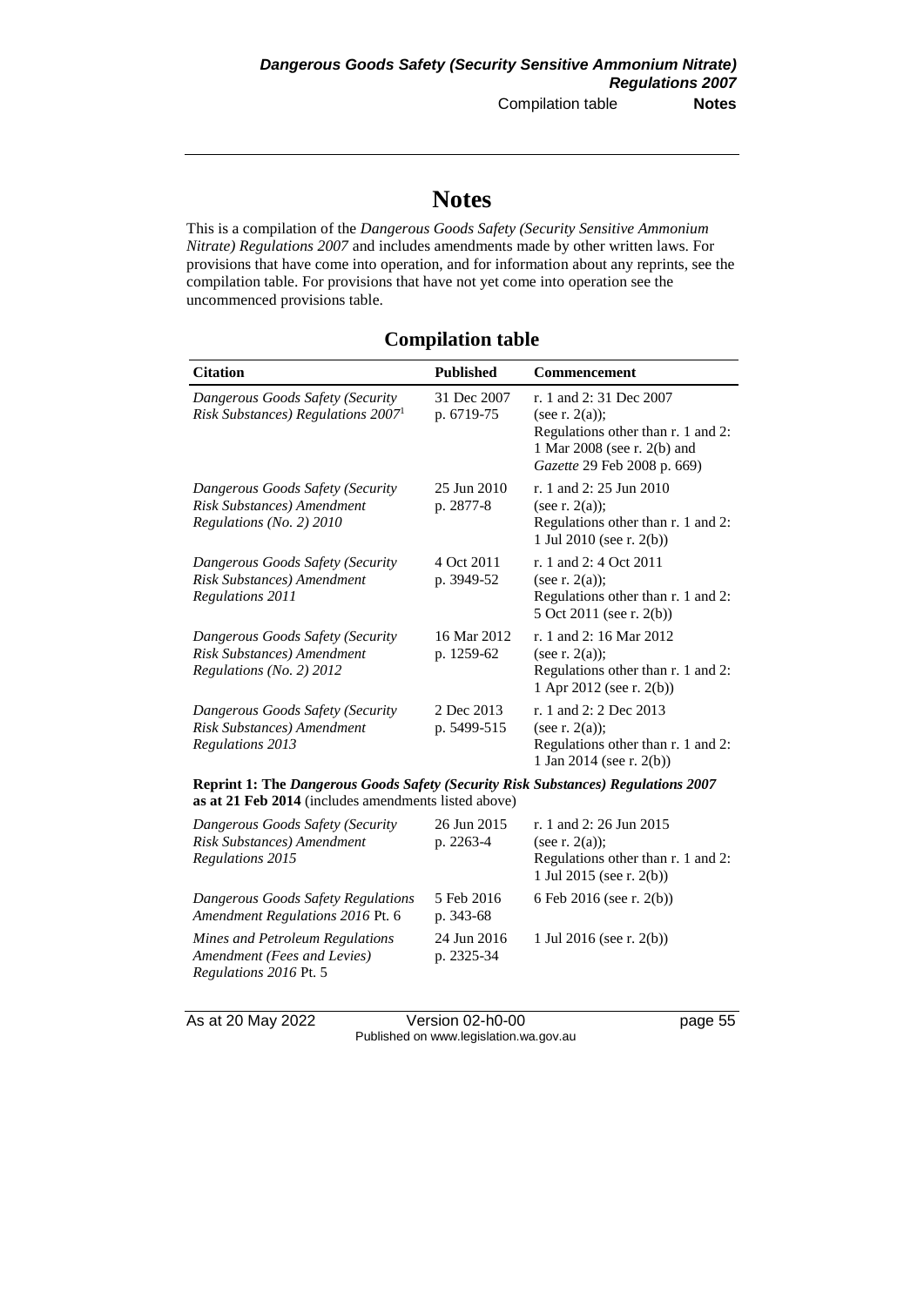# Notes

This is a compilation of the *Dangerous Goods Safety (Security Sensitive Ammonium Nitrate) Regulations 2007* and includes amendments made by other written laws. For provisions that have come into operation, and for information about any reprints, see the compilation table. For provisions that have not yet come into operation see the uncommenced provisions table.

## Compilation table

| Citation | Published | Commencement |
|---|---|---|
| *Dangerous Goods Safety (Security Risk Substances) Regulations 2007*[1] | 31 Dec 2007 p. 6719-75 | r. 1 and 2: 31 Dec 2007 (see r. 2(a)); Regulations other than r. 1 and 2: 1 Mar 2008 (see r. 2(b) and *Gazette* 29 Feb 2008 p. 669) |
| *Dangerous Goods Safety (Security Risk Substances) Amendment Regulations (No. 2) 2010* | 25 Jun 2010 p. 2877-8 | r. 1 and 2: 25 Jun 2010 (see r. 2(a)); Regulations other than r. 1 and 2: 1 Jul 2010 (see r. 2(b)) |
| *Dangerous Goods Safety (Security Risk Substances) Amendment Regulations 2011* | 4 Oct 2011 p. 3949-52 | r. 1 and 2: 4 Oct 2011 (see r. 2(a)); Regulations other than r. 1 and 2: 5 Oct 2011 (see r. 2(b)) |
| *Dangerous Goods Safety (Security Risk Substances) Amendment Regulations (No. 2) 2012* | 16 Mar 2012 p. 1259-62 | r. 1 and 2: 16 Mar 2012 (see r. 2(a)); Regulations other than r. 1 and 2: 1 Apr 2012 (see r. 2(b)) |
| *Dangerous Goods Safety (Security Risk Substances) Amendment Regulations 2013* | 2 Dec 2013 p. 5499-515 | r. 1 and 2: 2 Dec 2013 (see r. 2(a)); Regulations other than r. 1 and 2: 1 Jan 2014 (see r. 2(b)) |
| **Reprint 1: The *Dangerous Goods Safety (Security Risk Substances) Regulations 2007* as at 21 Feb 2014** (includes amendments listed above) | | |
| *Dangerous Goods Safety (Security Risk Substances) Amendment Regulations 2015* | 26 Jun 2015 p. 2263-4 | r. 1 and 2: 26 Jun 2015 (see r. 2(a)); Regulations other than r. 1 and 2: 1 Jul 2015 (see r. 2(b)) |
| *Dangerous Goods Safety Regulations Amendment Regulations 2016* Pt. 6 | 5 Feb 2016 p. 343-68 | 6 Feb 2016 (see r. 2(b)) |
| *Mines and Petroleum Regulations Amendment (Fees and Levies) Regulations 2016* Pt. 5 | 24 Jun 2016 p. 2325-34 | 1 Jul 2016 (see r. 2(b)) |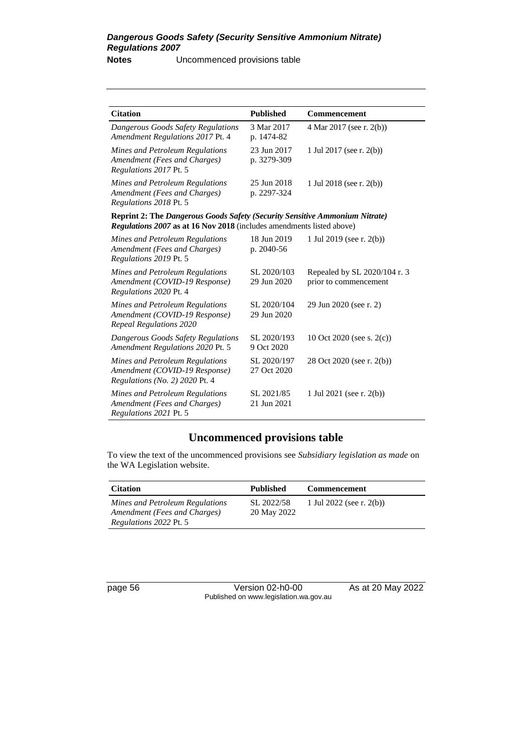| Citation | Published | Commencement |
|---|---|---|
| *Dangerous Goods Safety Regulations Amendment Regulations 2017* Pt. 4 | 3 Mar 2017 p. 1474-82 | 4 Mar 2017 (see r. 2(b)) |
| *Mines and Petroleum Regulations Amendment (Fees and Charges) Regulations 2017* Pt. 5 | 23 Jun 2017 p. 3279-309 | 1 Jul 2017 (see r. 2(b)) |
| *Mines and Petroleum Regulations Amendment (Fees and Charges) Regulations 2018* Pt. 5 | 25 Jun 2018 p. 2297-324 | 1 Jul 2018 (see r. 2(b)) |
| **Reprint 2: The *Dangerous Goods Safety (Security Sensitive Ammonium Nitrate) Regulations 2007* as at 16 Nov 2018** (includes amendments listed above) | | |
| *Mines and Petroleum Regulations Amendment (Fees and Charges) Regulations 2019* Pt. 5 | 18 Jun 2019 p. 2040-56 | 1 Jul 2019 (see r. 2(b)) |
| *Mines and Petroleum Regulations Amendment (COVID-19 Response) Regulations 2020* Pt. 4 | SL 2020/103 29 Jun 2020 | Repealed by SL 2020/104 r. 3 prior to commencement |
| *Mines and Petroleum Regulations Amendment (COVID-19 Response) Repeal Regulations 2020* | SL 2020/104 29 Jun 2020 | 29 Jun 2020 (see r. 2) |
| *Dangerous Goods Safety Regulations Amendment Regulations 2020* Pt. 5 | SL 2020/193 9 Oct 2020 | 10 Oct 2020 (see s. 2(c)) |
| *Mines and Petroleum Regulations Amendment (COVID-19 Response) Regulations (No. 2) 2020* Pt. 4 | SL 2020/197 27 Oct 2020 | 28 Oct 2020 (see r. 2(b)) |
| *Mines and Petroleum Regulations Amendment (Fees and Charges) Regulations 2021* Pt. 5 | SL 2021/85 21 Jun 2021 | 1 Jul 2021 (see r. 2(b)) |

## Uncommenced provisions table

To view the text of the uncommenced provisions see *Subsidiary legislation as made* on the WA Legislation website.

| Citation | Published | Commencement |
|---|---|---|
| *Mines and Petroleum Regulations Amendment (Fees and Charges) Regulations 2022* Pt. 5 | SL 2022/58 20 May 2022 | 1 Jul 2022 (see r. 2(b)) |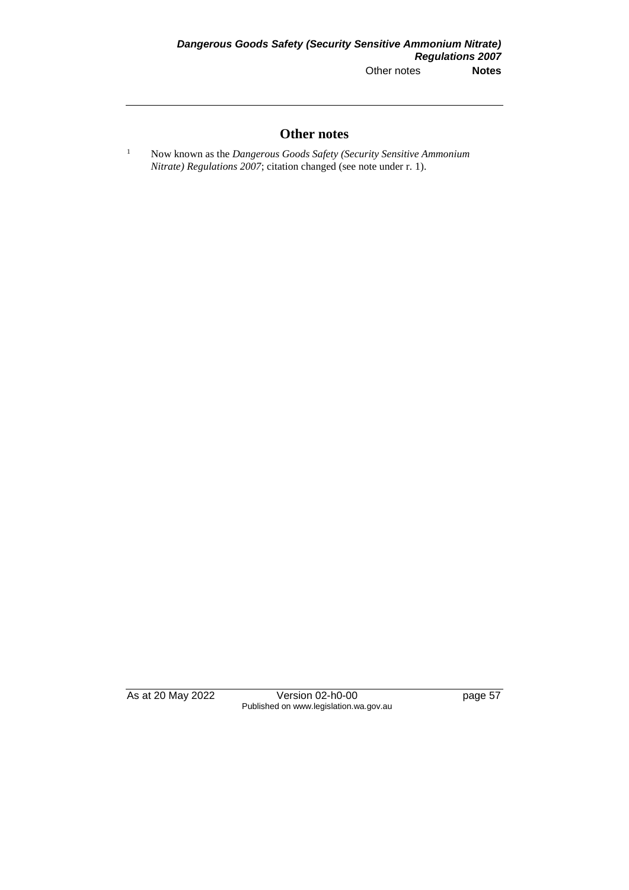## Other notes

[1] Now known as the *Dangerous Goods Safety (Security Sensitive Ammonium Nitrate) Regulations 2007*; citation changed (see note under r. 1).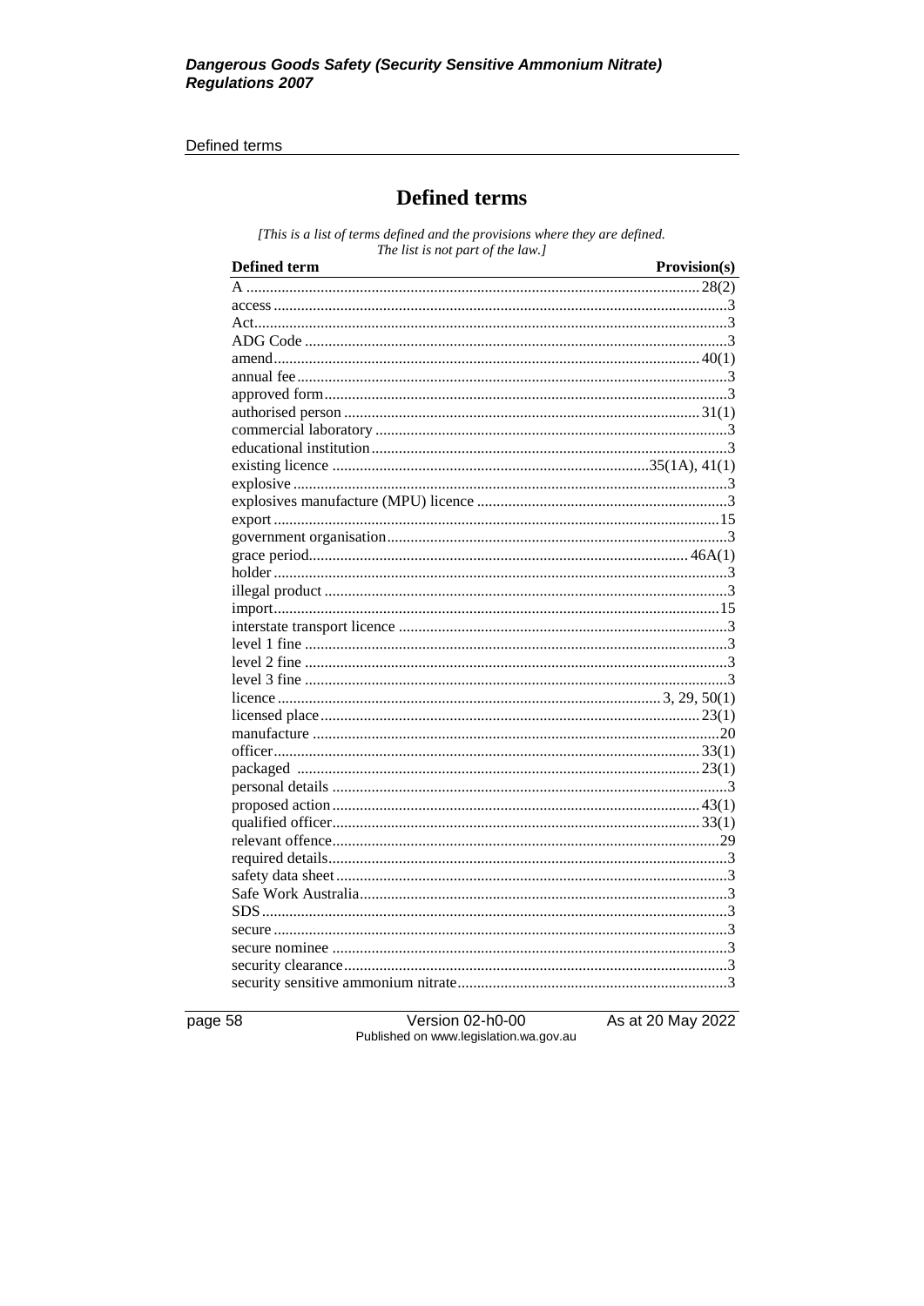# Defined terms

*[This is a list of terms defined and the provisions where they are defined. The list is not part of the law.]*

| Defined term | Provision(s) |
|---|---|
| A | 28(2) |
| access | 3 |
| Act | 3 |
| ADG Code | 3 |
| amend | 40(1) |
| annual fee | 3 |
| approved form | 3 |
| authorised person | 31(1) |
| commercial laboratory | 3 |
| educational institution | 3 |
| existing licence | 35(1A), 41(1) |
| explosive | 3 |
| explosives manufacture (MPU) licence | 3 |
| export | 15 |
| government organisation | 3 |
| grace period | 46A(1) |
| holder | 3 |
| illegal product | 3 |
| import | 15 |
| interstate transport licence | 3 |
| level 1 fine | 3 |
| level 2 fine | 3 |
| level 3 fine | 3 |
| licence | 3, 29, 50(1) |
| licensed place | 23(1) |
| manufacture | 20 |
| officer | 33(1) |
| packaged | 23(1) |
| personal details | 3 |
| proposed action | 43(1) |
| qualified officer | 33(1) |
| relevant offence | 29 |
| required details | 3 |
| safety data sheet | 3 |
| Safe Work Australia | 3 |
| SDS | 3 |
| secure | 3 |
| secure nominee | 3 |
| security clearance | 3 |
| security sensitive ammonium nitrate | 3 |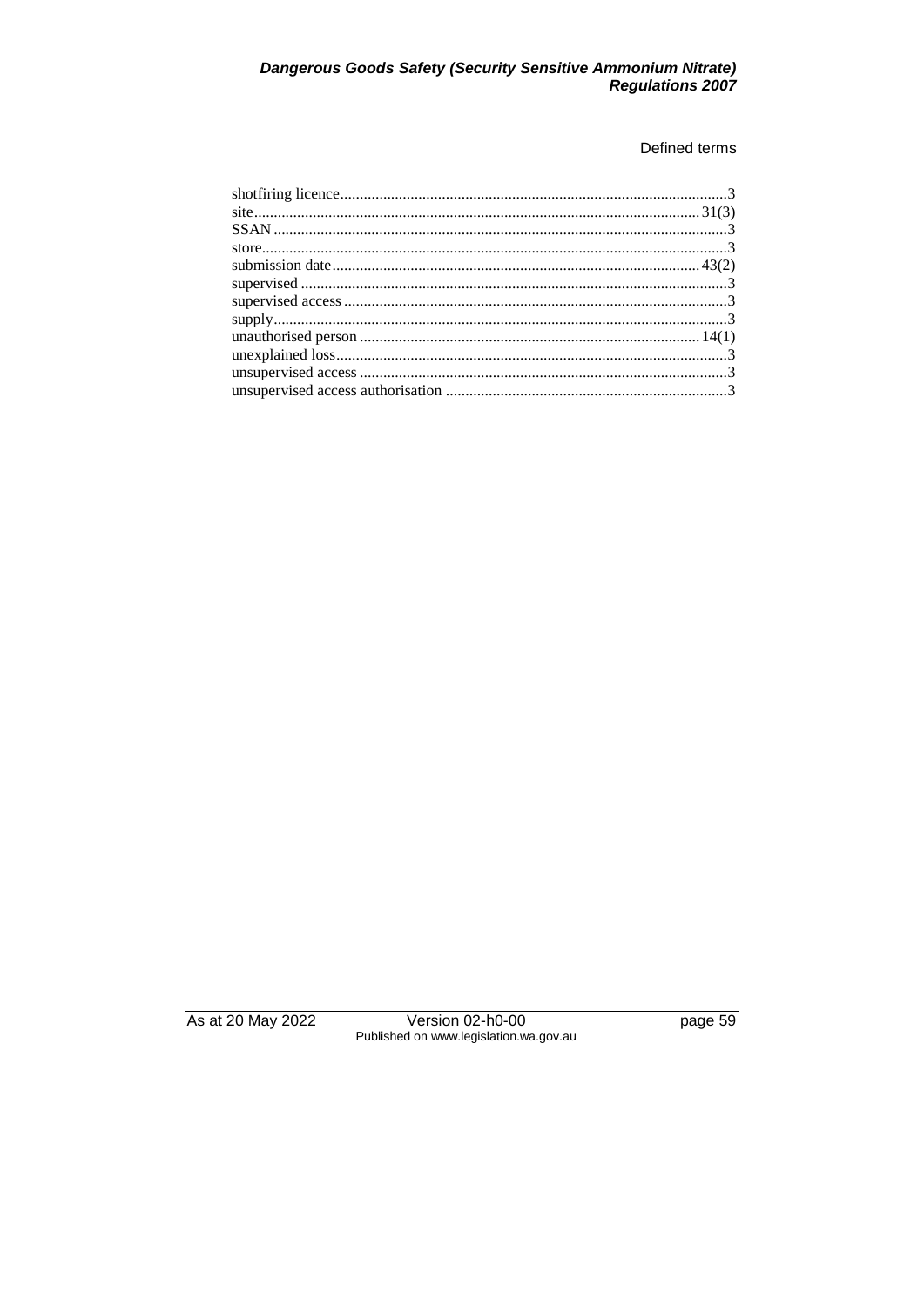shotfiring licence ........................................................................................ 3
site .......................................................................................................... 31(3)
SSAN ........................................................................................................ 3
store .......................................................................................................... 3
submission date ...................................................................................... 43(2)
supervised ................................................................................................ 3
supervised access .................................................................................... 3
supply ....................................................................................................... 3
unauthorised person ................................................................................ 14(1)
unexplained loss ...................................................................................... 3
unsupervised access ................................................................................ 3
unsupervised access authorisation ........................................................... 3